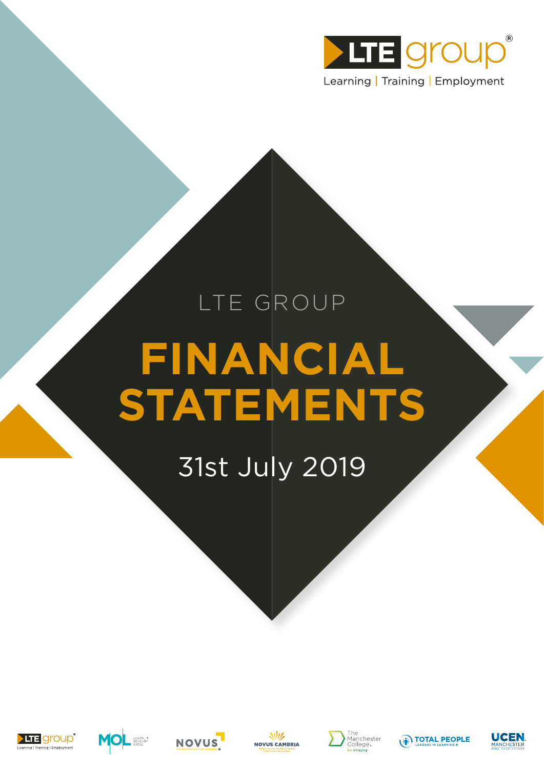LTE group

Learning | Training | Employment

LTE GROUP

# FINANCIAL STATEMENTS

31st July 2019

LTE group | MOL | NOVUS | NOVUS CAMBRIA | The Manchester College | TOTAL PEOPLE | UCEN MANCHESTER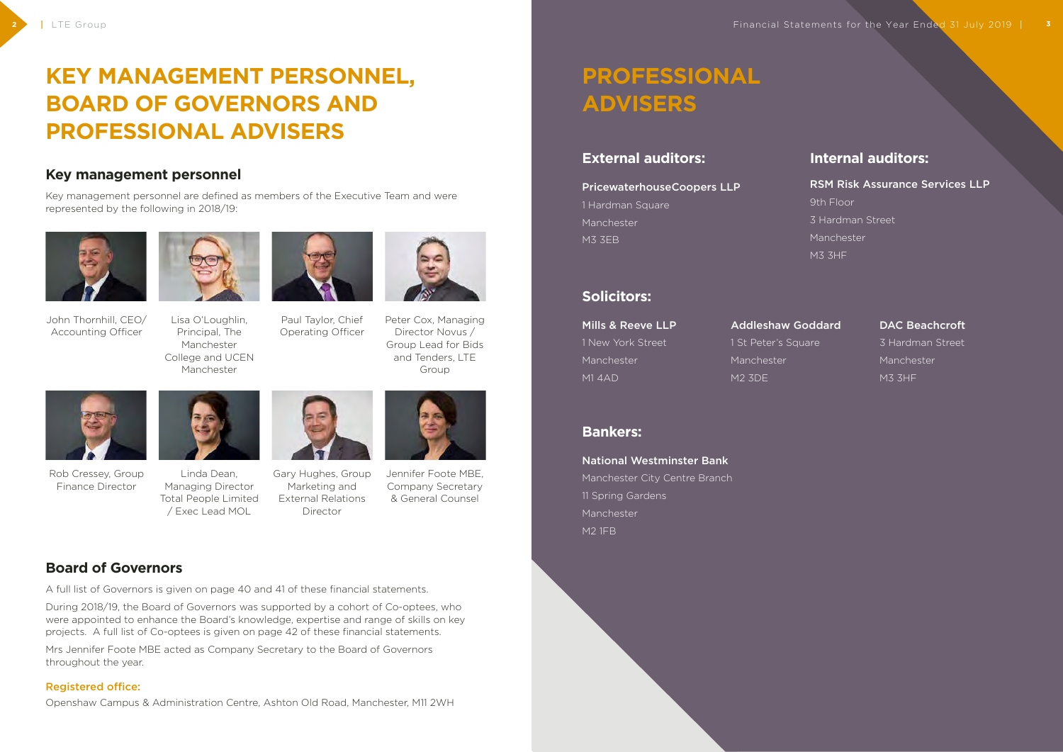# KEY MANAGEMENT PERSONNEL, BOARD OF GOVERNORS AND PROFESSIONAL ADVISERS

## Key management personnel

Key management personnel are defined as members of the Executive Team and were represented by the following in 2018/19:

John Thornhill, CEO/ Accounting Officer

Lisa O'Loughlin, Principal, The Manchester College and UCEN Manchester

Paul Taylor, Chief Operating Officer

Peter Cox, Managing Director Novus / Group Lead for Bids and Tenders, LTE Group

Rob Cressey, Group Finance Director

Linda Dean, Managing Director Total People Limited / Exec Lead MOL

Gary Hughes, Group Marketing and External Relations Director

Jennifer Foote MBE, Company Secretary & General Counsel

## Board of Governors

A full list of Governors is given on page 40 and 41 of these financial statements.

During 2018/19, the Board of Governors was supported by a cohort of Co-optees, who were appointed to enhance the Board's knowledge, expertise and range of skills on key projects. A full list of Co-optees is given on page 42 of these financial statements.

Mrs Jennifer Foote MBE acted as Company Secretary to the Board of Governors throughout the year.

**Registered office:**

Openshaw Campus & Administration Centre, Ashton Old Road, Manchester, M11 2WH

# PROFESSIONAL ADVISERS

### External auditors:

**PricewaterhouseCoopers LLP**
1 Hardman Square
Manchester
M3 3EB

### Internal auditors:

**RSM Risk Assurance Services LLP**
9th Floor
3 Hardman Street
Manchester
M3 3HF

### Solicitors:

**Mills & Reeve LLP**
1 New York Street
Manchester
M1 4AD

**Addleshaw Goddard**
1 St Peter's Square
Manchester
M2 3DE

**DAC Beachcroft**
3 Hardman Street
Manchester
M3 3HF

### Bankers:

**National Westminster Bank**
Manchester City Centre Branch
11 Spring Gardens
Manchester
M2 1FB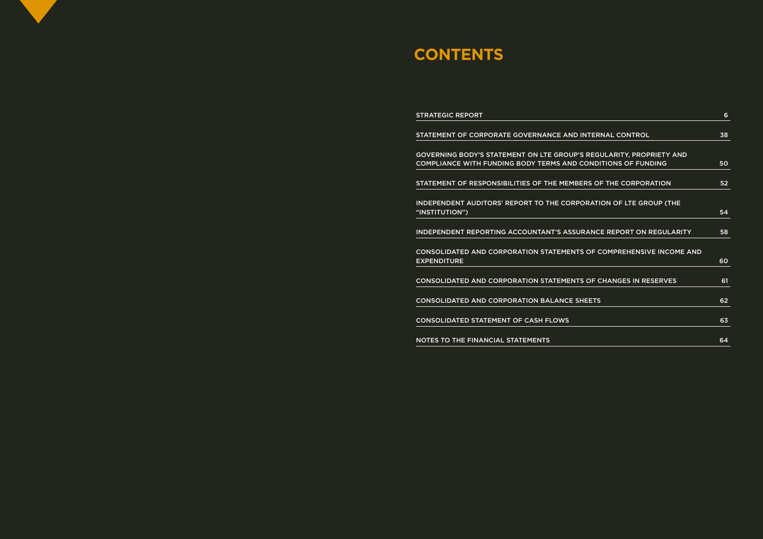# CONTENTS

| | |
|---|---|
| STRATEGIC REPORT | 6 |
| STATEMENT OF CORPORATE GOVERNANCE AND INTERNAL CONTROL | 38 |
| GOVERNING BODY'S STATEMENT ON LTE GROUP'S REGULARITY, PROPRIETY AND COMPLIANCE WITH FUNDING BODY TERMS AND CONDITIONS OF FUNDING | 50 |
| STATEMENT OF RESPONSIBILITIES OF THE MEMBERS OF THE CORPORATION | 52 |
| INDEPENDENT AUDITORS' REPORT TO THE CORPORATION OF LTE GROUP (THE "INSTITUTION") | 54 |
| INDEPENDENT REPORTING ACCOUNTANT'S ASSURANCE REPORT ON REGULARITY | 58 |
| CONSOLIDATED AND CORPORATION STATEMENTS OF COMPREHENSIVE INCOME AND EXPENDITURE | 60 |
| CONSOLIDATED AND CORPORATION STATEMENTS OF CHANGES IN RESERVES | 61 |
| CONSOLIDATED AND CORPORATION BALANCE SHEETS | 62 |
| CONSOLIDATED STATEMENT OF CASH FLOWS | 63 |
| NOTES TO THE FINANCIAL STATEMENTS | 64 |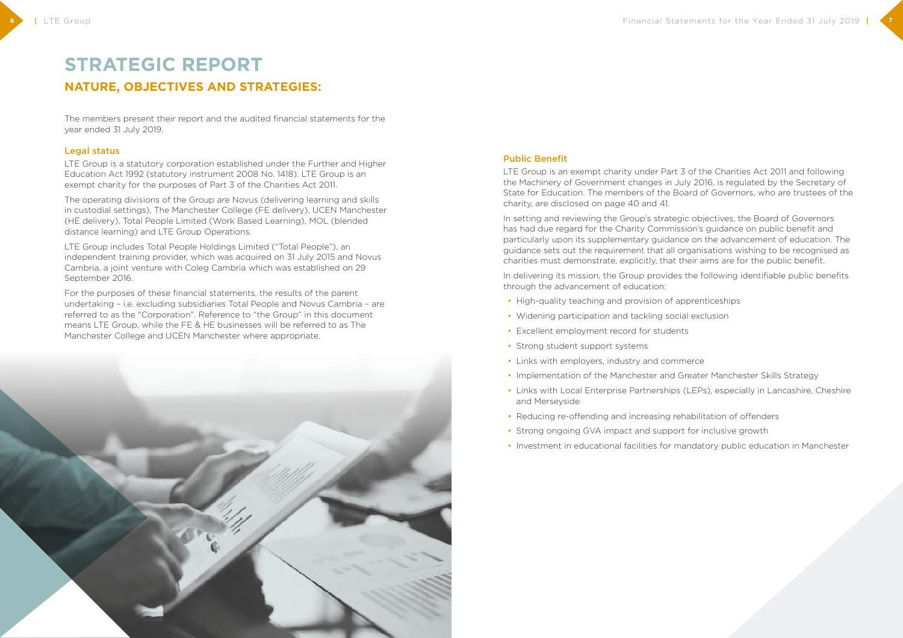# STRATEGIC REPORT

## NATURE, OBJECTIVES AND STRATEGIES:

The members present their report and the audited financial statements for the year ended 31 July 2019.

### Legal status

LTE Group is a statutory corporation established under the Further and Higher Education Act 1992 (statutory instrument 2008 No. 1418). LTE Group is an exempt charity for the purposes of Part 3 of the Charities Act 2011.

The operating divisions of the Group are Novus (delivering learning and skills in custodial settings), The Manchester College (FE delivery), UCEN Manchester (HE delivery), Total People Limited (Work Based Learning), MOL (blended distance learning) and LTE Group Operations.

LTE Group includes Total People Holdings Limited ("Total People"), an independent training provider, which was acquired on 31 July 2015 and Novus Cambria, a joint venture with Coleg Cambria which was established on 29 September 2016.

For the purposes of these financial statements, the results of the parent undertaking – i.e. excluding subsidiaries Total People and Novus Cambria – are referred to as the "Corporation". Reference to "the Group" in this document means LTE Group, while the FE & HE businesses will be referred to as The Manchester College and UCEN Manchester where appropriate.

### Public Benefit

LTE Group is an exempt charity under Part 3 of the Charities Act 2011 and following the Machinery of Government changes in July 2016, is regulated by the Secretary of State for Education. The members of the Board of Governors, who are trustees of the charity, are disclosed on page 40 and 41.

In setting and reviewing the Group's strategic objectives, the Board of Governors has had due regard for the Charity Commission's guidance on public benefit and particularly upon its supplementary guidance on the advancement of education. The guidance sets out the requirement that all organisations wishing to be recognised as charities must demonstrate, explicitly, that their aims are for the public benefit.

In delivering its mission, the Group provides the following identifiable public benefits through the advancement of education:

- High-quality teaching and provision of apprenticeships
- Widening participation and tackling social exclusion
- Excellent employment record for students
- Strong student support systems
- Links with employers, industry and commerce
- Implementation of the Manchester and Greater Manchester Skills Strategy
- Links with Local Enterprise Partnerships (LEPs), especially in Lancashire, Cheshire and Merseyside
- Reducing re-offending and increasing rehabilitation of offenders
- Strong ongoing GVA impact and support for inclusive growth
- Investment in educational facilities for mandatory public education in Manchester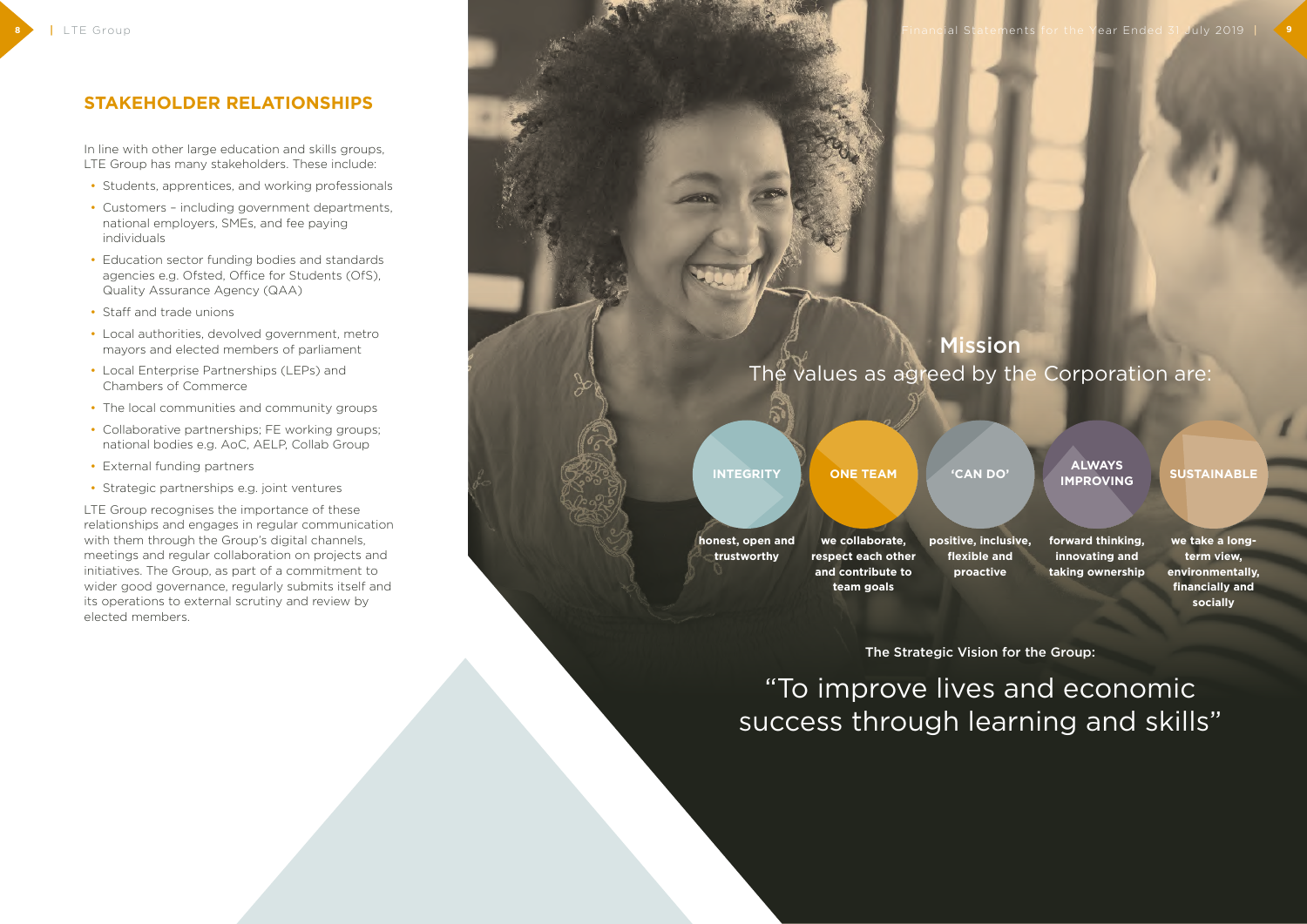## STAKEHOLDER RELATIONSHIPS

In line with other large education and skills groups, LTE Group has many stakeholders. These include:

- Students, apprentices, and working professionals
- Customers – including government departments, national employers, SMEs, and fee paying individuals
- Education sector funding bodies and standards agencies e.g. Ofsted, Office for Students (OfS), Quality Assurance Agency (QAA)
- Staff and trade unions
- Local authorities, devolved government, metro mayors and elected members of parliament
- Local Enterprise Partnerships (LEPs) and Chambers of Commerce
- The local communities and community groups
- Collaborative partnerships; FE working groups; national bodies e.g. AoC, AELP, Collab Group
- External funding partners
- Strategic partnerships e.g. joint ventures

LTE Group recognises the importance of these relationships and engages in regular communication with them through the Group's digital channels, meetings and regular collaboration on projects and initiatives. The Group, as part of a commitment to wider good governance, regularly submits itself and its operations to external scrutiny and review by elected members.

## Mission

The values as agreed by the Corporation are:

- **INTEGRITY** – **honest, open and trustworthy**
- **ONE TEAM** – **we collaborate, respect each other and contribute to team goals**
- **'CAN DO'** – **positive, inclusive, flexible and proactive**
- **ALWAYS IMPROVING** – **forward thinking, innovating and taking ownership**
- **SUSTAINABLE** – **we take a long-term view, environmentally, financially and socially**

**The Strategic Vision for the Group:**

"To improve lives and economic success through learning and skills"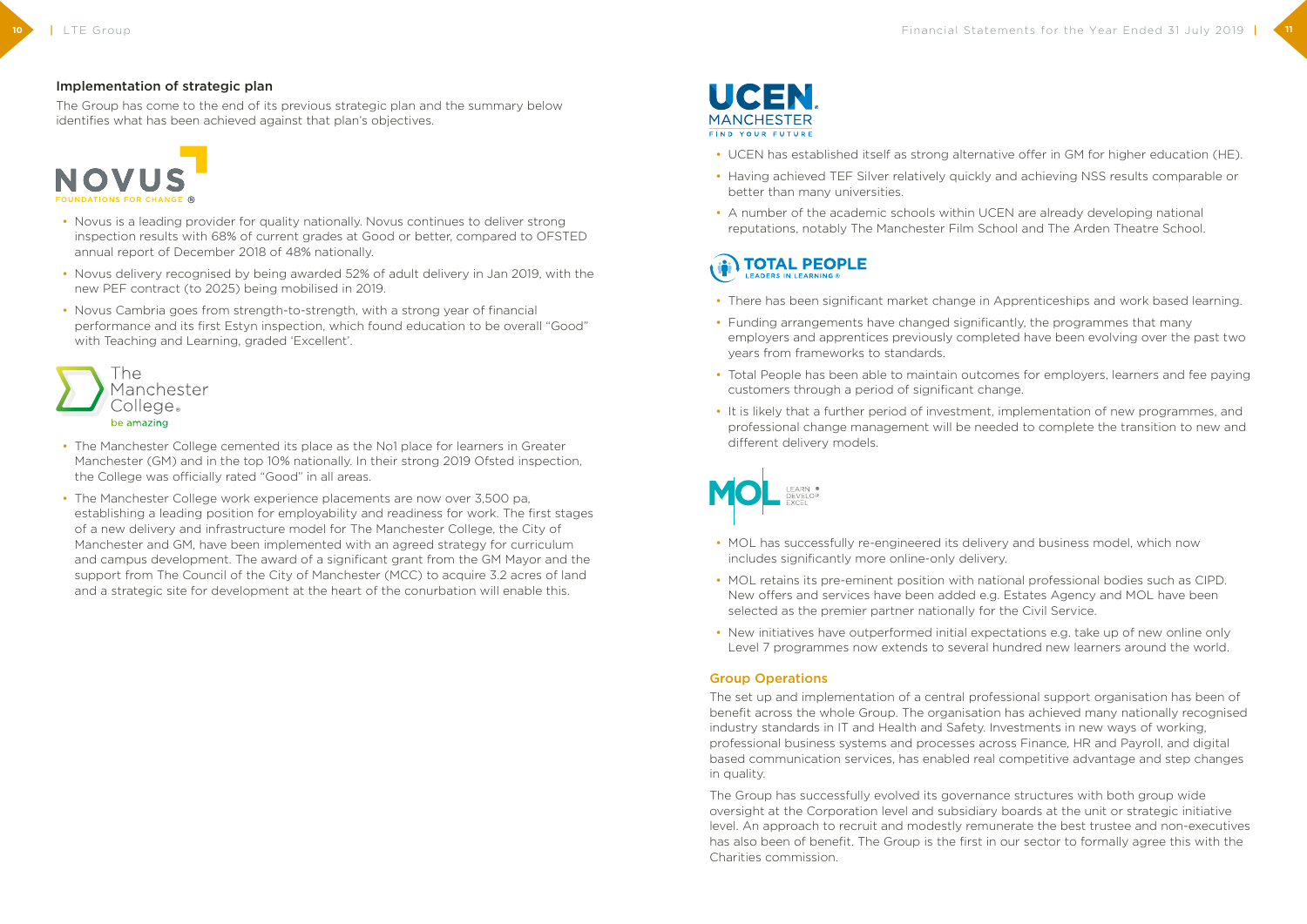### Implementation of strategic plan

The Group has come to the end of its previous strategic plan and the summary below identifies what has been achieved against that plan's objectives.

#### NOVUS

- Novus is a leading provider for quality nationally. Novus continues to deliver strong inspection results with 68% of current grades at Good or better, compared to OFSTED annual report of December 2018 of 48% nationally.
- Novus delivery recognised by being awarded 52% of adult delivery in Jan 2019, with the new PEF contract (to 2025) being mobilised in 2019.
- Novus Cambria goes from strength-to-strength, with a strong year of financial performance and its first Estyn inspection, which found education to be overall "Good" with Teaching and Learning, graded 'Excellent'.

#### The Manchester College

- The Manchester College cemented its place as the No1 place for learners in Greater Manchester (GM) and in the top 10% nationally. In their strong 2019 Ofsted inspection, the College was officially rated "Good" in all areas.
- The Manchester College work experience placements are now over 3,500 pa, establishing a leading position for employability and readiness for work. The first stages of a new delivery and infrastructure model for The Manchester College, the City of Manchester and GM, have been implemented with an agreed strategy for curriculum and campus development. The award of a significant grant from the GM Mayor and the support from The Council of the City of Manchester (MCC) to acquire 3.2 acres of land and a strategic site for development at the heart of the conurbation will enable this.

#### UCEN Manchester

- UCEN has established itself as strong alternative offer in GM for higher education (HE).
- Having achieved TEF Silver relatively quickly and achieving NSS results comparable or better than many universities.
- A number of the academic schools within UCEN are already developing national reputations, notably The Manchester Film School and The Arden Theatre School.

#### Total People

- There has been significant market change in Apprenticeships and work based learning.
- Funding arrangements have changed significantly, the programmes that many employers and apprentices previously completed have been evolving over the past two years from frameworks to standards.
- Total People has been able to maintain outcomes for employers, learners and fee paying customers through a period of significant change.
- It is likely that a further period of investment, implementation of new programmes, and professional change management will be needed to complete the transition to new and different delivery models.

#### MOL

- MOL has successfully re-engineered its delivery and business model, which now includes significantly more online-only delivery.
- MOL retains its pre-eminent position with national professional bodies such as CIPD. New offers and services have been added e.g. Estates Agency and MOL have been selected as the premier partner nationally for the Civil Service.
- New initiatives have outperformed initial expectations e.g. take up of new online only Level 7 programmes now extends to several hundred new learners around the world.

### Group Operations

The set up and implementation of a central professional support organisation has been of benefit across the whole Group. The organisation has achieved many nationally recognised industry standards in IT and Health and Safety. Investments in new ways of working, professional business systems and processes across Finance, HR and Payroll, and digital based communication services, has enabled real competitive advantage and step changes in quality.

The Group has successfully evolved its governance structures with both group wide oversight at the Corporation level and subsidiary boards at the unit or strategic initiative level. An approach to recruit and modestly remunerate the best trustee and non-executives has also been of benefit. The Group is the first in our sector to formally agree this with the Charities commission.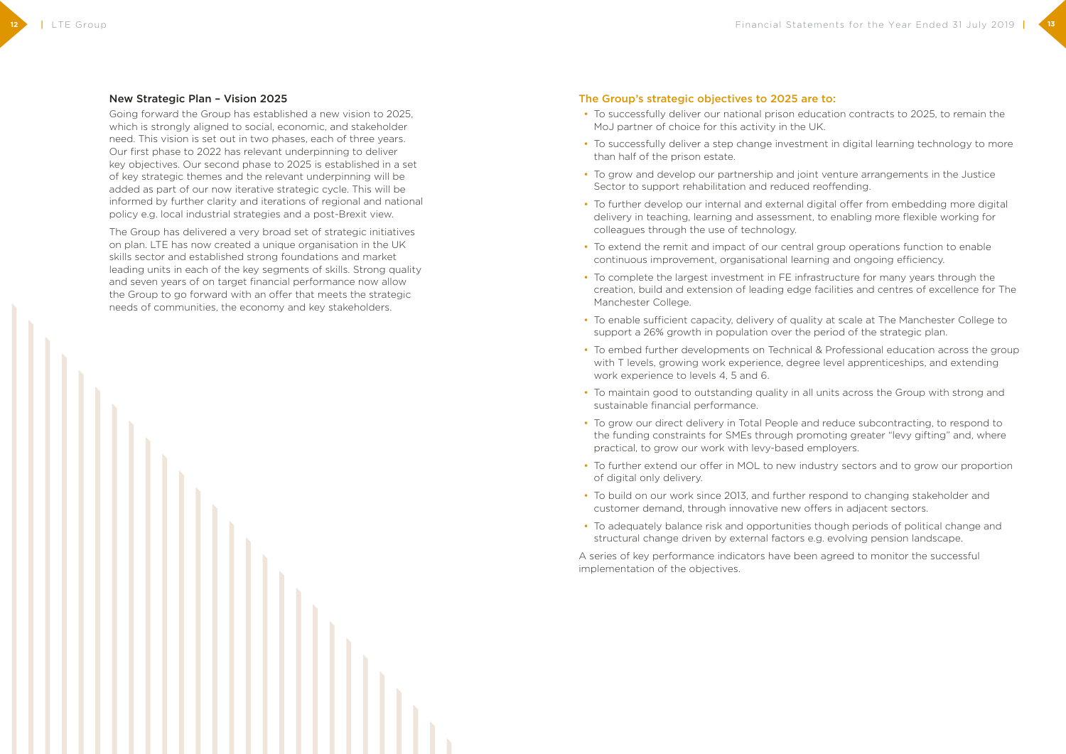## New Strategic Plan – Vision 2025

Going forward the Group has established a new vision to 2025, which is strongly aligned to social, economic, and stakeholder need. This vision is set out in two phases, each of three years. Our first phase to 2022 has relevant underpinning to deliver key objectives. Our second phase to 2025 is established in a set of key strategic themes and the relevant underpinning will be added as part of our now iterative strategic cycle. This will be informed by further clarity and iterations of regional and national policy e.g. local industrial strategies and a post-Brexit view.

The Group has delivered a very broad set of strategic initiatives on plan. LTE has now created a unique organisation in the UK skills sector and established strong foundations and market leading units in each of the key segments of skills. Strong quality and seven years of on target financial performance now allow the Group to go forward with an offer that meets the strategic needs of communities, the economy and key stakeholders.

## The Group's strategic objectives to 2025 are to:

- To successfully deliver our national prison education contracts to 2025, to remain the MoJ partner of choice for this activity in the UK.
- To successfully deliver a step change investment in digital learning technology to more than half of the prison estate.
- To grow and develop our partnership and joint venture arrangements in the Justice Sector to support rehabilitation and reduced reoffending.
- To further develop our internal and external digital offer from embedding more digital delivery in teaching, learning and assessment, to enabling more flexible working for colleagues through the use of technology.
- To extend the remit and impact of our central group operations function to enable continuous improvement, organisational learning and ongoing efficiency.
- To complete the largest investment in FE infrastructure for many years through the creation, build and extension of leading edge facilities and centres of excellence for The Manchester College.
- To enable sufficient capacity, delivery of quality at scale at The Manchester College to support a 26% growth in population over the period of the strategic plan.
- To embed further developments on Technical & Professional education across the group with T levels, growing work experience, degree level apprenticeships, and extending work experience to levels 4, 5 and 6.
- To maintain good to outstanding quality in all units across the Group with strong and sustainable financial performance.
- To grow our direct delivery in Total People and reduce subcontracting, to respond to the funding constraints for SMEs through promoting greater "levy gifting" and, where practical, to grow our work with levy-based employers.
- To further extend our offer in MOL to new industry sectors and to grow our proportion of digital only delivery.
- To build on our work since 2013, and further respond to changing stakeholder and customer demand, through innovative new offers in adjacent sectors.
- To adequately balance risk and opportunities though periods of political change and structural change driven by external factors e.g. evolving pension landscape.

A series of key performance indicators have been agreed to monitor the successful implementation of the objectives.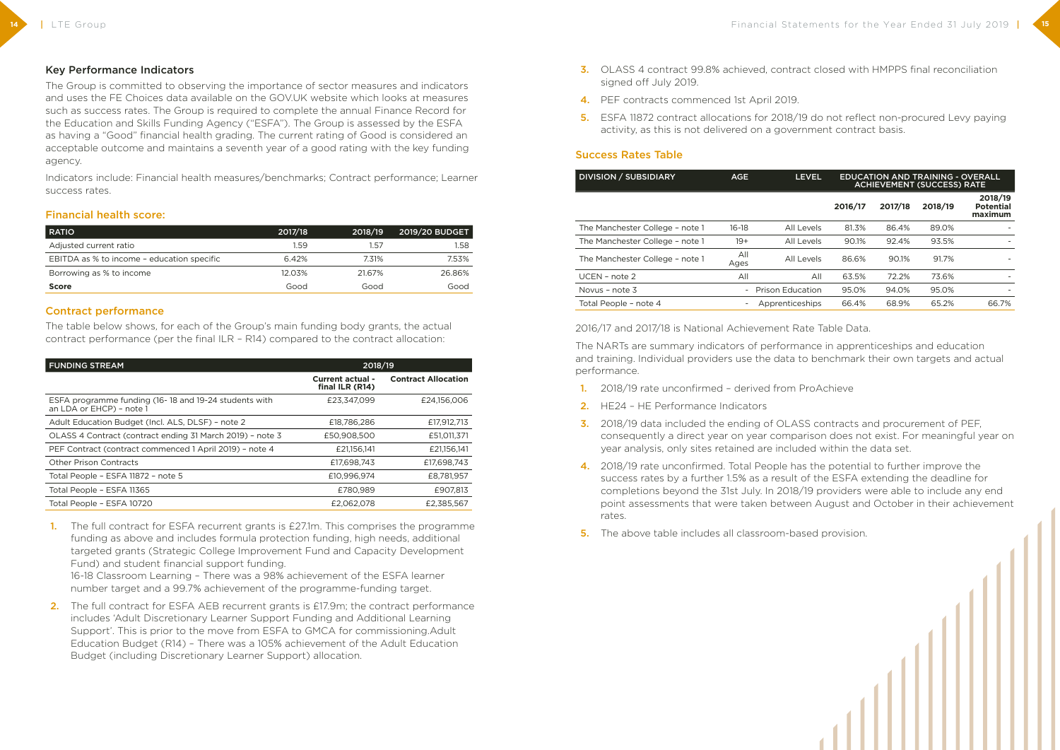## Key Performance Indicators

The Group is committed to observing the importance of sector measures and indicators and uses the FE Choices data available on the GOV.UK website which looks at measures such as success rates. The Group is required to complete the annual Finance Record for the Education and Skills Funding Agency ("ESFA"). The Group is assessed by the ESFA as having a "Good" financial health grading. The current rating of Good is considered an acceptable outcome and maintains a seventh year of a good rating with the key funding agency.

Indicators include: Financial health measures/benchmarks; Contract performance; Learner success rates.

### Financial health score:

| RATIO | 2017/18 | 2018/19 | 2019/20 BUDGET |
|---|---|---|---|
| Adjusted current ratio | 1.59 | 1.57 | 1.58 |
| EBITDA as % to income – education specific | 6.42% | 7.31% | 7.53% |
| Borrowing as % to income | 12.03% | 21.67% | 26.86% |
| **Score** | Good | Good | Good |

### Contract performance

The table below shows, for each of the Group's main funding body grants, the actual contract performance (per the final ILR – R14) compared to the contract allocation:

| FUNDING STREAM | 2018/19 | |
|---|---|---|
| | Current actual - final ILR (R14) | Contract Allocation |
| ESFA programme funding (16- 18 and 19-24 students with an LDA or EHCP) – note 1 | £23,347,099 | £24,156,006 |
| Adult Education Budget (Incl. ALS, DLSF) – note 2 | £18,786,286 | £17,912,713 |
| OLASS 4 Contract (contract ending 31 March 2019) – note 3 | £50,908,500 | £51,011,371 |
| PEF Contract (contract commenced 1 April 2019) – note 4 | £21,156,141 | £21,156,141 |
| Other Prison Contracts | £17,698,743 | £17,698,743 |
| Total People – ESFA 11872 – note 5 | £10,996,974 | £8,781,957 |
| Total People – ESFA 11365 | £780,989 | £907,813 |
| Total People – ESFA 10720 | £2,062,078 | £2,385,567 |

1. The full contract for ESFA recurrent grants is £27.1m. This comprises the programme funding as above and includes formula protection funding, high needs, additional targeted grants (Strategic College Improvement Fund and Capacity Development Fund) and student financial support funding.
   16-18 Classroom Learning – There was a 98% achievement of the ESFA learner number target and a 99.7% achievement of the programme-funding target.
2. The full contract for ESFA AEB recurrent grants is £17.9m; the contract performance includes 'Adult Discretionary Learner Support Funding and Additional Learning Support'. This is prior to the move from ESFA to GMCA for commissioning.Adult Education Budget (R14) – There was a 105% achievement of the Adult Education Budget (including Discretionary Learner Support) allocation.
3. OLASS 4 contract 99.8% achieved, contract closed with HMPPS final reconciliation signed off July 2019.
4. PEF contracts commenced 1st April 2019.
5. ESFA 11872 contract allocations for 2018/19 do not reflect non-procured Levy paying activity, as this is not delivered on a government contract basis.

### Success Rates Table

| DIVISION / SUBSIDIARY | AGE | LEVEL | EDUCATION AND TRAINING - OVERALL ACHIEVEMENT (SUCCESS) RATE | | | |
|---|---|---|---|---|---|---|
| | | | 2016/17 | 2017/18 | 2018/19 | 2018/19 Potential maximum |
| The Manchester College – note 1 | 16-18 | All Levels | 81.3% | 86.4% | 89.0% | - |
| The Manchester College – note 1 | 19+ | All Levels | 90.1% | 92.4% | 93.5% | - |
| The Manchester College – note 1 | All Ages | All Levels | 86.6% | 90.1% | 91.7% | - |
| UCEN – note 2 | All | All | 63.5% | 72.2% | 73.6% | - |
| Novus – note 3 | - | Prison Education | 95.0% | 94.0% | 95.0% | - |
| Total People – note 4 | - | Apprenticeships | 66.4% | 68.9% | 65.2% | 66.7% |

2016/17 and 2017/18 is National Achievement Rate Table Data.

The NARTs are summary indicators of performance in apprenticeships and education and training. Individual providers use the data to benchmark their own targets and actual performance.

1. 2018/19 rate unconfirmed – derived from ProAchieve
2. HE24 – HE Performance Indicators
3. 2018/19 data included the ending of OLASS contracts and procurement of PEF, consequently a direct year on year comparison does not exist. For meaningful year on year analysis, only sites retained are included within the data set.
4. 2018/19 rate unconfirmed. Total People has the potential to further improve the success rates by a further 1.5% as a result of the ESFA extending the deadline for completions beyond the 31st July. In 2018/19 providers were able to include any end point assessments that were taken between August and October in their achievement rates.
5. The above table includes all classroom-based provision.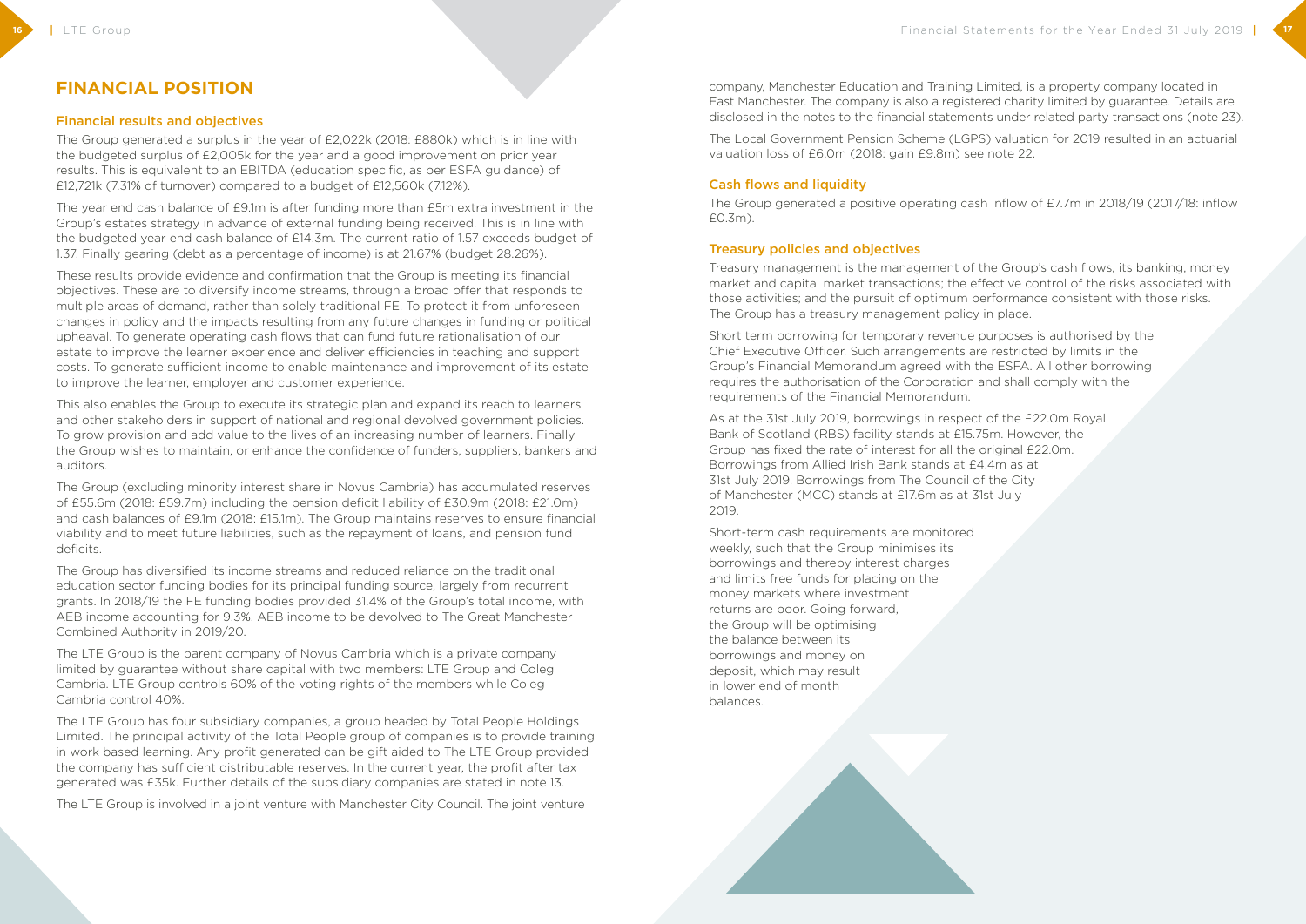# FINANCIAL POSITION

## Financial results and objectives

The Group generated a surplus in the year of £2,022k (2018: £880k) which is in line with the budgeted surplus of £2,005k for the year and a good improvement on prior year results. This is equivalent to an EBITDA (education specific, as per ESFA guidance) of £12,721k (7.31% of turnover) compared to a budget of £12,560k (7.12%).

The year end cash balance of £9.1m is after funding more than £5m extra investment in the Group's estates strategy in advance of external funding being received. This is in line with the budgeted year end cash balance of £14.3m. The current ratio of 1.57 exceeds budget of 1.37. Finally gearing (debt as a percentage of income) is at 21.67% (budget 28.26%).

These results provide evidence and confirmation that the Group is meeting its financial objectives. These are to diversify income streams, through a broad offer that responds to multiple areas of demand, rather than solely traditional FE. To protect it from unforeseen changes in policy and the impacts resulting from any future changes in funding or political upheaval. To generate operating cash flows that can fund future rationalisation of our estate to improve the learner experience and deliver efficiencies in teaching and support costs. To generate sufficient income to enable maintenance and improvement of its estate to improve the learner, employer and customer experience.

This also enables the Group to execute its strategic plan and expand its reach to learners and other stakeholders in support of national and regional devolved government policies. To grow provision and add value to the lives of an increasing number of learners. Finally the Group wishes to maintain, or enhance the confidence of funders, suppliers, bankers and auditors.

The Group (excluding minority interest share in Novus Cambria) has accumulated reserves of £55.6m (2018: £59.7m) including the pension deficit liability of £30.9m (2018: £21.0m) and cash balances of £9.1m (2018: £15.1m). The Group maintains reserves to ensure financial viability and to meet future liabilities, such as the repayment of loans, and pension fund deficits.

The Group has diversified its income streams and reduced reliance on the traditional education sector funding bodies for its principal funding source, largely from recurrent grants. In 2018/19 the FE funding bodies provided 31.4% of the Group's total income, with AEB income accounting for 9.3%. AEB income to be devolved to The Great Manchester Combined Authority in 2019/20.

The LTE Group is the parent company of Novus Cambria which is a private company limited by guarantee without share capital with two members: LTE Group and Coleg Cambria. LTE Group controls 60% of the voting rights of the members while Coleg Cambria control 40%.

The LTE Group has four subsidiary companies, a group headed by Total People Holdings Limited. The principal activity of the Total People group of companies is to provide training in work based learning. Any profit generated can be gift aided to The LTE Group provided the company has sufficient distributable reserves. In the current year, the profit after tax generated was £35k. Further details of the subsidiary companies are stated in note 13.

The LTE Group is involved in a joint venture with Manchester City Council. The joint venture company, Manchester Education and Training Limited, is a property company located in East Manchester. The company is also a registered charity limited by guarantee. Details are disclosed in the notes to the financial statements under related party transactions (note 23).

The Local Government Pension Scheme (LGPS) valuation for 2019 resulted in an actuarial valuation loss of £6.0m (2018: gain £9.8m) see note 22.

## Cash flows and liquidity

The Group generated a positive operating cash inflow of £7.7m in 2018/19 (2017/18: inflow £0.3m).

## Treasury policies and objectives

Treasury management is the management of the Group's cash flows, its banking, money market and capital market transactions; the effective control of the risks associated with those activities; and the pursuit of optimum performance consistent with those risks. The Group has a treasury management policy in place.

Short term borrowing for temporary revenue purposes is authorised by the Chief Executive Officer. Such arrangements are restricted by limits in the Group's Financial Memorandum agreed with the ESFA. All other borrowing requires the authorisation of the Corporation and shall comply with the requirements of the Financial Memorandum.

As at the 31st July 2019, borrowings in respect of the £22.0m Royal Bank of Scotland (RBS) facility stands at £15.75m. However, the Group has fixed the rate of interest for all the original £22.0m. Borrowings from Allied Irish Bank stands at £4.4m as at 31st July 2019. Borrowings from The Council of the City of Manchester (MCC) stands at £17.6m as at 31st July 2019.

Short-term cash requirements are monitored weekly, such that the Group minimises its borrowings and thereby interest charges and limits free funds for placing on the money markets where investment returns are poor. Going forward, the Group will be optimising the balance between its borrowings and money on deposit, which may result in lower end of month balances.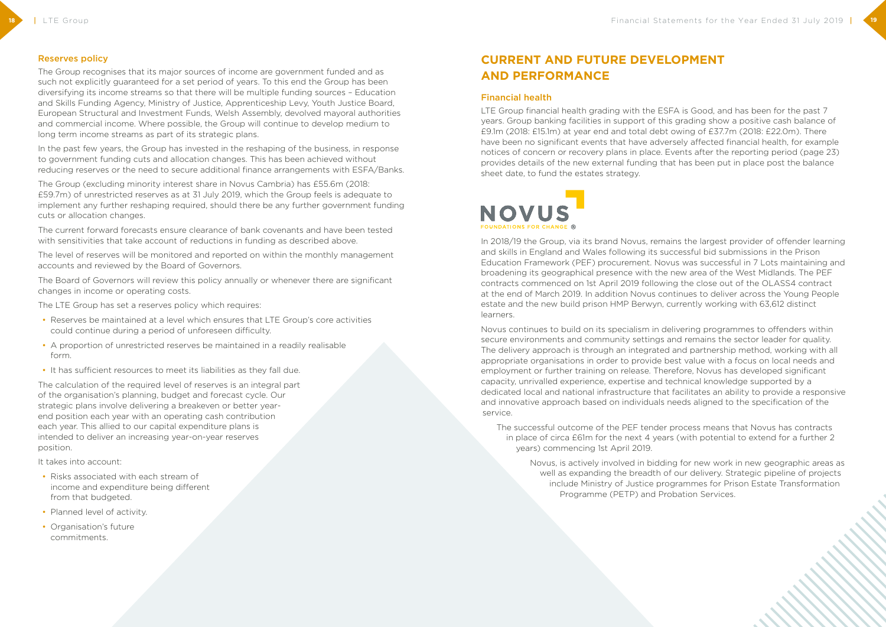## Reserves policy

The Group recognises that its major sources of income are government funded and as such not explicitly guaranteed for a set period of years. To this end the Group has been diversifying its income streams so that there will be multiple funding sources – Education and Skills Funding Agency, Ministry of Justice, Apprenticeship Levy, Youth Justice Board, European Structural and Investment Funds, Welsh Assembly, devolved mayoral authorities and commercial income. Where possible, the Group will continue to develop medium to long term income streams as part of its strategic plans.

In the past few years, the Group has invested in the reshaping of the business, in response to government funding cuts and allocation changes. This has been achieved without reducing reserves or the need to secure additional finance arrangements with ESFA/Banks.

The Group (excluding minority interest share in Novus Cambria) has £55.6m (2018: £59.7m) of unrestricted reserves as at 31 July 2019, which the Group feels is adequate to implement any further reshaping required, should there be any further government funding cuts or allocation changes.

The current forward forecasts ensure clearance of bank covenants and have been tested with sensitivities that take account of reductions in funding as described above.

The level of reserves will be monitored and reported on within the monthly management accounts and reviewed by the Board of Governors.

The Board of Governors will review this policy annually or whenever there are significant changes in income or operating costs.

The LTE Group has set a reserves policy which requires:

- Reserves be maintained at a level which ensures that LTE Group's core activities could continue during a period of unforeseen difficulty.
- A proportion of unrestricted reserves be maintained in a readily realisable form.
- It has sufficient resources to meet its liabilities as they fall due.

The calculation of the required level of reserves is an integral part of the organisation's planning, budget and forecast cycle. Our strategic plans involve delivering a breakeven or better year-end position each year with an operating cash contribution each year. This allied to our capital expenditure plans is intended to deliver an increasing year-on-year reserves position.

It takes into account:

- Risks associated with each stream of income and expenditure being different from that budgeted.
- Planned level of activity.
- Organisation's future commitments.

# CURRENT AND FUTURE DEVELOPMENT AND PERFORMANCE

## Financial health

LTE Group financial health grading with the ESFA is Good, and has been for the past 7 years. Group banking facilities in support of this grading show a positive cash balance of £9.1m (2018: £15.1m) at year end and total debt owing of £37.7m (2018: £22.0m). There have been no significant events that have adversely affected financial health, for example notices of concern or recovery plans in place. Events after the reporting period (page 23) provides details of the new external funding that has been put in place post the balance sheet date, to fund the estates strategy.

NOVUS
FOUNDATIONS FOR CHANGE ®

In 2018/19 the Group, via its brand Novus, remains the largest provider of offender learning and skills in England and Wales following its successful bid submissions in the Prison Education Framework (PEF) procurement. Novus was successful in 7 Lots maintaining and broadening its geographical presence with the new area of the West Midlands. The PEF contracts commenced on 1st April 2019 following the close out of the OLASS4 contract at the end of March 2019. In addition Novus continues to deliver across the Young People estate and the new build prison HMP Berwyn, currently working with 63,612 distinct learners.

Novus continues to build on its specialism in delivering programmes to offenders within secure environments and community settings and remains the sector leader for quality. The delivery approach is through an integrated and partnership method, working with all appropriate organisations in order to provide best value with a focus on local needs and employment or further training on release. Therefore, Novus has developed significant capacity, unrivalled experience, expertise and technical knowledge supported by a dedicated local and national infrastructure that facilitates an ability to provide a responsive and innovative approach based on individuals needs aligned to the specification of the service.

The successful outcome of the PEF tender process means that Novus has contracts in place of circa £61m for the next 4 years (with potential to extend for a further 2 years) commencing 1st April 2019.

Novus, is actively involved in bidding for new work in new geographic areas as well as expanding the breadth of our delivery. Strategic pipeline of projects include Ministry of Justice programmes for Prison Estate Transformation Programme (PETP) and Probation Services.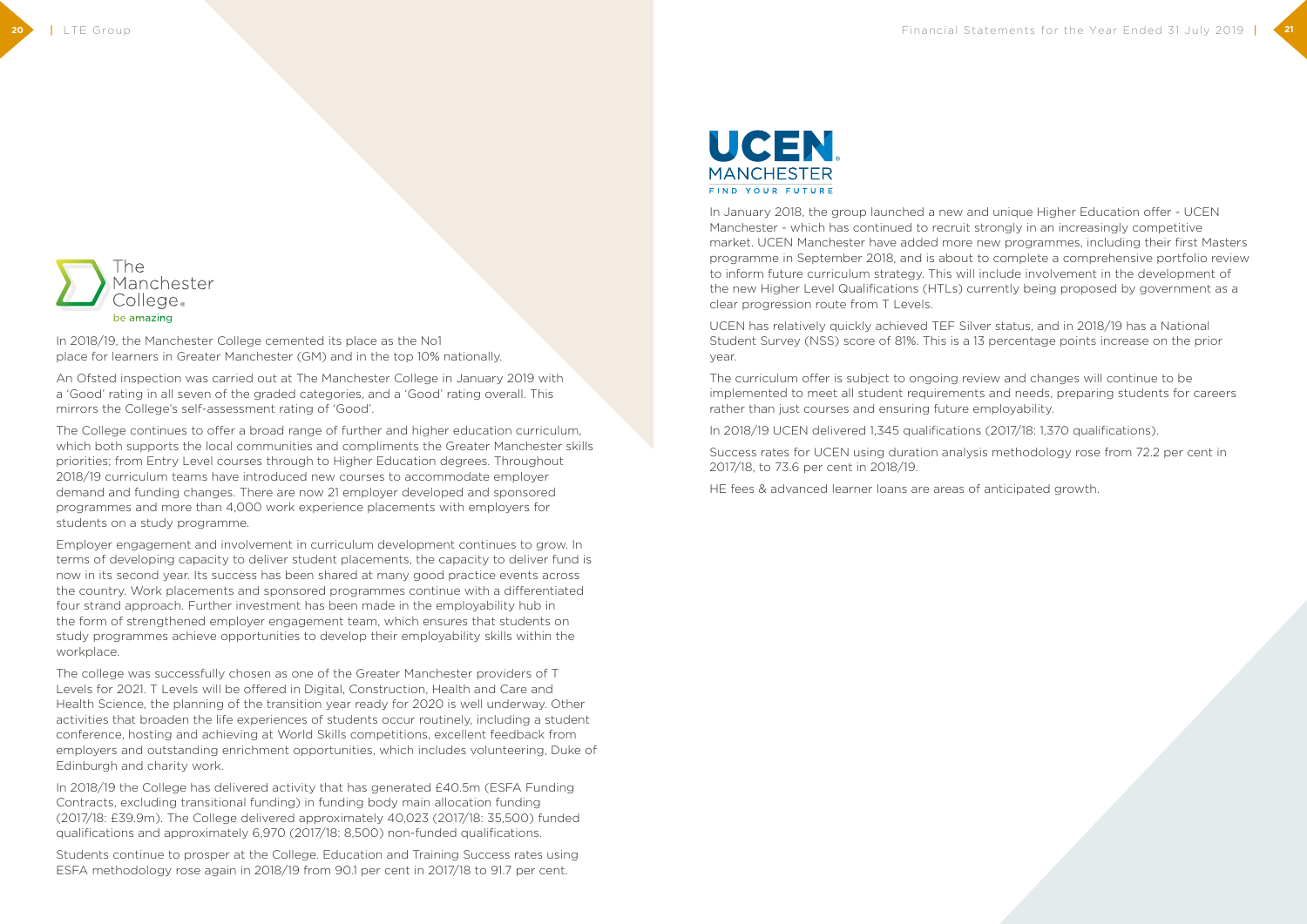## The Manchester College

In 2018/19, the Manchester College cemented its place as the No1 place for learners in Greater Manchester (GM) and in the top 10% nationally.

An Ofsted inspection was carried out at The Manchester College in January 2019 with a 'Good' rating in all seven of the graded categories, and a 'Good' rating overall. This mirrors the College's self-assessment rating of 'Good'.

The College continues to offer a broad range of further and higher education curriculum, which both supports the local communities and compliments the Greater Manchester skills priorities; from Entry Level courses through to Higher Education degrees. Throughout 2018/19 curriculum teams have introduced new courses to accommodate employer demand and funding changes. There are now 21 employer developed and sponsored programmes and more than 4,000 work experience placements with employers for students on a study programme.

Employer engagement and involvement in curriculum development continues to grow. In terms of developing capacity to deliver student placements, the capacity to deliver fund is now in its second year. Its success has been shared at many good practice events across the country. Work placements and sponsored programmes continue with a differentiated four strand approach. Further investment has been made in the employability hub in the form of strengthened employer engagement team, which ensures that students on study programmes achieve opportunities to develop their employability skills within the workplace.

The college was successfully chosen as one of the Greater Manchester providers of T Levels for 2021. T Levels will be offered in Digital, Construction, Health and Care and Health Science, the planning of the transition year ready for 2020 is well underway. Other activities that broaden the life experiences of students occur routinely, including a student conference, hosting and achieving at World Skills competitions, excellent feedback from employers and outstanding enrichment opportunities, which includes volunteering, Duke of Edinburgh and charity work.

In 2018/19 the College has delivered activity that has generated £40.5m (ESFA Funding Contracts, excluding transitional funding) in funding body main allocation funding (2017/18: £39.9m). The College delivered approximately 40,023 (2017/18: 35,500) funded qualifications and approximately 6,970 (2017/18: 8,500) non-funded qualifications.

Students continue to prosper at the College. Education and Training Success rates using ESFA methodology rose again in 2018/19 from 90.1 per cent in 2017/18 to 91.7 per cent.

## UCEN Manchester

In January 2018, the group launched a new and unique Higher Education offer - UCEN Manchester - which has continued to recruit strongly in an increasingly competitive market. UCEN Manchester have added more new programmes, including their first Masters programme in September 2018, and is about to complete a comprehensive portfolio review to inform future curriculum strategy. This will include involvement in the development of the new Higher Level Qualifications (HTLs) currently being proposed by government as a clear progression route from T Levels.

UCEN has relatively quickly achieved TEF Silver status, and in 2018/19 has a National Student Survey (NSS) score of 81%. This is a 13 percentage points increase on the prior year.

The curriculum offer is subject to ongoing review and changes will continue to be implemented to meet all student requirements and needs, preparing students for careers rather than just courses and ensuring future employability.

In 2018/19 UCEN delivered 1,345 qualifications (2017/18: 1,370 qualifications).

Success rates for UCEN using duration analysis methodology rose from 72.2 per cent in 2017/18, to 73.6 per cent in 2018/19.

HE fees & advanced learner loans are areas of anticipated growth.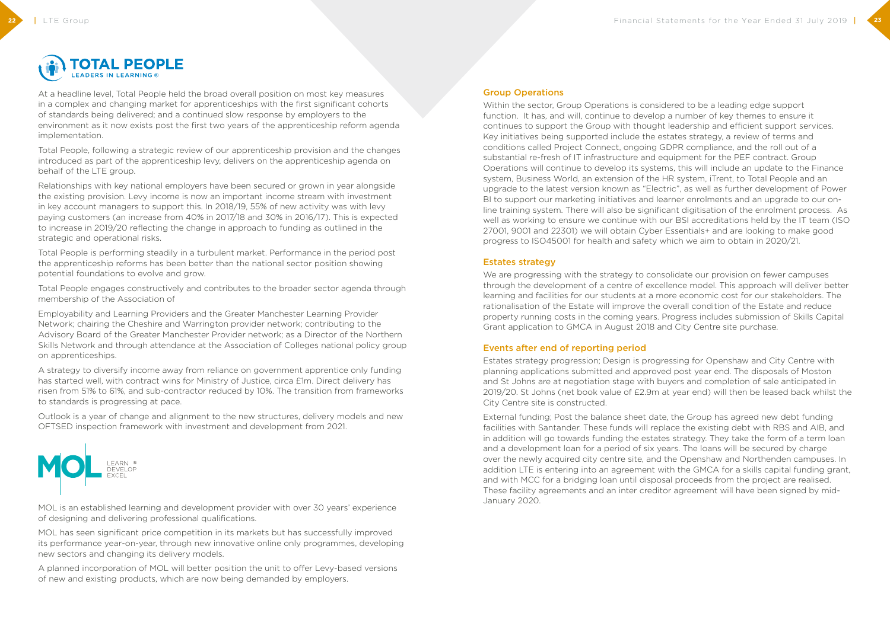## TOTAL PEOPLE

LEADERS IN LEARNING®

At a headline level, Total People held the broad overall position on most key measures in a complex and changing market for apprenticeships with the first significant cohorts of standards being delivered; and a continued slow response by employers to the environment as it now exists post the first two years of the apprenticeship reform agenda implementation.

Total People, following a strategic review of our apprenticeship provision and the changes introduced as part of the apprenticeship levy, delivers on the apprenticeship agenda on behalf of the LTE group.

Relationships with key national employers have been secured or grown in year alongside the existing provision. Levy income is now an important income stream with investment in key account managers to support this. In 2018/19, 55% of new activity was with levy paying customers (an increase from 40% in 2017/18 and 30% in 2016/17). This is expected to increase in 2019/20 reflecting the change in approach to funding as outlined in the strategic and operational risks.

Total People is performing steadily in a turbulent market. Performance in the period post the apprenticeship reforms has been better than the national sector position showing potential foundations to evolve and grow.

Total People engages constructively and contributes to the broader sector agenda through membership of the Association of

Employability and Learning Providers and the Greater Manchester Learning Provider Network; chairing the Cheshire and Warrington provider network; contributing to the Advisory Board of the Greater Manchester Provider network; as a Director of the Northern Skills Network and through attendance at the Association of Colleges national policy group on apprenticeships.

A strategy to diversify income away from reliance on government apprentice only funding has started well, with contract wins for Ministry of Justice, circa £1m. Direct delivery has risen from 51% to 61%, and sub-contractor reduced by 10%. The transition from frameworks to standards is progressing at pace.

Outlook is a year of change and alignment to the new structures, delivery models and new OFTSED inspection framework with investment and development from 2021.

## MOL

LEARN® DEVELOP EXCEL

MOL is an established learning and development provider with over 30 years' experience of designing and delivering professional qualifications.

MOL has seen significant price competition in its markets but has successfully improved its performance year-on-year, through new innovative online only programmes, developing new sectors and changing its delivery models.

A planned incorporation of MOL will better position the unit to offer Levy-based versions of new and existing products, which are now being demanded by employers.

### Group Operations

Within the sector, Group Operations is considered to be a leading edge support function. It has, and will, continue to develop a number of key themes to ensure it continues to support the Group with thought leadership and efficient support services. Key initiatives being supported include the estates strategy, a review of terms and conditions called Project Connect, ongoing GDPR compliance, and the roll out of a substantial re-fresh of IT infrastructure and equipment for the PEF contract. Group Operations will continue to develop its systems, this will include an update to the Finance system, Business World, an extension of the HR system, iTrent, to Total People and an upgrade to the latest version known as "Electric", as well as further development of Power BI to support our marketing initiatives and learner enrolments and an upgrade to our on-line training system. There will also be significant digitisation of the enrolment process. As well as working to ensure we continue with our BSI accreditations held by the IT team (ISO 27001, 9001 and 22301) we will obtain Cyber Essentials+ and are looking to make good progress to ISO45001 for health and safety which we aim to obtain in 2020/21.

### Estates strategy

We are progressing with the strategy to consolidate our provision on fewer campuses through the development of a centre of excellence model. This approach will deliver better learning and facilities for our students at a more economic cost for our stakeholders. The rationalisation of the Estate will improve the overall condition of the Estate and reduce property running costs in the coming years. Progress includes submission of Skills Capital Grant application to GMCA in August 2018 and City Centre site purchase.

### Events after end of reporting period

Estates strategy progression; Design is progressing for Openshaw and City Centre with planning applications submitted and approved post year end. The disposals of Moston and St Johns are at negotiation stage with buyers and completion of sale anticipated in 2019/20. St Johns (net book value of £2.9m at year end) will then be leased back whilst the City Centre site is constructed.

External funding; Post the balance sheet date, the Group has agreed new debt funding facilities with Santander. These funds will replace the existing debt with RBS and AIB, and in addition will go towards funding the estates strategy. They take the form of a term loan and a development loan for a period of six years. The loans will be secured by charge over the newly acquired city centre site, and the Openshaw and Northenden campuses. In addition LTE is entering into an agreement with the GMCA for a skills capital funding grant, and with MCC for a bridging loan until disposal proceeds from the project are realised. These facility agreements and an inter creditor agreement will have been signed by mid-January 2020.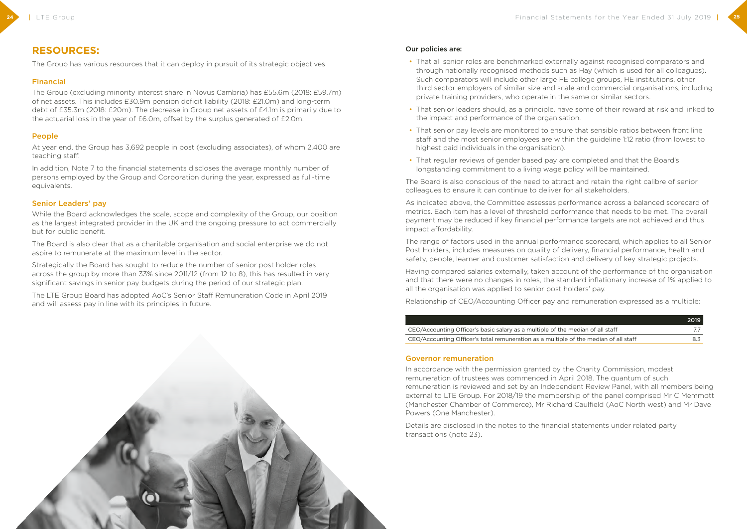# RESOURCES:

The Group has various resources that it can deploy in pursuit of its strategic objectives.

## Financial

The Group (excluding minority interest share in Novus Cambria) has £55.6m (2018: £59.7m) of net assets. This includes £30.9m pension deficit liability (2018: £21.0m) and long-term debt of £35.3m (2018: £20m). The decrease in Group net assets of £4.1m is primarily due to the actuarial loss in the year of £6.0m, offset by the surplus generated of £2.0m.

## People

At year end, the Group has 3,692 people in post (excluding associates), of whom 2,400 are teaching staff.

In addition, Note 7 to the financial statements discloses the average monthly number of persons employed by the Group and Corporation during the year, expressed as full-time equivalents.

## Senior Leaders' pay

While the Board acknowledges the scale, scope and complexity of the Group, our position as the largest integrated provider in the UK and the ongoing pressure to act commercially but for public benefit.

The Board is also clear that as a charitable organisation and social enterprise we do not aspire to remunerate at the maximum level in the sector.

Strategically the Board has sought to reduce the number of senior post holder roles across the group by more than 33% since 2011/12 (from 12 to 8), this has resulted in very significant savings in senior pay budgets during the period of our strategic plan.

The LTE Group Board has adopted AoC's Senior Staff Remuneration Code in April 2019 and will assess pay in line with its principles in future.

**Our policies are:**

- That all senior roles are benchmarked externally against recognised comparators and through nationally recognised methods such as Hay (which is used for all colleagues). Such comparators will include other large FE college groups, HE institutions, other third sector employers of similar size and scale and commercial organisations, including private training providers, who operate in the same or similar sectors.
- That senior leaders should, as a principle, have some of their reward at risk and linked to the impact and performance of the organisation.
- That senior pay levels are monitored to ensure that sensible ratios between front line staff and the most senior employees are within the guideline 1:12 ratio (from lowest to highest paid individuals in the organisation).
- That regular reviews of gender based pay are completed and that the Board's longstanding commitment to a living wage policy will be maintained.

The Board is also conscious of the need to attract and retain the right calibre of senior colleagues to ensure it can continue to deliver for all stakeholders.

As indicated above, the Committee assesses performance across a balanced scorecard of metrics. Each item has a level of threshold performance that needs to be met. The overall payment may be reduced if key financial performance targets are not achieved and thus impact affordability.

The range of factors used in the annual performance scorecard, which applies to all Senior Post Holders, includes measures on quality of delivery, financial performance, health and safety, people, learner and customer satisfaction and delivery of key strategic projects.

Having compared salaries externally, taken account of the performance of the organisation and that there were no changes in roles, the standard inflationary increase of 1% applied to all the organisation was applied to senior post holders' pay.

Relationship of CEO/Accounting Officer pay and remuneration expressed as a multiple:

| | 2019 |
|---|---|
| CEO/Accounting Officer's basic salary as a multiple of the median of all staff | 7.7 |
| CEO/Accounting Officer's total remuneration as a multiple of the median of all staff | 8.3 |

## Governor remuneration

In accordance with the permission granted by the Charity Commission, modest remuneration of trustees was commenced in April 2018. The quantum of such remuneration is reviewed and set by an Independent Review Panel, with all members being external to LTE Group. For 2018/19 the membership of the panel comprised Mr C Memmott (Manchester Chamber of Commerce), Mr Richard Caulfield (AoC North west) and Mr Dave Powers (One Manchester).

Details are disclosed in the notes to the financial statements under related party transactions (note 23).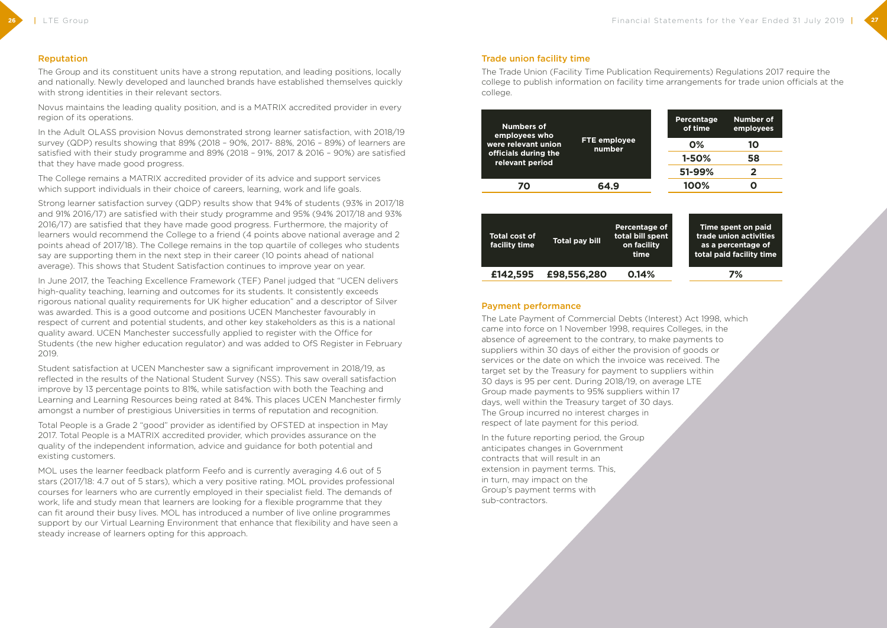## Reputation

The Group and its constituent units have a strong reputation, and leading positions, locally and nationally. Newly developed and launched brands have established themselves quickly with strong identities in their relevant sectors.

Novus maintains the leading quality position, and is a MATRIX accredited provider in every region of its operations.

In the Adult OLASS provision Novus demonstrated strong learner satisfaction, with 2018/19 survey (QDP) results showing that 89% (2018 – 90%, 2017- 88%, 2016 – 89%) of learners are satisfied with their study programme and 89% (2018 – 91%, 2017 & 2016 – 90%) are satisfied that they have made good progress.

The College remains a MATRIX accredited provider of its advice and support services which support individuals in their choice of careers, learning, work and life goals.

Strong learner satisfaction survey (QDP) results show that 94% of students (93% in 2017/18 and 91% 2016/17) are satisfied with their study programme and 95% (94% 2017/18 and 93% 2016/17) are satisfied that they have made good progress. Furthermore, the majority of learners would recommend the College to a friend (4 points above national average and 2 points ahead of 2017/18). The College remains in the top quartile of colleges who students say are supporting them in the next step in their career (10 points ahead of national average). This shows that Student Satisfaction continues to improve year on year.

In June 2017, the Teaching Excellence Framework (TEF) Panel judged that "UCEN delivers high-quality teaching, learning and outcomes for its students. It consistently exceeds rigorous national quality requirements for UK higher education" and a descriptor of Silver was awarded. This is a good outcome and positions UCEN Manchester favourably in respect of current and potential students, and other key stakeholders as this is a national quality award. UCEN Manchester successfully applied to register with the Office for Students (the new higher education regulator) and was added to OfS Register in February 2019.

Student satisfaction at UCEN Manchester saw a significant improvement in 2018/19, as reflected in the results of the National Student Survey (NSS). This saw overall satisfaction improve by 13 percentage points to 81%, while satisfaction with both the Teaching and Learning and Learning Resources being rated at 84%. This places UCEN Manchester firmly amongst a number of prestigious Universities in terms of reputation and recognition.

Total People is a Grade 2 "good" provider as identified by OFSTED at inspection in May 2017. Total People is a MATRIX accredited provider, which provides assurance on the quality of the independent information, advice and guidance for both potential and existing customers.

MOL uses the learner feedback platform Feefo and is currently averaging 4.6 out of 5 stars (2017/18: 4.7 out of 5 stars), which a very positive rating. MOL provides professional courses for learners who are currently employed in their specialist field. The demands of work, life and study mean that learners are looking for a flexible programme that they can fit around their busy lives. MOL has introduced a number of live online programmes support by our Virtual Learning Environment that enhance that flexibility and have seen a steady increase of learners opting for this approach.

## Trade union facility time

The Trade Union (Facility Time Publication Requirements) Regulations 2017 require the college to publish information on facility time arrangements for trade union officials at the college.

| Numbers of employees who were relevant union officials during the relevant period | FTE employee number |
|---|---|
| 70 | 64.9 |

| Percentage of time | Number of employees |
|---|---|
| 0% | 10 |
| 1-50% | 58 |
| 51-99% | 2 |
| 100% | 0 |

| Total cost of facility time | Total pay bill | Percentage of total bill spent on facility time | Time spent on paid trade union activities as a percentage of total paid facility time |
|---|---|---|---|
| £142,595 | £98,556,280 | 0.14% | 7% |

## Payment performance

The Late Payment of Commercial Debts (Interest) Act 1998, which came into force on 1 November 1998, requires Colleges, in the absence of agreement to the contrary, to make payments to suppliers within 30 days of either the provision of goods or services or the date on which the invoice was received. The target set by the Treasury for payment to suppliers within 30 days is 95 per cent. During 2018/19, on average LTE Group made payments to 95% suppliers within 17 days, well within the Treasury target of 30 days. The Group incurred no interest charges in respect of late payment for this period.

In the future reporting period, the Group anticipates changes in Government contracts that will result in an extension in payment terms. This, in turn, may impact on the Group's payment terms with sub-contractors.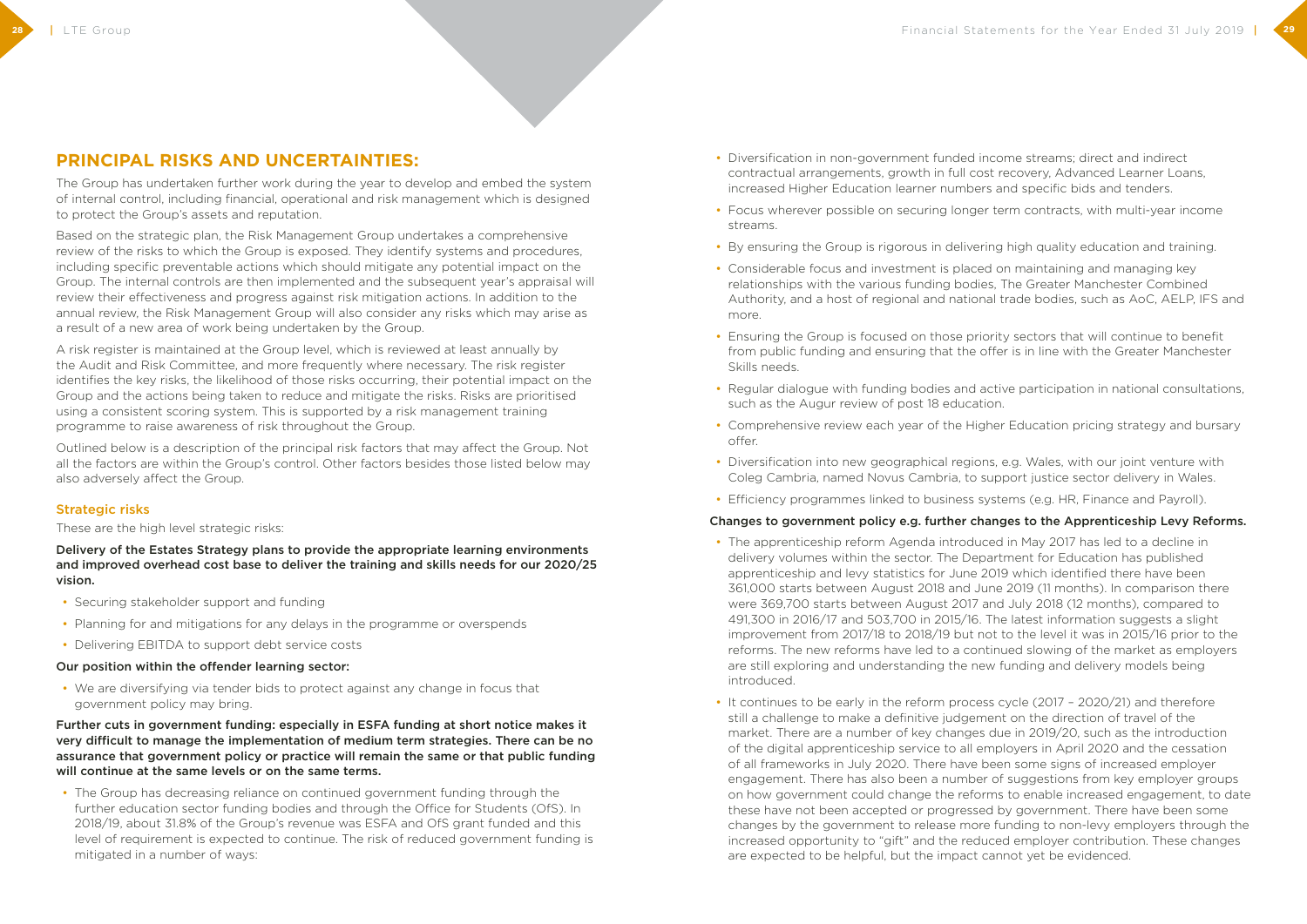## PRINCIPAL RISKS AND UNCERTAINTIES:

The Group has undertaken further work during the year to develop and embed the system of internal control, including financial, operational and risk management which is designed to protect the Group's assets and reputation.

Based on the strategic plan, the Risk Management Group undertakes a comprehensive review of the risks to which the Group is exposed. They identify systems and procedures, including specific preventable actions which should mitigate any potential impact on the Group. The internal controls are then implemented and the subsequent year's appraisal will review their effectiveness and progress against risk mitigation actions. In addition to the annual review, the Risk Management Group will also consider any risks which may arise as a result of a new area of work being undertaken by the Group.

A risk register is maintained at the Group level, which is reviewed at least annually by the Audit and Risk Committee, and more frequently where necessary. The risk register identifies the key risks, the likelihood of those risks occurring, their potential impact on the Group and the actions being taken to reduce and mitigate the risks. Risks are prioritised using a consistent scoring system. This is supported by a risk management training programme to raise awareness of risk throughout the Group.

Outlined below is a description of the principal risk factors that may affect the Group. Not all the factors are within the Group's control. Other factors besides those listed below may also adversely affect the Group.

### Strategic risks

These are the high level strategic risks:

**Delivery of the Estates Strategy plans to provide the appropriate learning environments and improved overhead cost base to deliver the training and skills needs for our 2020/25 vision.**

- Securing stakeholder support and funding
- Planning for and mitigations for any delays in the programme or overspends
- Delivering EBITDA to support debt service costs

**Our position within the offender learning sector:**

- We are diversifying via tender bids to protect against any change in focus that government policy may bring.

**Further cuts in government funding: especially in ESFA funding at short notice makes it very difficult to manage the implementation of medium term strategies. There can be no assurance that government policy or practice will remain the same or that public funding will continue at the same levels or on the same terms.**

- The Group has decreasing reliance on continued government funding through the further education sector funding bodies and through the Office for Students (OfS). In 2018/19, about 31.8% of the Group's revenue was ESFA and OfS grant funded and this level of requirement is expected to continue. The risk of reduced government funding is mitigated in a number of ways:
- Diversification in non-government funded income streams; direct and indirect contractual arrangements, growth in full cost recovery, Advanced Learner Loans, increased Higher Education learner numbers and specific bids and tenders.
- Focus wherever possible on securing longer term contracts, with multi-year income streams.
- By ensuring the Group is rigorous in delivering high quality education and training.
- Considerable focus and investment is placed on maintaining and managing key relationships with the various funding bodies, The Greater Manchester Combined Authority, and a host of regional and national trade bodies, such as AoC, AELP, IFS and more.
- Ensuring the Group is focused on those priority sectors that will continue to benefit from public funding and ensuring that the offer is in line with the Greater Manchester Skills needs.
- Regular dialogue with funding bodies and active participation in national consultations, such as the Augur review of post 18 education.
- Comprehensive review each year of the Higher Education pricing strategy and bursary offer.
- Diversification into new geographical regions, e.g. Wales, with our joint venture with Coleg Cambria, named Novus Cambria, to support justice sector delivery in Wales.
- Efficiency programmes linked to business systems (e.g. HR, Finance and Payroll).

**Changes to government policy e.g. further changes to the Apprenticeship Levy Reforms.**

- The apprenticeship reform Agenda introduced in May 2017 has led to a decline in delivery volumes within the sector. The Department for Education has published apprenticeship and levy statistics for June 2019 which identified there have been 361,000 starts between August 2018 and June 2019 (11 months). In comparison there were 369,700 starts between August 2017 and July 2018 (12 months), compared to 491,300 in 2016/17 and 503,700 in 2015/16. The latest information suggests a slight improvement from 2017/18 to 2018/19 but not to the level it was in 2015/16 prior to the reforms. The new reforms have led to a continued slowing of the market as employers are still exploring and understanding the new funding and delivery models being introduced.
- It continues to be early in the reform process cycle (2017 – 2020/21) and therefore still a challenge to make a definitive judgement on the direction of travel of the market. There are a number of key changes due in 2019/20, such as the introduction of the digital apprenticeship service to all employers in April 2020 and the cessation of all frameworks in July 2020. There have been some signs of increased employer engagement. There has also been a number of suggestions from key employer groups on how government could change the reforms to enable increased engagement, to date these have not been accepted or progressed by government. There have been some changes by the government to release more funding to non-levy employers through the increased opportunity to "gift" and the reduced employer contribution. These changes are expected to be helpful, but the impact cannot yet be evidenced.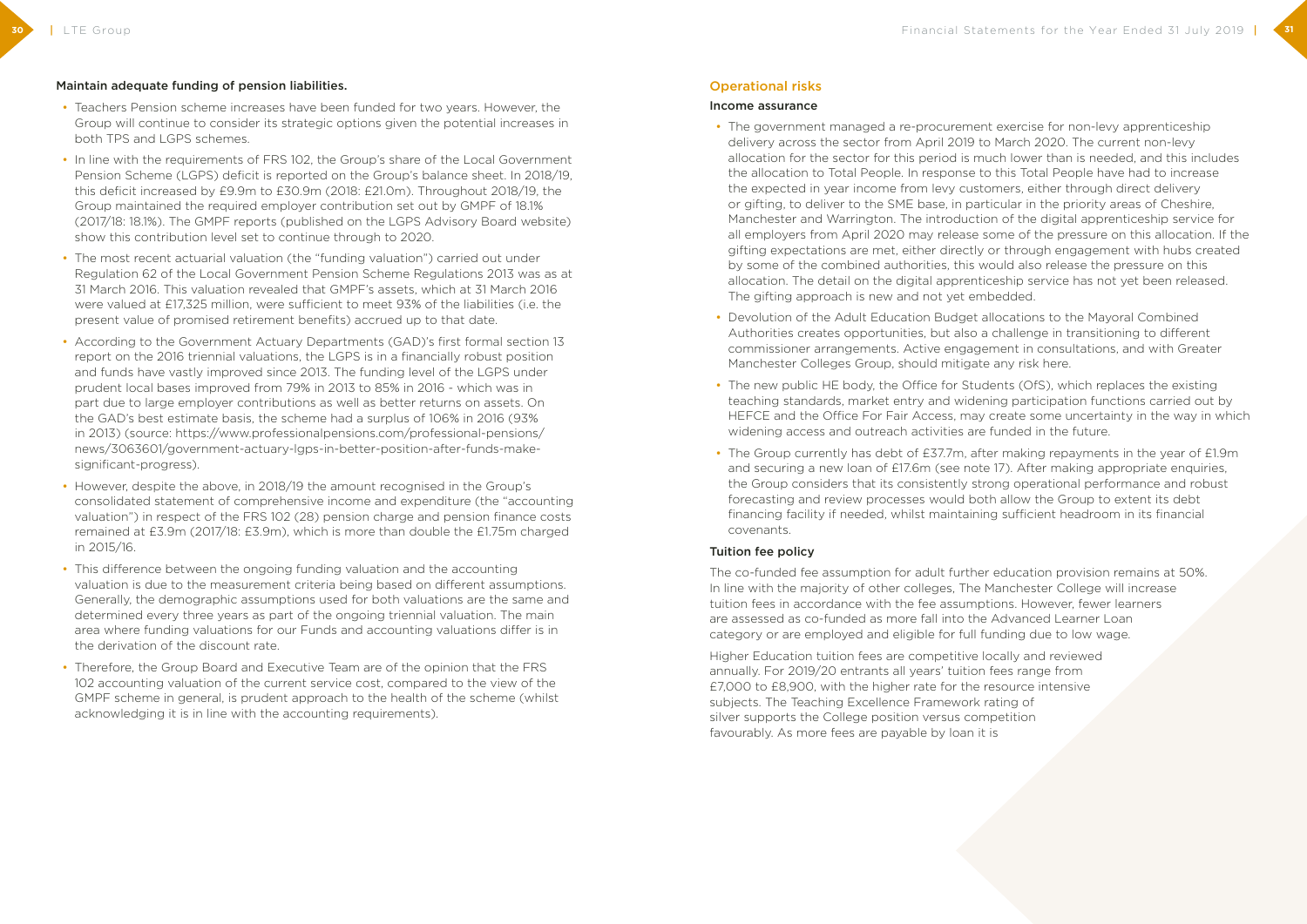#### Maintain adequate funding of pension liabilities.

- Teachers Pension scheme increases have been funded for two years. However, the Group will continue to consider its strategic options given the potential increases in both TPS and LGPS schemes.
- In line with the requirements of FRS 102, the Group's share of the Local Government Pension Scheme (LGPS) deficit is reported on the Group's balance sheet. In 2018/19, this deficit increased by £9.9m to £30.9m (2018: £21.0m). Throughout 2018/19, the Group maintained the required employer contribution set out by GMPF of 18.1% (2017/18: 18.1%). The GMPF reports (published on the LGPS Advisory Board website) show this contribution level set to continue through to 2020.
- The most recent actuarial valuation (the "funding valuation") carried out under Regulation 62 of the Local Government Pension Scheme Regulations 2013 was as at 31 March 2016. This valuation revealed that GMPF's assets, which at 31 March 2016 were valued at £17,325 million, were sufficient to meet 93% of the liabilities (i.e. the present value of promised retirement benefits) accrued up to that date.
- According to the Government Actuary Departments (GAD)'s first formal section 13 report on the 2016 triennial valuations, the LGPS is in a financially robust position and funds have vastly improved since 2013. The funding level of the LGPS under prudent local bases improved from 79% in 2013 to 85% in 2016 - which was in part due to large employer contributions as well as better returns on assets. On the GAD's best estimate basis, the scheme had a surplus of 106% in 2016 (93% in 2013) (source: https://www.professionalpensions.com/professional-pensions/news/3063601/government-actuary-lgps-in-better-position-after-funds-make-significant-progress).
- However, despite the above, in 2018/19 the amount recognised in the Group's consolidated statement of comprehensive income and expenditure (the "accounting valuation") in respect of the FRS 102 (28) pension charge and pension finance costs remained at £3.9m (2017/18: £3.9m), which is more than double the £1.75m charged in 2015/16.
- This difference between the ongoing funding valuation and the accounting valuation is due to the measurement criteria being based on different assumptions. Generally, the demographic assumptions used for both valuations are the same and determined every three years as part of the ongoing triennial valuation. The main area where funding valuations for our Funds and accounting valuations differ is in the derivation of the discount rate.
- Therefore, the Group Board and Executive Team are of the opinion that the FRS 102 accounting valuation of the current service cost, compared to the view of the GMPF scheme in general, is prudent approach to the health of the scheme (whilst acknowledging it is in line with the accounting requirements).

### Operational risks

#### Income assurance

- The government managed a re-procurement exercise for non-levy apprenticeship delivery across the sector from April 2019 to March 2020. The current non-levy allocation for the sector for this period is much lower than is needed, and this includes the allocation to Total People. In response to this Total People have had to increase the expected in year income from levy customers, either through direct delivery or gifting, to deliver to the SME base, in particular in the priority areas of Cheshire, Manchester and Warrington. The introduction of the digital apprenticeship service for all employers from April 2020 may release some of the pressure on this allocation. If the gifting expectations are met, either directly or through engagement with hubs created by some of the combined authorities, this would also release the pressure on this allocation. The detail on the digital apprenticeship service has not yet been released. The gifting approach is new and not yet embedded.
- Devolution of the Adult Education Budget allocations to the Mayoral Combined Authorities creates opportunities, but also a challenge in transitioning to different commissioner arrangements. Active engagement in consultations, and with Greater Manchester Colleges Group, should mitigate any risk here.
- The new public HE body, the Office for Students (OfS), which replaces the existing teaching standards, market entry and widening participation functions carried out by HEFCE and the Office For Fair Access, may create some uncertainty in the way in which widening access and outreach activities are funded in the future.
- The Group currently has debt of £37.7m, after making repayments in the year of £1.9m and securing a new loan of £17.6m (see note 17). After making appropriate enquiries, the Group considers that its consistently strong operational performance and robust forecasting and review processes would both allow the Group to extent its debt financing facility if needed, whilst maintaining sufficient headroom in its financial covenants.

#### Tuition fee policy

The co-funded fee assumption for adult further education provision remains at 50%. In line with the majority of other colleges, The Manchester College will increase tuition fees in accordance with the fee assumptions. However, fewer learners are assessed as co-funded as more fall into the Advanced Learner Loan category or are employed and eligible for full funding due to low wage.

Higher Education tuition fees are competitive locally and reviewed annually. For 2019/20 entrants all years' tuition fees range from £7,000 to £8,900, with the higher rate for the resource intensive subjects. The Teaching Excellence Framework rating of silver supports the College position versus competition favourably. As more fees are payable by loan it is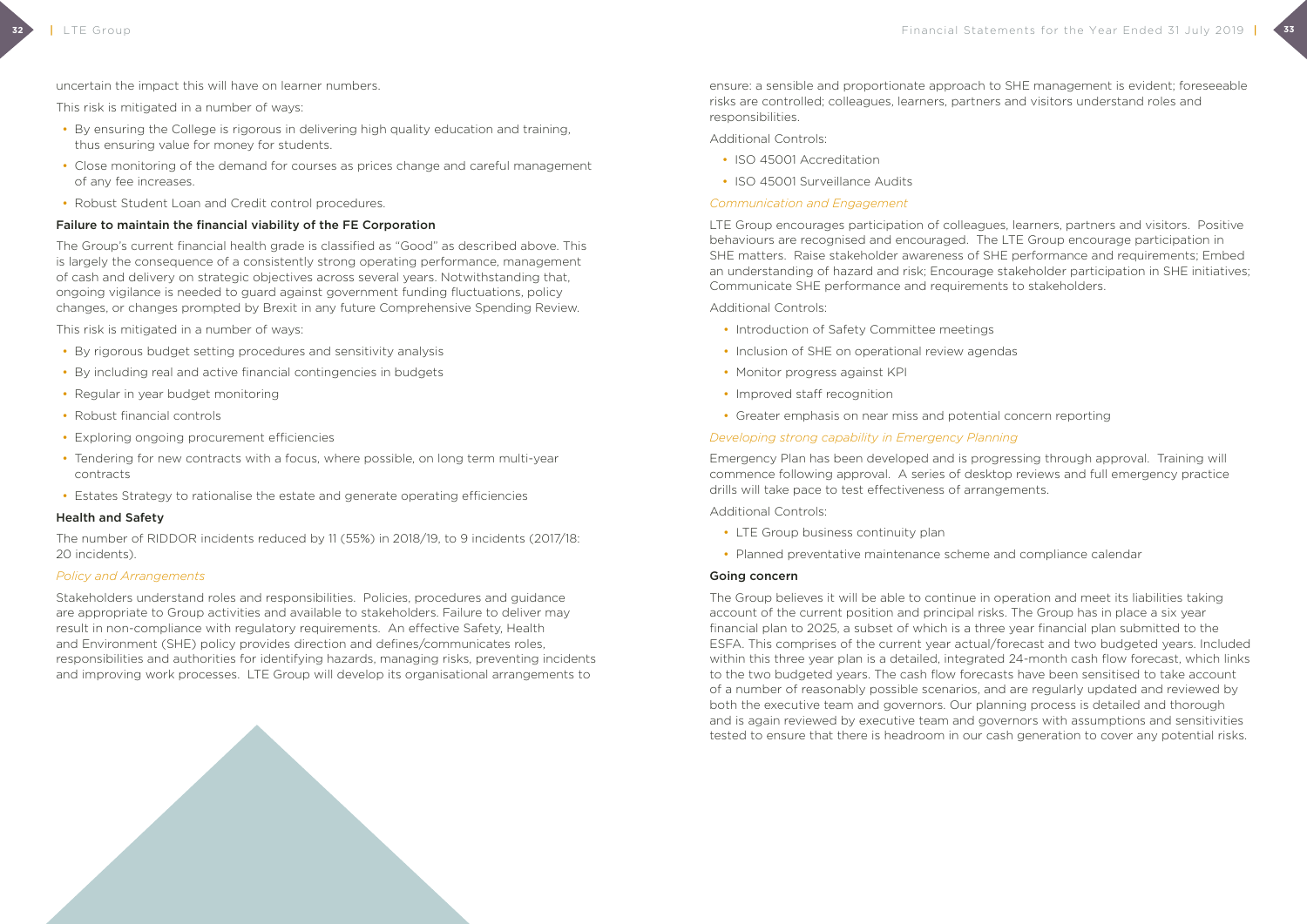uncertain the impact this will have on learner numbers.

This risk is mitigated in a number of ways:

- By ensuring the College is rigorous in delivering high quality education and training, thus ensuring value for money for students.
- Close monitoring of the demand for courses as prices change and careful management of any fee increases.
- Robust Student Loan and Credit control procedures.

### Failure to maintain the financial viability of the FE Corporation

The Group's current financial health grade is classified as "Good" as described above. This is largely the consequence of a consistently strong operating performance, management of cash and delivery on strategic objectives across several years. Notwithstanding that, ongoing vigilance is needed to guard against government funding fluctuations, policy changes, or changes prompted by Brexit in any future Comprehensive Spending Review.

This risk is mitigated in a number of ways:

- By rigorous budget setting procedures and sensitivity analysis
- By including real and active financial contingencies in budgets
- Regular in year budget monitoring
- Robust financial controls
- Exploring ongoing procurement efficiencies
- Tendering for new contracts with a focus, where possible, on long term multi-year contracts
- Estates Strategy to rationalise the estate and generate operating efficiencies

### Health and Safety

The number of RIDDOR incidents reduced by 11 (55%) in 2018/19, to 9 incidents (2017/18: 20 incidents).

*Policy and Arrangements*

Stakeholders understand roles and responsibilities. Policies, procedures and guidance are appropriate to Group activities and available to stakeholders. Failure to deliver may result in non-compliance with regulatory requirements. An effective Safety, Health and Environment (SHE) policy provides direction and defines/communicates roles, responsibilities and authorities for identifying hazards, managing risks, preventing incidents and improving work processes. LTE Group will develop its organisational arrangements to ensure: a sensible and proportionate approach to SHE management is evident; foreseeable risks are controlled; colleagues, learners, partners and visitors understand roles and responsibilities.

Additional Controls:

- ISO 45001 Accreditation
- ISO 45001 Surveillance Audits

*Communication and Engagement*

LTE Group encourages participation of colleagues, learners, partners and visitors. Positive behaviours are recognised and encouraged. The LTE Group encourage participation in SHE matters. Raise stakeholder awareness of SHE performance and requirements; Embed an understanding of hazard and risk; Encourage stakeholder participation in SHE initiatives; Communicate SHE performance and requirements to stakeholders.

Additional Controls:

- Introduction of Safety Committee meetings
- Inclusion of SHE on operational review agendas
- Monitor progress against KPI
- Improved staff recognition
- Greater emphasis on near miss and potential concern reporting

*Developing strong capability in Emergency Planning*

Emergency Plan has been developed and is progressing through approval. Training will commence following approval. A series of desktop reviews and full emergency practice drills will take pace to test effectiveness of arrangements.

Additional Controls:

- LTE Group business continuity plan
- Planned preventative maintenance scheme and compliance calendar

### Going concern

The Group believes it will be able to continue in operation and meet its liabilities taking account of the current position and principal risks. The Group has in place a six year financial plan to 2025, a subset of which is a three year financial plan submitted to the ESFA. This comprises of the current year actual/forecast and two budgeted years. Included within this three year plan is a detailed, integrated 24-month cash flow forecast, which links to the two budgeted years. The cash flow forecasts have been sensitised to take account of a number of reasonably possible scenarios, and are regularly updated and reviewed by both the executive team and governors. Our planning process is detailed and thorough and is again reviewed by executive team and governors with assumptions and sensitivities tested to ensure that there is headroom in our cash generation to cover any potential risks.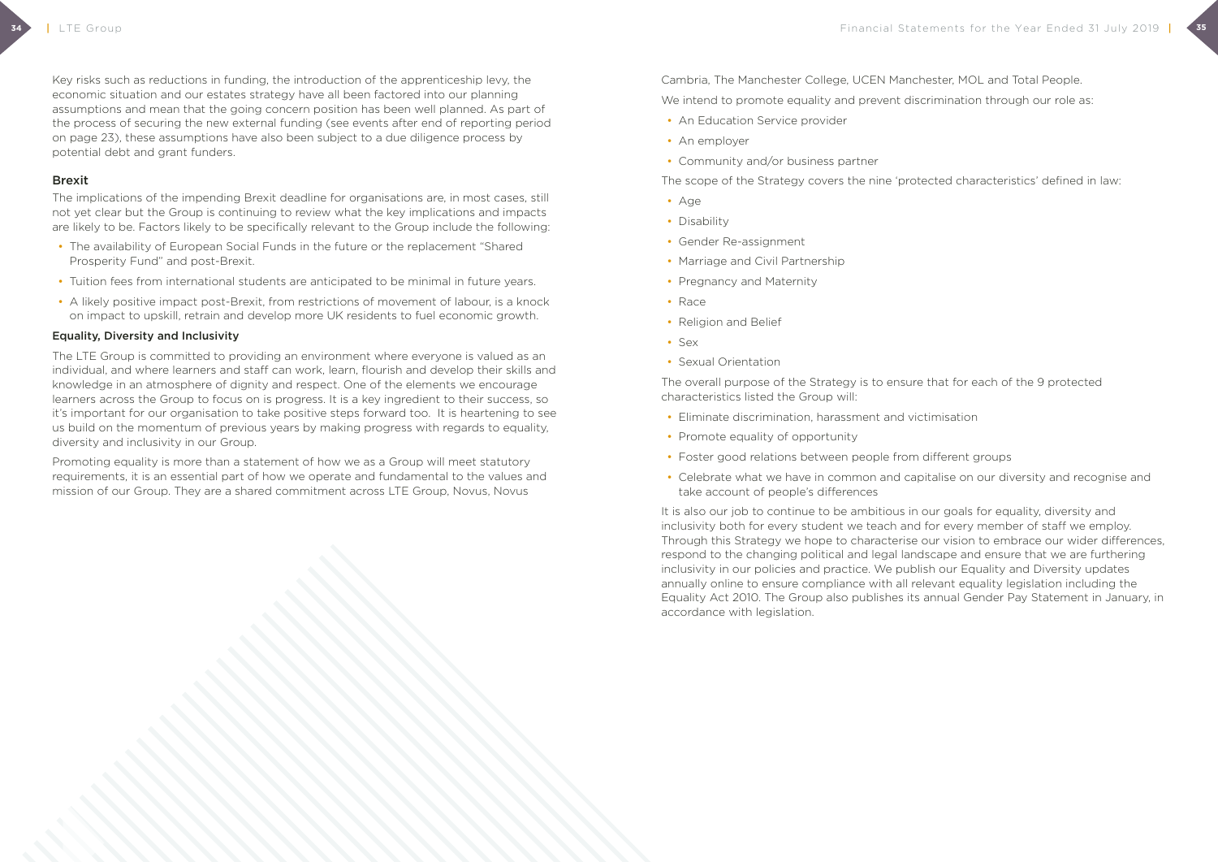Key risks such as reductions in funding, the introduction of the apprenticeship levy, the economic situation and our estates strategy have all been factored into our planning assumptions and mean that the going concern position has been well planned. As part of the process of securing the new external funding (see events after end of reporting period on page 23), these assumptions have also been subject to a due diligence process by potential debt and grant funders.

## Brexit

The implications of the impending Brexit deadline for organisations are, in most cases, still not yet clear but the Group is continuing to review what the key implications and impacts are likely to be. Factors likely to be specifically relevant to the Group include the following:

- The availability of European Social Funds in the future or the replacement "Shared Prosperity Fund" and post-Brexit.
- Tuition fees from international students are anticipated to be minimal in future years.
- A likely positive impact post-Brexit, from restrictions of movement of labour, is a knock on impact to upskill, retrain and develop more UK residents to fuel economic growth.

### Equality, Diversity and Inclusivity

The LTE Group is committed to providing an environment where everyone is valued as an individual, and where learners and staff can work, learn, flourish and develop their skills and knowledge in an atmosphere of dignity and respect. One of the elements we encourage learners across the Group to focus on is progress. It is a key ingredient to their success, so it's important for our organisation to take positive steps forward too. It is heartening to see us build on the momentum of previous years by making progress with regards to equality, diversity and inclusivity in our Group.

Promoting equality is more than a statement of how we as a Group will meet statutory requirements, it is an essential part of how we operate and fundamental to the values and mission of our Group. They are a shared commitment across LTE Group, Novus, Novus Cambria, The Manchester College, UCEN Manchester, MOL and Total People.

We intend to promote equality and prevent discrimination through our role as:

- An Education Service provider
- An employer
- Community and/or business partner

The scope of the Strategy covers the nine 'protected characteristics' defined in law:

- Age
- Disability
- Gender Re-assignment
- Marriage and Civil Partnership
- Pregnancy and Maternity
- Race
- Religion and Belief
- Sex
- Sexual Orientation

The overall purpose of the Strategy is to ensure that for each of the 9 protected characteristics listed the Group will:

- Eliminate discrimination, harassment and victimisation
- Promote equality of opportunity
- Foster good relations between people from different groups
- Celebrate what we have in common and capitalise on our diversity and recognise and take account of people's differences

It is also our job to continue to be ambitious in our goals for equality, diversity and inclusivity both for every student we teach and for every member of staff we employ. Through this Strategy we hope to characterise our vision to embrace our wider differences, respond to the changing political and legal landscape and ensure that we are furthering inclusivity in our policies and practice. We publish our Equality and Diversity updates annually online to ensure compliance with all relevant equality legislation including the Equality Act 2010. The Group also publishes its annual Gender Pay Statement in January, in accordance with legislation.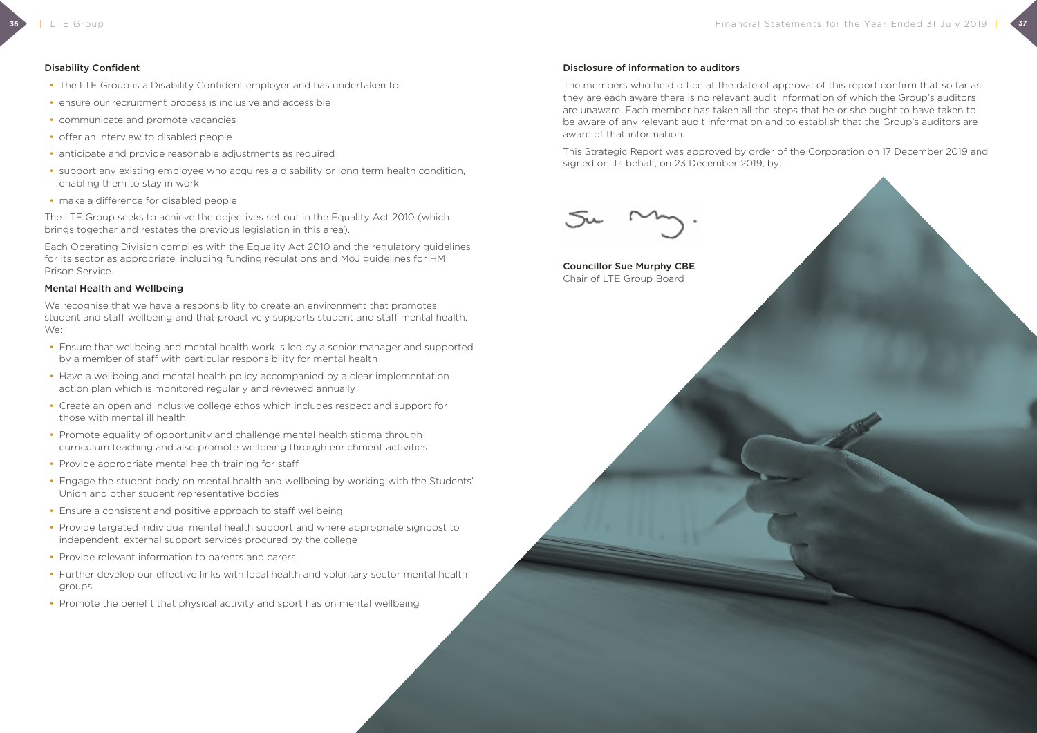### Disability Confident

- The LTE Group is a Disability Confident employer and has undertaken to:
- ensure our recruitment process is inclusive and accessible
- communicate and promote vacancies
- offer an interview to disabled people
- anticipate and provide reasonable adjustments as required
- support any existing employee who acquires a disability or long term health condition, enabling them to stay in work
- make a difference for disabled people

The LTE Group seeks to achieve the objectives set out in the Equality Act 2010 (which brings together and restates the previous legislation in this area).

Each Operating Division complies with the Equality Act 2010 and the regulatory guidelines for its sector as appropriate, including funding regulations and MoJ guidelines for HM Prison Service.

### Mental Health and Wellbeing

We recognise that we have a responsibility to create an environment that promotes student and staff wellbeing and that proactively supports student and staff mental health. We:

- Ensure that wellbeing and mental health work is led by a senior manager and supported by a member of staff with particular responsibility for mental health
- Have a wellbeing and mental health policy accompanied by a clear implementation action plan which is monitored regularly and reviewed annually
- Create an open and inclusive college ethos which includes respect and support for those with mental ill health
- Promote equality of opportunity and challenge mental health stigma through curriculum teaching and also promote wellbeing through enrichment activities
- Provide appropriate mental health training for staff
- Engage the student body on mental health and wellbeing by working with the Students' Union and other student representative bodies
- Ensure a consistent and positive approach to staff wellbeing
- Provide targeted individual mental health support and where appropriate signpost to independent, external support services procured by the college
- Provide relevant information to parents and carers
- Further develop our effective links with local health and voluntary sector mental health groups
- Promote the benefit that physical activity and sport has on mental wellbeing

### Disclosure of information to auditors

The members who held office at the date of approval of this report confirm that so far as they are each aware there is no relevant audit information of which the Group's auditors are unaware. Each member has taken all the steps that he or she ought to have taken to be aware of any relevant audit information and to establish that the Group's auditors are aware of that information.

This Strategic Report was approved by order of the Corporation on 17 December 2019 and signed on its behalf, on 23 December 2019, by:

**Councillor Sue Murphy CBE**
Chair of LTE Group Board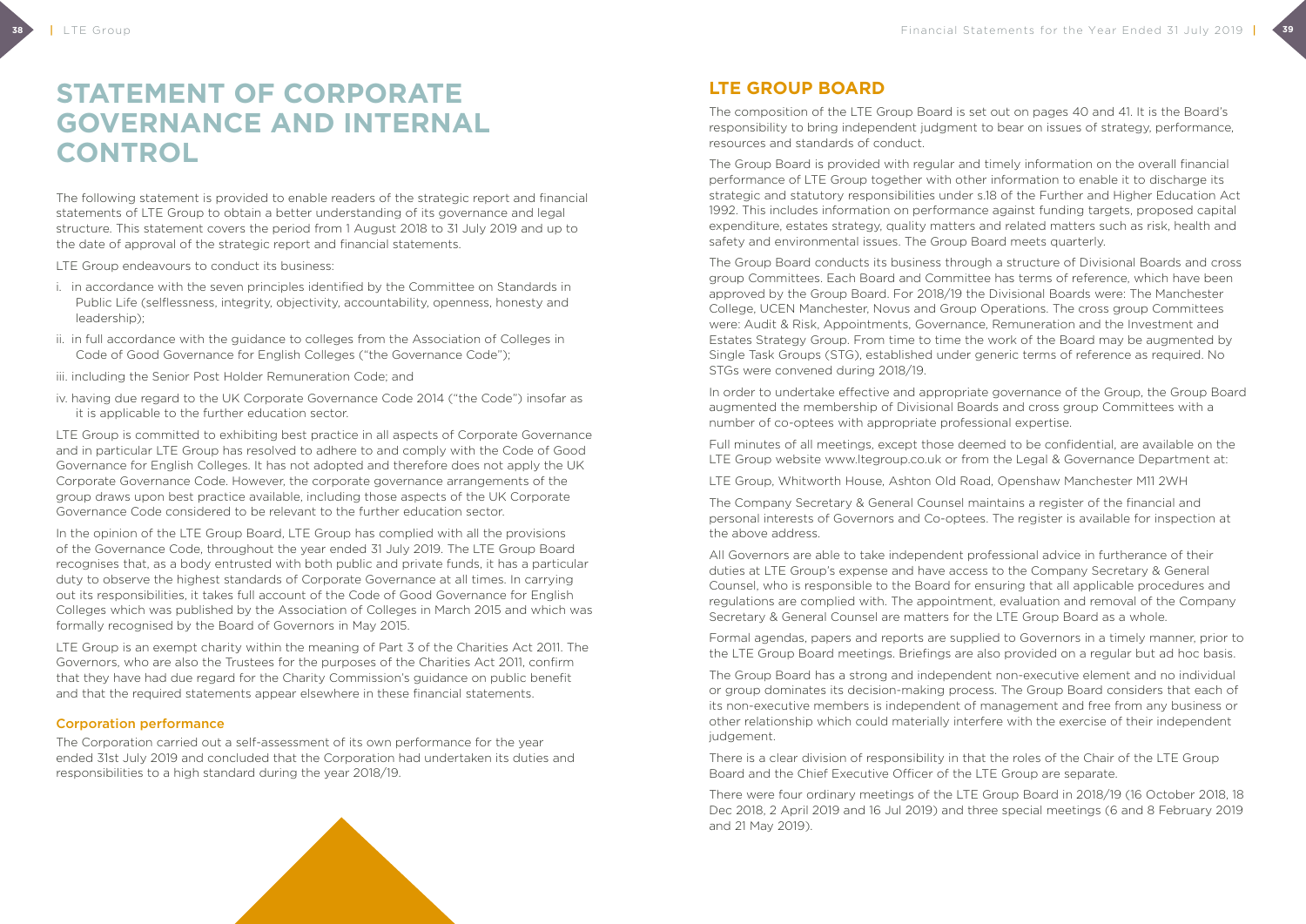# STATEMENT OF CORPORATE GOVERNANCE AND INTERNAL CONTROL

The following statement is provided to enable readers of the strategic report and financial statements of LTE Group to obtain a better understanding of its governance and legal structure. This statement covers the period from 1 August 2018 to 31 July 2019 and up to the date of approval of the strategic report and financial statements.

LTE Group endeavours to conduct its business:

i. in accordance with the seven principles identified by the Committee on Standards in Public Life (selflessness, integrity, objectivity, accountability, openness, honesty and leadership);

ii. in full accordance with the guidance to colleges from the Association of Colleges in Code of Good Governance for English Colleges ("the Governance Code");

iii. including the Senior Post Holder Remuneration Code; and

iv. having due regard to the UK Corporate Governance Code 2014 ("the Code") insofar as it is applicable to the further education sector.

LTE Group is committed to exhibiting best practice in all aspects of Corporate Governance and in particular LTE Group has resolved to adhere to and comply with the Code of Good Governance for English Colleges. It has not adopted and therefore does not apply the UK Corporate Governance Code. However, the corporate governance arrangements of the group draws upon best practice available, including those aspects of the UK Corporate Governance Code considered to be relevant to the further education sector.

In the opinion of the LTE Group Board, LTE Group has complied with all the provisions of the Governance Code, throughout the year ended 31 July 2019. The LTE Group Board recognises that, as a body entrusted with both public and private funds, it has a particular duty to observe the highest standards of Corporate Governance at all times. In carrying out its responsibilities, it takes full account of the Code of Good Governance for English Colleges which was published by the Association of Colleges in March 2015 and which was formally recognised by the Board of Governors in May 2015.

LTE Group is an exempt charity within the meaning of Part 3 of the Charities Act 2011. The Governors, who are also the Trustees for the purposes of the Charities Act 2011, confirm that they have had due regard for the Charity Commission's guidance on public benefit and that the required statements appear elsewhere in these financial statements.

### Corporation performance

The Corporation carried out a self-assessment of its own performance for the year ended 31st July 2019 and concluded that the Corporation had undertaken its duties and responsibilities to a high standard during the year 2018/19.

## LTE GROUP BOARD

The composition of the LTE Group Board is set out on pages 40 and 41. It is the Board's responsibility to bring independent judgment to bear on issues of strategy, performance, resources and standards of conduct.

The Group Board is provided with regular and timely information on the overall financial performance of LTE Group together with other information to enable it to discharge its strategic and statutory responsibilities under s.18 of the Further and Higher Education Act 1992. This includes information on performance against funding targets, proposed capital expenditure, estates strategy, quality matters and related matters such as risk, health and safety and environmental issues. The Group Board meets quarterly.

The Group Board conducts its business through a structure of Divisional Boards and cross group Committees. Each Board and Committee has terms of reference, which have been approved by the Group Board. For 2018/19 the Divisional Boards were: The Manchester College, UCEN Manchester, Novus and Group Operations. The cross group Committees were: Audit & Risk, Appointments, Governance, Remuneration and the Investment and Estates Strategy Group. From time to time the work of the Board may be augmented by Single Task Groups (STG), established under generic terms of reference as required. No STGs were convened during 2018/19.

In order to undertake effective and appropriate governance of the Group, the Group Board augmented the membership of Divisional Boards and cross group Committees with a number of co-optees with appropriate professional expertise.

Full minutes of all meetings, except those deemed to be confidential, are available on the LTE Group website www.ltegroup.co.uk or from the Legal & Governance Department at:

LTE Group, Whitworth House, Ashton Old Road, Openshaw Manchester M11 2WH

The Company Secretary & General Counsel maintains a register of the financial and personal interests of Governors and Co-optees. The register is available for inspection at the above address.

All Governors are able to take independent professional advice in furtherance of their duties at LTE Group's expense and have access to the Company Secretary & General Counsel, who is responsible to the Board for ensuring that all applicable procedures and regulations are complied with. The appointment, evaluation and removal of the Company Secretary & General Counsel are matters for the LTE Group Board as a whole.

Formal agendas, papers and reports are supplied to Governors in a timely manner, prior to the LTE Group Board meetings. Briefings are also provided on a regular but ad hoc basis.

The Group Board has a strong and independent non-executive element and no individual or group dominates its decision-making process. The Group Board considers that each of its non-executive members is independent of management and free from any business or other relationship which could materially interfere with the exercise of their independent judgement.

There is a clear division of responsibility in that the roles of the Chair of the LTE Group Board and the Chief Executive Officer of the LTE Group are separate.

There were four ordinary meetings of the LTE Group Board in 2018/19 (16 October 2018, 18 Dec 2018, 2 April 2019 and 16 Jul 2019) and three special meetings (6 and 8 February 2019 and 21 May 2019).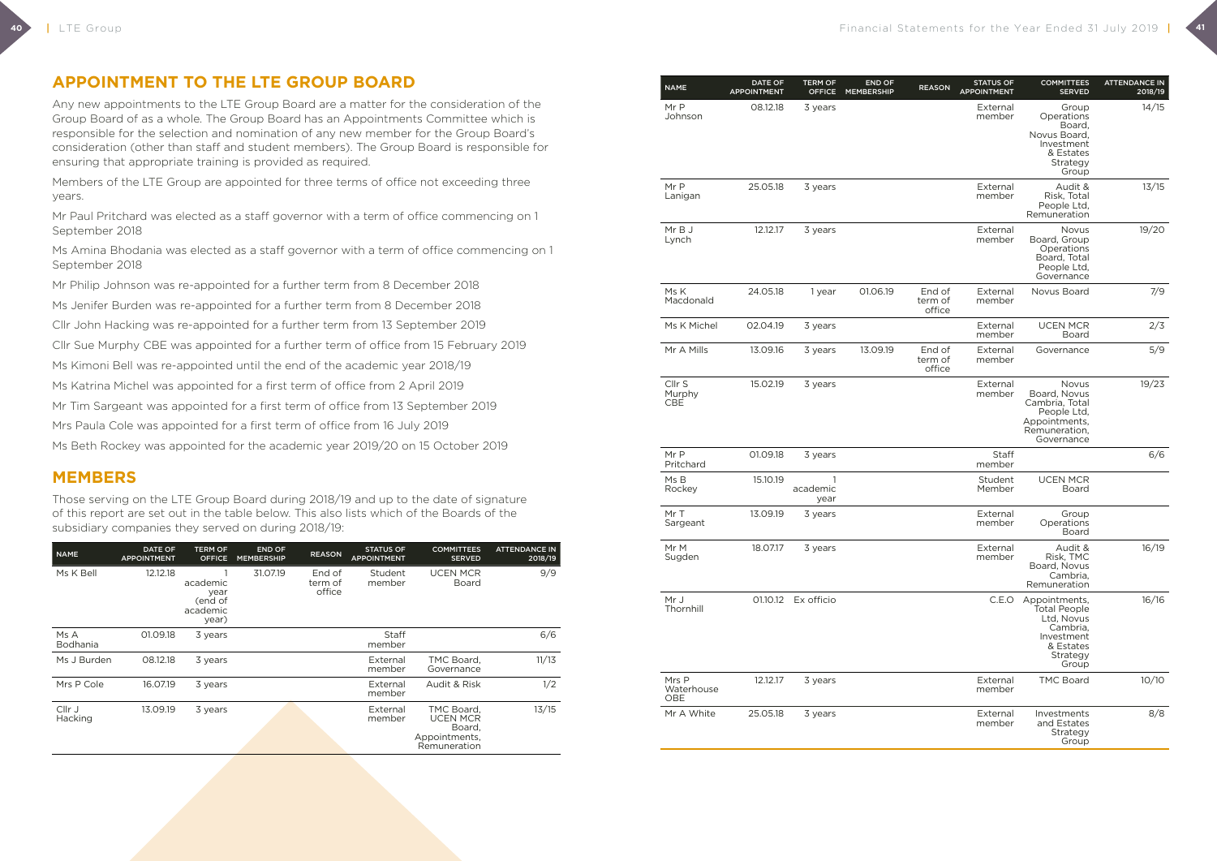## APPOINTMENT TO THE LTE GROUP BOARD

Any new appointments to the LTE Group Board are a matter for the consideration of the Group Board of as a whole. The Group Board has an Appointments Committee which is responsible for the selection and nomination of any new member for the Group Board's consideration (other than staff and student members). The Group Board is responsible for ensuring that appropriate training is provided as required.

Members of the LTE Group are appointed for three terms of office not exceeding three years.

Mr Paul Pritchard was elected as a staff governor with a term of office commencing on 1 September 2018

Ms Amina Bhodania was elected as a staff governor with a term of office commencing on 1 September 2018

Mr Philip Johnson was re-appointed for a further term from 8 December 2018

Ms Jenifer Burden was re-appointed for a further term from 8 December 2018

Cllr John Hacking was re-appointed for a further term from 13 September 2019

Cllr Sue Murphy CBE was appointed for a further term of office from 15 February 2019

Ms Kimoni Bell was re-appointed until the end of the academic year 2018/19

Ms Katrina Michel was appointed for a first term of office from 2 April 2019

Mr Tim Sargeant was appointed for a first term of office from 13 September 2019

Mrs Paula Cole was appointed for a first term of office from 16 July 2019

Ms Beth Rockey was appointed for the academic year 2019/20 on 15 October 2019

## MEMBERS

Those serving on the LTE Group Board during 2018/19 and up to the date of signature of this report are set out in the table below. This also lists which of the Boards of the subsidiary companies they served on during 2018/19:

| NAME | DATE OF APPOINTMENT | TERM OF OFFICE | END OF MEMBERSHIP | REASON | STATUS OF APPOINTMENT | COMMITTEES SERVED | ATTENDANCE IN 2018/19 |
|---|---|---|---|---|---|---|---|
| Ms K Bell | 12.12.18 | 1 academic year (end of academic year) | 31.07.19 | End of term of office | Student member | UCEN MCR Board | 9/9 |
| Ms A Bodhania | 01.09.18 | 3 years | | | Staff member | | 6/6 |
| Ms J Burden | 08.12.18 | 3 years | | | External member | TMC Board, Governance | 11/13 |
| Mrs P Cole | 16.07.19 | 3 years | | | External member | Audit & Risk | 1/2 |
| Cllr J Hacking | 13.09.19 | 3 years | | | External member | TMC Board, UCEN MCR Board, Appointments, Remuneration | 13/15 |
| Mr P Johnson | 08.12.18 | 3 years | | | External member | Group Operations Board, Novus Board, Investment & Estates Strategy Group | 14/15 |
| Mr P Lanigan | 25.05.18 | 3 years | | | External member | Audit & Risk, Total People Ltd, Remuneration | 13/15 |
| Mr B J Lynch | 12.12.17 | 3 years | | | External member | Novus Board, Group Operations Board, Total People Ltd, Governance | 19/20 |
| Ms K Macdonald | 24.05.18 | 1 year | 01.06.19 | End of term of office | External member | Novus Board | 7/9 |
| Ms K Michel | 02.04.19 | 3 years | | | External member | UCEN MCR Board | 2/3 |
| Mr A Mills | 13.09.16 | 3 years | 13.09.19 | End of term of office | External member | Governance | 5/9 |
| Cllr S Murphy CBE | 15.02.19 | 3 years | | | External member | Novus Board, Novus Cambria, Total People Ltd, Appointments, Remuneration, Governance | 19/23 |
| Mr P Pritchard | 01.09.18 | 3 years | | | Staff member | | 6/6 |
| Ms B Rockey | 15.10.19 | 1 academic year | | | Student Member | UCEN MCR Board | |
| Mr T Sargeant | 13.09.19 | 3 years | | | External member | Group Operations Board | |
| Mr M Sugden | 18.07.17 | 3 years | | | External member | Audit & Risk, TMC Board, Novus Cambria, Remuneration | 16/19 |
| Mr J Thornhill | 01.10.12 | Ex officio | | | C.E.O | Appointments, Total People Ltd, Novus Cambria, Investment & Estates Strategy Group | 16/16 |
| Mrs P Waterhouse OBE | 12.12.17 | 3 years | | | External member | TMC Board | 10/10 |
| Mr A White | 25.05.18 | 3 years | | | External member | Investments and Estates Strategy Group | 8/8 |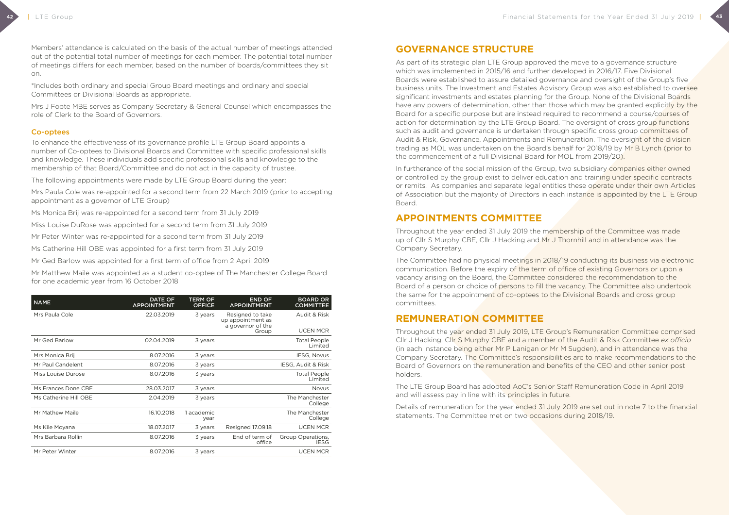Members' attendance is calculated on the basis of the actual number of meetings attended out of the potential total number of meetings for each member. The potential total number of meetings differs for each member, based on the number of boards/committees they sit on.

*Includes both ordinary and special Group Board meetings and ordinary and special Committees or Divisional Boards as appropriate.

Mrs J Foote MBE serves as Company Secretary & General Counsel which encompasses the role of Clerk to the Board of Governors.

### Co-optees

To enhance the effectiveness of its governance profile LTE Group Board appoints a number of Co-optees to Divisional Boards and Committee with specific professional skills and knowledge. These individuals add specific professional skills and knowledge to the membership of that Board/Committee and do not act in the capacity of trustee.

The following appointments were made by LTE Group Board during the year:

Mrs Paula Cole was re-appointed for a second term from 22 March 2019 (prior to accepting appointment as a governor of LTE Group)

Ms Monica Brij was re-appointed for a second term from 31 July 2019

Miss Louise DuRose was appointed for a second term from 31 July 2019

Mr Peter Winter was re-appointed for a second term from 31 July 2019

Ms Catherine Hill OBE was appointed for a first term from 31 July 2019

Mr Ged Barlow was appointed for a first term of office from 2 April 2019

Mr Matthew Maile was appointed as a student co-optee of The Manchester College Board for one academic year from 16 October 2018

| NAME | DATE OF APPOINTMENT | TERM OF OFFICE | END OF APPOINTMENT | BOARD OR COMMITTEE |
|---|---|---|---|---|
| Mrs Paula Cole | 22.03.2019 | 3 years | Resigned to take up appointment as a governor of the Group | Audit & Risk<br>UCEN MCR |
| Mr Ged Barlow | 02.04.2019 | 3 years | | Total People Limited |
| Mrs Monica Brij | 8.07.2016 | 3 years | | IESG, Novus |
| Mr Paul Candelent | 8.07.2016 | 3 years | | IESG, Audit & Risk |
| Miss Louise Durose | 8.07.2016 | 3 years | | Total People Limited |
| Ms Frances Done CBE | 28.03.2017 | 3 years | | Novus |
| Ms Catherine Hill OBE | 2.04.2019 | 3 years | | The Manchester College |
| Mr Mathew Maile | 16.10.2018 | 1 academic year | | The Manchester College |
| Ms Kile Moyana | 18.07.2017 | 3 years | Resigned 17.09.18 | UCEN MCR |
| Mrs Barbara Rollin | 8.07.2016 | 3 years | End of term of office | Group Operations, IESG |
| Mr Peter Winter | 8.07.2016 | 3 years | | UCEN MCR |

## GOVERNANCE STRUCTURE

As part of its strategic plan LTE Group approved the move to a governance structure which was implemented in 2015/16 and further developed in 2016/17. Five Divisional Boards were established to assure detailed governance and oversight of the Group's five business units. The Investment and Estates Advisory Group was also established to oversee significant investments and estates planning for the Group. None of the Divisional Boards have any powers of determination, other than those which may be granted explicitly by the Board for a specific purpose but are instead required to recommend a course/courses of action for determination by the LTE Group Board. The oversight of cross group functions such as audit and governance is undertaken through specific cross group committees of Audit & Risk, Governance, Appointments and Remuneration. The oversight of the division trading as MOL was undertaken on the Board's behalf for 2018/19 by Mr B Lynch (prior to the commencement of a full Divisional Board for MOL from 2019/20).

In furtherance of the social mission of the Group, two subsidiary companies either owned or controlled by the group exist to deliver education and training under specific contracts or remits. As companies and separate legal entities these operate under their own Articles of Association but the majority of Directors in each instance is appointed by the LTE Group Board.

## APPOINTMENTS COMMITTEE

Throughout the year ended 31 July 2019 the membership of the Committee was made up of Cllr S Murphy CBE, Cllr J Hacking and Mr J Thornhill and in attendance was the Company Secretary.

The Committee had no physical meetings in 2018/19 conducting its business via electronic communication. Before the expiry of the term of office of existing Governors or upon a vacancy arising on the Board, the Committee considered the recommendation to the Board of a person or choice of persons to fill the vacancy. The Committee also undertook the same for the appointment of co-optees to the Divisional Boards and cross group committees.

## REMUNERATION COMMITTEE

Throughout the year ended 31 July 2019, LTE Group's Remuneration Committee comprised Cllr J Hacking, Cllr S Murphy CBE and a member of the Audit & Risk Committee *ex officio* (in each instance being either Mr P Lanigan or Mr M Sugden), and in attendance was the Company Secretary. The Committee's responsibilities are to make recommendations to the Board of Governors on the remuneration and benefits of the CEO and other senior post holders.

The LTE Group Board has adopted AoC's Senior Staff Remuneration Code in April 2019 and will assess pay in line with its principles in future.

Details of remuneration for the year ended 31 July 2019 are set out in note 7 to the financial statements. The Committee met on two occasions during 2018/19.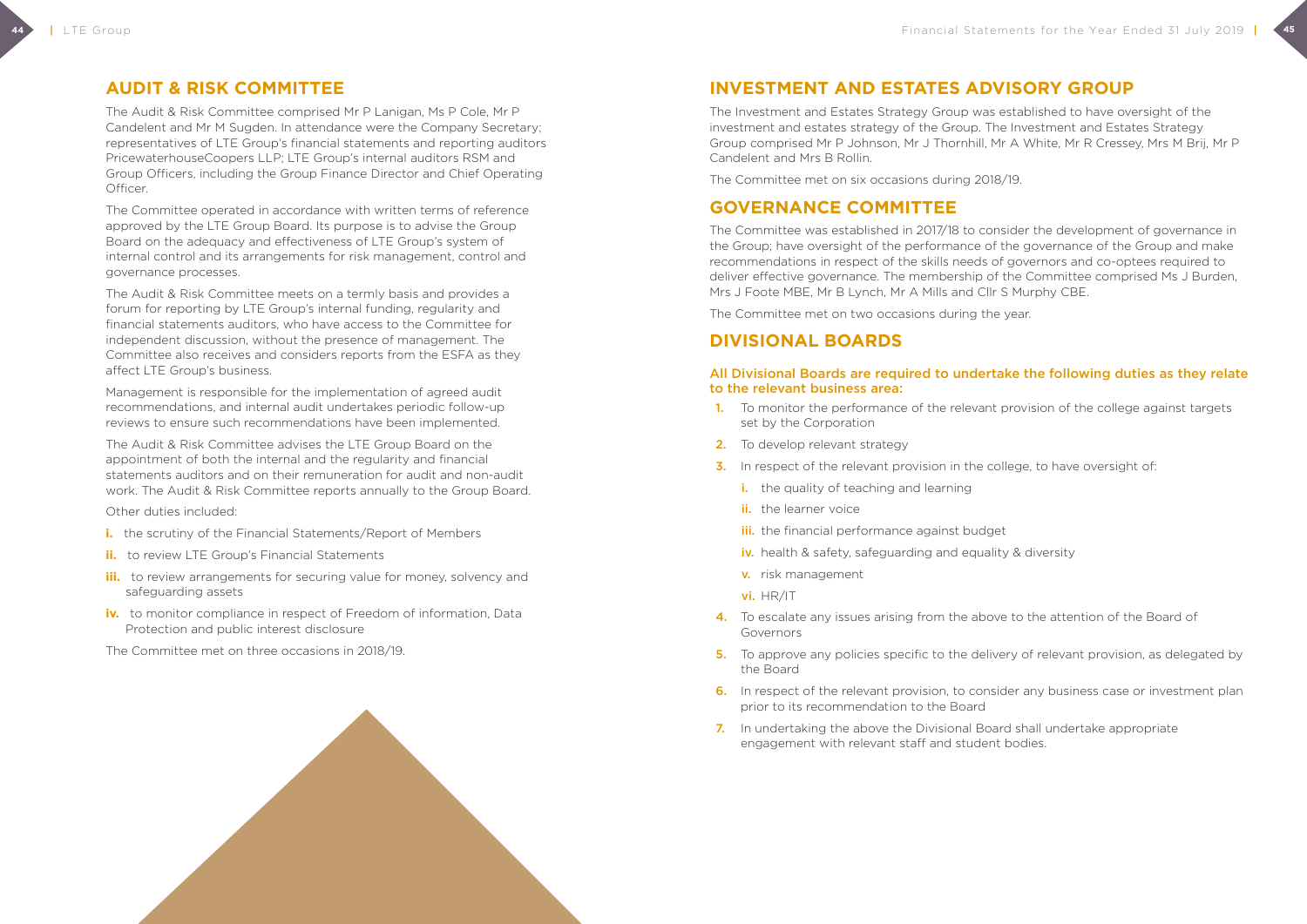## AUDIT & RISK COMMITTEE

The Audit & Risk Committee comprised Mr P Lanigan, Ms P Cole, Mr P Candelent and Mr M Sugden. In attendance were the Company Secretary; representatives of LTE Group's financial statements and reporting auditors PricewaterhouseCoopers LLP; LTE Group's internal auditors RSM and Group Officers, including the Group Finance Director and Chief Operating Officer.

The Committee operated in accordance with written terms of reference approved by the LTE Group Board. Its purpose is to advise the Group Board on the adequacy and effectiveness of LTE Group's system of internal control and its arrangements for risk management, control and governance processes.

The Audit & Risk Committee meets on a termly basis and provides a forum for reporting by LTE Group's internal funding, regularity and financial statements auditors, who have access to the Committee for independent discussion, without the presence of management. The Committee also receives and considers reports from the ESFA as they affect LTE Group's business.

Management is responsible for the implementation of agreed audit recommendations, and internal audit undertakes periodic follow-up reviews to ensure such recommendations have been implemented.

The Audit & Risk Committee advises the LTE Group Board on the appointment of both the internal and the regularity and financial statements auditors and on their remuneration for audit and non-audit work. The Audit & Risk Committee reports annually to the Group Board.

Other duties included:

- **i.** the scrutiny of the Financial Statements/Report of Members
- **ii.** to review LTE Group's Financial Statements
- **iii.** to review arrangements for securing value for money, solvency and safeguarding assets
- **iv.** to monitor compliance in respect of Freedom of information, Data Protection and public interest disclosure

The Committee met on three occasions in 2018/19.

## INVESTMENT AND ESTATES ADVISORY GROUP

The Investment and Estates Strategy Group was established to have oversight of the investment and estates strategy of the Group. The Investment and Estates Strategy Group comprised Mr P Johnson, Mr J Thornhill, Mr A White, Mr R Cressey, Mrs M Brij, Mr P Candelent and Mrs B Rollin.

The Committee met on six occasions during 2018/19.

## GOVERNANCE COMMITTEE

The Committee was established in 2017/18 to consider the development of governance in the Group; have oversight of the performance of the governance of the Group and make recommendations in respect of the skills needs of governors and co-optees required to deliver effective governance. The membership of the Committee comprised Ms J Burden, Mrs J Foote MBE, Mr B Lynch, Mr A Mills and Cllr S Murphy CBE.

The Committee met on two occasions during the year.

## DIVISIONAL BOARDS

### All Divisional Boards are required to undertake the following duties as they relate to the relevant business area:

1. To monitor the performance of the relevant provision of the college against targets set by the Corporation
2. To develop relevant strategy
3. In respect of the relevant provision in the college, to have oversight of:
   - **i.** the quality of teaching and learning
   - **ii.** the learner voice
   - **iii.** the financial performance against budget
   - **iv.** health & safety, safeguarding and equality & diversity
   - **v.** risk management
   - **vi.** HR/IT
4. To escalate any issues arising from the above to the attention of the Board of Governors
5. To approve any policies specific to the delivery of relevant provision, as delegated by the Board
6. In respect of the relevant provision, to consider any business case or investment plan prior to its recommendation to the Board
7. In undertaking the above the Divisional Board shall undertake appropriate engagement with relevant staff and student bodies.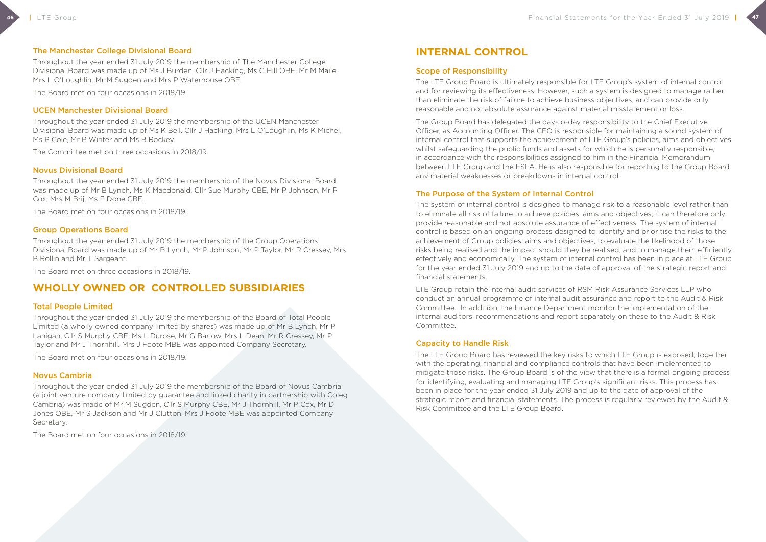### The Manchester College Divisional Board

Throughout the year ended 31 July 2019 the membership of The Manchester College Divisional Board was made up of Ms J Burden, Cllr J Hacking, Ms C Hill OBE, Mr M Maile, Mrs L O'Loughlin, Mr M Sugden and Mrs P Waterhouse OBE.

The Board met on four occasions in 2018/19.

### UCEN Manchester Divisional Board

Throughout the year ended 31 July 2019 the membership of the UCEN Manchester Divisional Board was made up of Ms K Bell, Cllr J Hacking, Mrs L O'Loughlin, Ms K Michel, Ms P Cole, Mr P Winter and Ms B Rockey.

The Committee met on three occasions in 2018/19.

### Novus Divisional Board

Throughout the year ended 31 July 2019 the membership of the Novus Divisional Board was made up of Mr B Lynch, Ms K Macdonald, Cllr Sue Murphy CBE, Mr P Johnson, Mr P Cox, Mrs M Brij, Ms F Done CBE.

The Board met on four occasions in 2018/19.

### Group Operations Board

Throughout the year ended 31 July 2019 the membership of the Group Operations Divisional Board was made up of Mr B Lynch, Mr P Johnson, Mr P Taylor, Mr R Cressey, Mrs B Rollin and Mr T Sargeant.

The Board met on three occasions in 2018/19.

## WHOLLY OWNED OR CONTROLLED SUBSIDIARIES

### Total People Limited

Throughout the year ended 31 July 2019 the membership of the Board of Total People Limited (a wholly owned company limited by shares) was made up of Mr B Lynch, Mr P Lanigan, Cllr S Murphy CBE, Ms L Durose, Mr G Barlow, Mrs L Dean, Mr R Cressey, Mr P Taylor and Mr J Thornhill. Mrs J Foote MBE was appointed Company Secretary.

The Board met on four occasions in 2018/19.

### Novus Cambria

Throughout the year ended 31 July 2019 the membership of the Board of Novus Cambria (a joint venture company limited by guarantee and linked charity in partnership with Coleg Cambria) was made of Mr M Sugden, Cllr S Murphy CBE, Mr J Thornhill, Mr P Cox, Mr D Jones OBE, Mr S Jackson and Mr J Clutton. Mrs J Foote MBE was appointed Company Secretary.

The Board met on four occasions in 2018/19.

## INTERNAL CONTROL

### Scope of Responsibility

The LTE Group Board is ultimately responsible for LTE Group's system of internal control and for reviewing its effectiveness. However, such a system is designed to manage rather than eliminate the risk of failure to achieve business objectives, and can provide only reasonable and not absolute assurance against material misstatement or loss.

The Group Board has delegated the day-to-day responsibility to the Chief Executive Officer, as Accounting Officer. The CEO is responsible for maintaining a sound system of internal control that supports the achievement of LTE Group's policies, aims and objectives, whilst safeguarding the public funds and assets for which he is personally responsible, in accordance with the responsibilities assigned to him in the Financial Memorandum between LTE Group and the ESFA. He is also responsible for reporting to the Group Board any material weaknesses or breakdowns in internal control.

### The Purpose of the System of Internal Control

The system of internal control is designed to manage risk to a reasonable level rather than to eliminate all risk of failure to achieve policies, aims and objectives; it can therefore only provide reasonable and not absolute assurance of effectiveness. The system of internal control is based on an ongoing process designed to identify and prioritise the risks to the achievement of Group policies, aims and objectives, to evaluate the likelihood of those risks being realised and the impact should they be realised, and to manage them efficiently, effectively and economically. The system of internal control has been in place at LTE Group for the year ended 31 July 2019 and up to the date of approval of the strategic report and financial statements.

LTE Group retain the internal audit services of RSM Risk Assurance Services LLP who conduct an annual programme of internal audit assurance and report to the Audit & Risk Committee. In addition, the Finance Department monitor the implementation of the internal auditors' recommendations and report separately on these to the Audit & Risk Committee.

### Capacity to Handle Risk

The LTE Group Board has reviewed the key risks to which LTE Group is exposed, together with the operating, financial and compliance controls that have been implemented to mitigate those risks. The Group Board is of the view that there is a formal ongoing process for identifying, evaluating and managing LTE Group's significant risks. This process has been in place for the year ended 31 July 2019 and up to the date of approval of the strategic report and financial statements. The process is regularly reviewed by the Audit & Risk Committee and the LTE Group Board.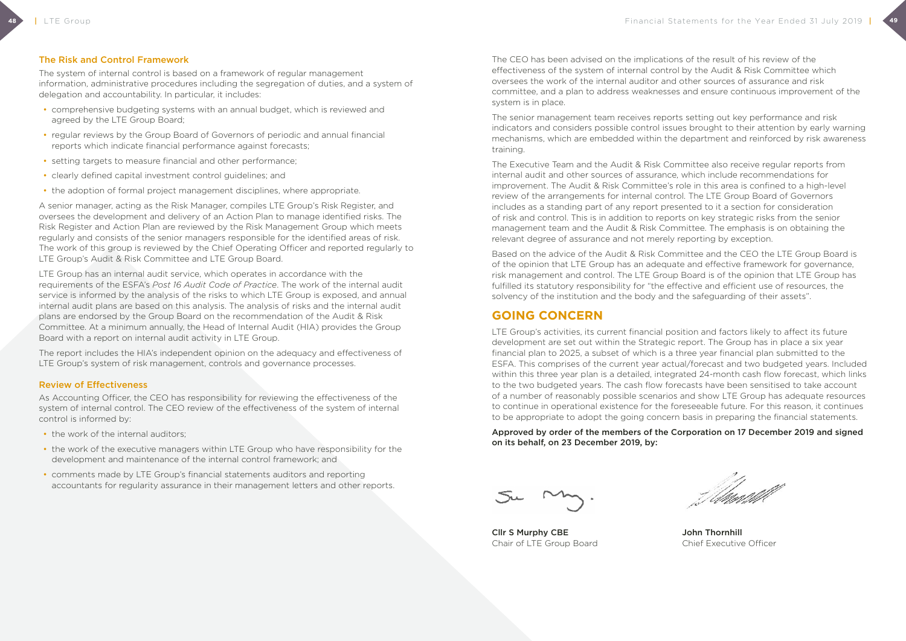### The Risk and Control Framework

The system of internal control is based on a framework of regular management information, administrative procedures including the segregation of duties, and a system of delegation and accountability. In particular, it includes:

- comprehensive budgeting systems with an annual budget, which is reviewed and agreed by the LTE Group Board;
- regular reviews by the Group Board of Governors of periodic and annual financial reports which indicate financial performance against forecasts;
- setting targets to measure financial and other performance;
- clearly defined capital investment control guidelines; and
- the adoption of formal project management disciplines, where appropriate.

A senior manager, acting as the Risk Manager, compiles LTE Group's Risk Register, and oversees the development and delivery of an Action Plan to manage identified risks. The Risk Register and Action Plan are reviewed by the Risk Management Group which meets regularly and consists of the senior managers responsible for the identified areas of risk. The work of this group is reviewed by the Chief Operating Officer and reported regularly to LTE Group's Audit & Risk Committee and LTE Group Board.

LTE Group has an internal audit service, which operates in accordance with the requirements of the ESFA's *Post 16 Audit Code of Practice*. The work of the internal audit service is informed by the analysis of the risks to which LTE Group is exposed, and annual internal audit plans are based on this analysis. The analysis of risks and the internal audit plans are endorsed by the Group Board on the recommendation of the Audit & Risk Committee. At a minimum annually, the Head of Internal Audit (HIA) provides the Group Board with a report on internal audit activity in LTE Group.

The report includes the HIA's independent opinion on the adequacy and effectiveness of LTE Group's system of risk management, controls and governance processes.

### Review of Effectiveness

As Accounting Officer, the CEO has responsibility for reviewing the effectiveness of the system of internal control. The CEO review of the effectiveness of the system of internal control is informed by:

- the work of the internal auditors;
- the work of the executive managers within LTE Group who have responsibility for the development and maintenance of the internal control framework; and
- comments made by LTE Group's financial statements auditors and reporting accountants for regularity assurance in their management letters and other reports.

The CEO has been advised on the implications of the result of his review of the effectiveness of the system of internal control by the Audit & Risk Committee which oversees the work of the internal auditor and other sources of assurance and risk committee, and a plan to address weaknesses and ensure continuous improvement of the system is in place.

The senior management team receives reports setting out key performance and risk indicators and considers possible control issues brought to their attention by early warning mechanisms, which are embedded within the department and reinforced by risk awareness training.

The Executive Team and the Audit & Risk Committee also receive regular reports from internal audit and other sources of assurance, which include recommendations for improvement. The Audit & Risk Committee's role in this area is confined to a high-level review of the arrangements for internal control. The LTE Group Board of Governors includes as a standing part of any report presented to it a section for consideration of risk and control. This is in addition to reports on key strategic risks from the senior management team and the Audit & Risk Committee. The emphasis is on obtaining the relevant degree of assurance and not merely reporting by exception.

Based on the advice of the Audit & Risk Committee and the CEO the LTE Group Board is of the opinion that LTE Group has an adequate and effective framework for governance, risk management and control. The LTE Group Board is of the opinion that LTE Group has fulfilled its statutory responsibility for "the effective and efficient use of resources, the solvency of the institution and the body and the safeguarding of their assets".

## GOING CONCERN

LTE Group's activities, its current financial position and factors likely to affect its future development are set out within the Strategic report. The Group has in place a six year financial plan to 2025, a subset of which is a three year financial plan submitted to the ESFA. This comprises of the current year actual/forecast and two budgeted years. Included within this three year plan is a detailed, integrated 24-month cash flow forecast, which links to the two budgeted years. The cash flow forecasts have been sensitised to take account of a number of reasonably possible scenarios and show LTE Group has adequate resources to continue in operational existence for the foreseeable future. For this reason, it continues to be appropriate to adopt the going concern basis in preparing the financial statements.

**Approved by order of the members of the Corporation on 17 December 2019 and signed on its behalf, on 23 December 2019, by:**

**Cllr S Murphy CBE**
Chair of LTE Group Board

**John Thornhill**
Chief Executive Officer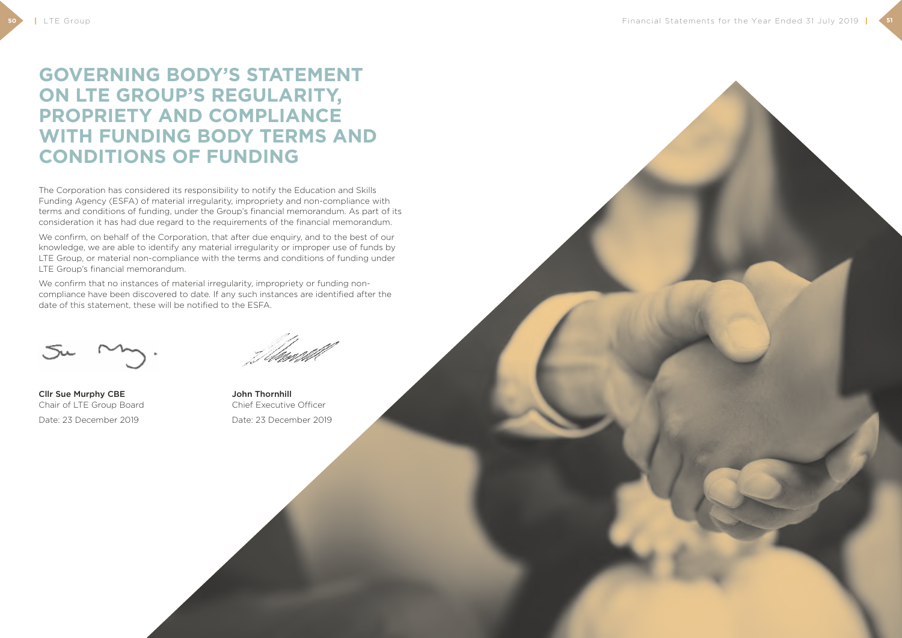# GOVERNING BODY'S STATEMENT ON LTE GROUP'S REGULARITY, PROPRIETY AND COMPLIANCE WITH FUNDING BODY TERMS AND CONDITIONS OF FUNDING

The Corporation has considered its responsibility to notify the Education and Skills Funding Agency (ESFA) of material irregularity, impropriety and non-compliance with terms and conditions of funding, under the Group's financial memorandum. As part of its consideration it has had due regard to the requirements of the financial memorandum.

We confirm, on behalf of the Corporation, that after due enquiry, and to the best of our knowledge, we are able to identify any material irregularity or improper use of funds by LTE Group, or material non-compliance with the terms and conditions of funding under LTE Group's financial memorandum.

We confirm that no instances of material irregularity, impropriety or funding non-compliance have been discovered to date. If any such instances are identified after the date of this statement, these will be notified to the ESFA.

**Cllr Sue Murphy CBE**
Chair of LTE Group Board
Date: 23 December 2019

**John Thornhill**
Chief Executive Officer
Date: 23 December 2019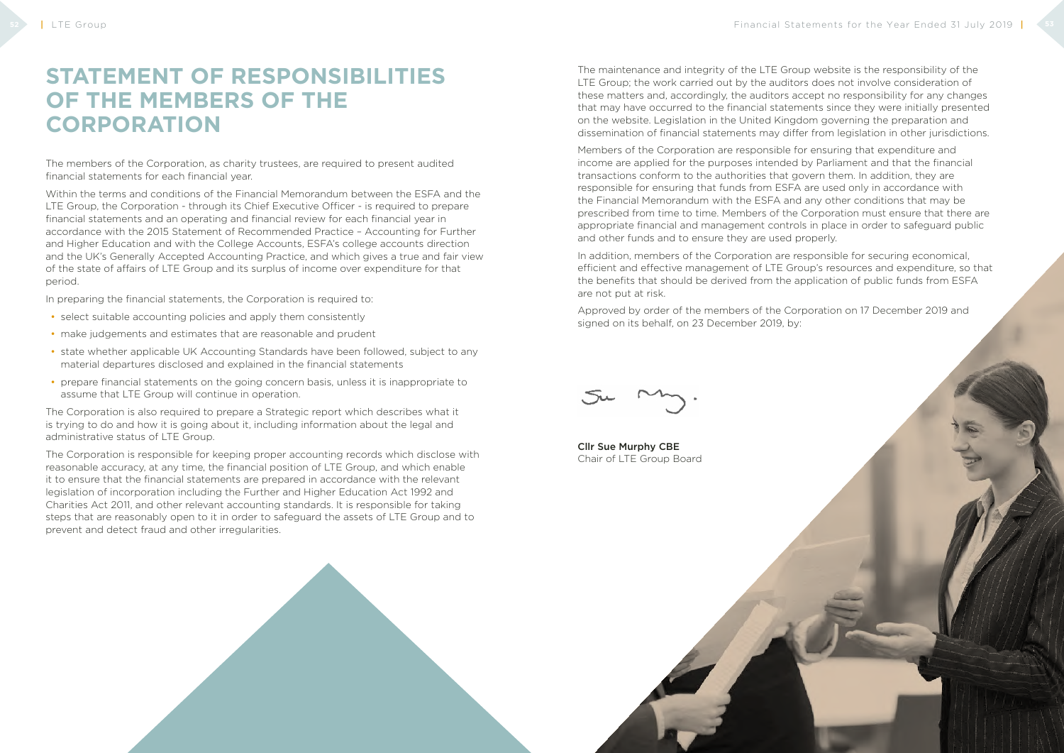# STATEMENT OF RESPONSIBILITIES OF THE MEMBERS OF THE CORPORATION

The members of the Corporation, as charity trustees, are required to present audited financial statements for each financial year.

Within the terms and conditions of the Financial Memorandum between the ESFA and the LTE Group, the Corporation - through its Chief Executive Officer - is required to prepare financial statements and an operating and financial review for each financial year in accordance with the 2015 Statement of Recommended Practice – Accounting for Further and Higher Education and with the College Accounts, ESFA's college accounts direction and the UK's Generally Accepted Accounting Practice, and which gives a true and fair view of the state of affairs of LTE Group and its surplus of income over expenditure for that period.

In preparing the financial statements, the Corporation is required to:

- select suitable accounting policies and apply them consistently
- make judgements and estimates that are reasonable and prudent
- state whether applicable UK Accounting Standards have been followed, subject to any material departures disclosed and explained in the financial statements
- prepare financial statements on the going concern basis, unless it is inappropriate to assume that LTE Group will continue in operation.

The Corporation is also required to prepare a Strategic report which describes what it is trying to do and how it is going about it, including information about the legal and administrative status of LTE Group.

The Corporation is responsible for keeping proper accounting records which disclose with reasonable accuracy, at any time, the financial position of LTE Group, and which enable it to ensure that the financial statements are prepared in accordance with the relevant legislation of incorporation including the Further and Higher Education Act 1992 and Charities Act 2011, and other relevant accounting standards. It is responsible for taking steps that are reasonably open to it in order to safeguard the assets of LTE Group and to prevent and detect fraud and other irregularities.

The maintenance and integrity of the LTE Group website is the responsibility of the LTE Group; the work carried out by the auditors does not involve consideration of these matters and, accordingly, the auditors accept no responsibility for any changes that may have occurred to the financial statements since they were initially presented on the website. Legislation in the United Kingdom governing the preparation and dissemination of financial statements may differ from legislation in other jurisdictions.

Members of the Corporation are responsible for ensuring that expenditure and income are applied for the purposes intended by Parliament and that the financial transactions conform to the authorities that govern them. In addition, they are responsible for ensuring that funds from ESFA are used only in accordance with the Financial Memorandum with the ESFA and any other conditions that may be prescribed from time to time. Members of the Corporation must ensure that there are appropriate financial and management controls in place in order to safeguard public and other funds and to ensure they are used properly.

In addition, members of the Corporation are responsible for securing economical, efficient and effective management of LTE Group's resources and expenditure, so that the benefits that should be derived from the application of public funds from ESFA are not put at risk.

Approved by order of the members of the Corporation on 17 December 2019 and signed on its behalf, on 23 December 2019, by:

**Cllr Sue Murphy CBE**
Chair of LTE Group Board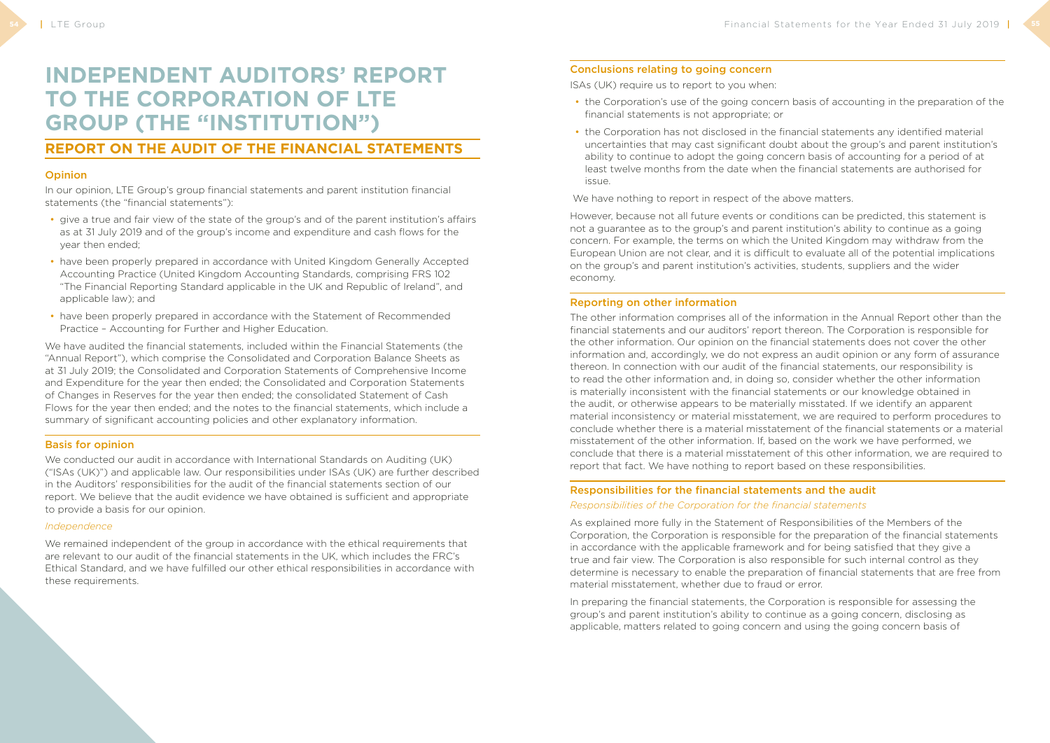# INDEPENDENT AUDITORS' REPORT TO THE CORPORATION OF LTE GROUP (THE "INSTITUTION")

## REPORT ON THE AUDIT OF THE FINANCIAL STATEMENTS

### Opinion

In our opinion, LTE Group's group financial statements and parent institution financial statements (the "financial statements"):

- give a true and fair view of the state of the group's and of the parent institution's affairs as at 31 July 2019 and of the group's income and expenditure and cash flows for the year then ended;
- have been properly prepared in accordance with United Kingdom Generally Accepted Accounting Practice (United Kingdom Accounting Standards, comprising FRS 102 "The Financial Reporting Standard applicable in the UK and Republic of Ireland", and applicable law); and
- have been properly prepared in accordance with the Statement of Recommended Practice – Accounting for Further and Higher Education.

We have audited the financial statements, included within the Financial Statements (the "Annual Report"), which comprise the Consolidated and Corporation Balance Sheets as at 31 July 2019; the Consolidated and Corporation Statements of Comprehensive Income and Expenditure for the year then ended; the Consolidated and Corporation Statements of Changes in Reserves for the year then ended; the consolidated Statement of Cash Flows for the year then ended; and the notes to the financial statements, which include a summary of significant accounting policies and other explanatory information.

### Basis for opinion

We conducted our audit in accordance with International Standards on Auditing (UK) ("ISAs (UK)") and applicable law. Our responsibilities under ISAs (UK) are further described in the Auditors' responsibilities for the audit of the financial statements section of our report. We believe that the audit evidence we have obtained is sufficient and appropriate to provide a basis for our opinion.

*Independence*

We remained independent of the group in accordance with the ethical requirements that are relevant to our audit of the financial statements in the UK, which includes the FRC's Ethical Standard, and we have fulfilled our other ethical responsibilities in accordance with these requirements.

### Conclusions relating to going concern

ISAs (UK) require us to report to you when:

- the Corporation's use of the going concern basis of accounting in the preparation of the financial statements is not appropriate; or
- the Corporation has not disclosed in the financial statements any identified material uncertainties that may cast significant doubt about the group's and parent institution's ability to continue to adopt the going concern basis of accounting for a period of at least twelve months from the date when the financial statements are authorised for issue.

We have nothing to report in respect of the above matters.

However, because not all future events or conditions can be predicted, this statement is not a guarantee as to the group's and parent institution's ability to continue as a going concern. For example, the terms on which the United Kingdom may withdraw from the European Union are not clear, and it is difficult to evaluate all of the potential implications on the group's and parent institution's activities, students, suppliers and the wider economy.

### Reporting on other information

The other information comprises all of the information in the Annual Report other than the financial statements and our auditors' report thereon. The Corporation is responsible for the other information. Our opinion on the financial statements does not cover the other information and, accordingly, we do not express an audit opinion or any form of assurance thereon. In connection with our audit of the financial statements, our responsibility is to read the other information and, in doing so, consider whether the other information is materially inconsistent with the financial statements or our knowledge obtained in the audit, or otherwise appears to be materially misstated. If we identify an apparent material inconsistency or material misstatement, we are required to perform procedures to conclude whether there is a material misstatement of the financial statements or a material misstatement of the other information. If, based on the work we have performed, we conclude that there is a material misstatement of this other information, we are required to report that fact. We have nothing to report based on these responsibilities.

### Responsibilities for the financial statements and the audit

*Responsibilities of the Corporation for the financial statements*

As explained more fully in the Statement of Responsibilities of the Members of the Corporation, the Corporation is responsible for the preparation of the financial statements in accordance with the applicable framework and for being satisfied that they give a true and fair view. The Corporation is also responsible for such internal control as they determine is necessary to enable the preparation of financial statements that are free from material misstatement, whether due to fraud or error.

In preparing the financial statements, the Corporation is responsible for assessing the group's and parent institution's ability to continue as a going concern, disclosing as applicable, matters related to going concern and using the going concern basis of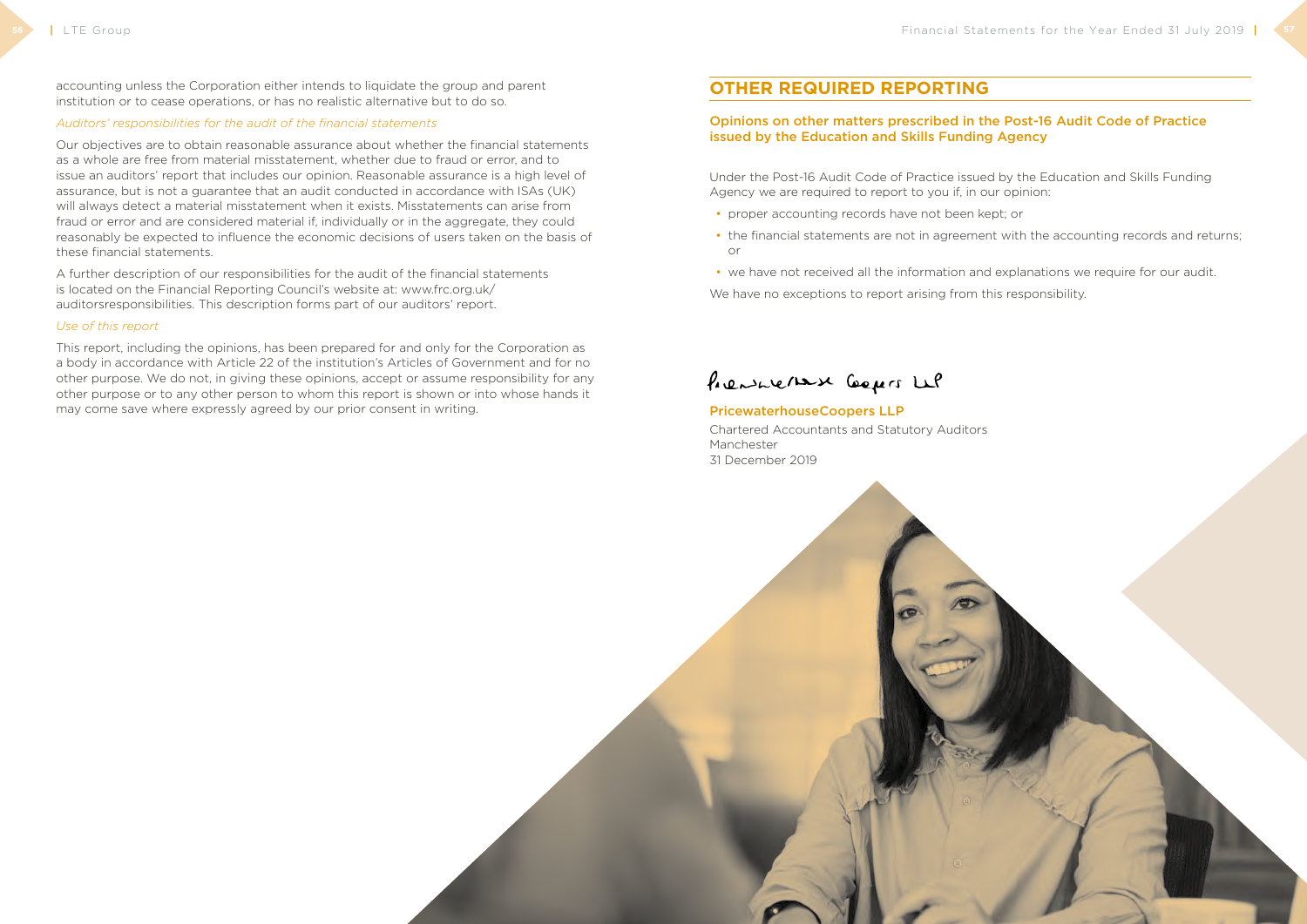accounting unless the Corporation either intends to liquidate the group and parent institution or to cease operations, or has no realistic alternative but to do so.

*Auditors' responsibilities for the audit of the financial statements*

Our objectives are to obtain reasonable assurance about whether the financial statements as a whole are free from material misstatement, whether due to fraud or error, and to issue an auditors' report that includes our opinion. Reasonable assurance is a high level of assurance, but is not a guarantee that an audit conducted in accordance with ISAs (UK) will always detect a material misstatement when it exists. Misstatements can arise from fraud or error and are considered material if, individually or in the aggregate, they could reasonably be expected to influence the economic decisions of users taken on the basis of these financial statements.

A further description of our responsibilities for the audit of the financial statements is located on the Financial Reporting Council's website at: www.frc.org.uk/auditorsresponsibilities. This description forms part of our auditors' report.

*Use of this report*

This report, including the opinions, has been prepared for and only for the Corporation as a body in accordance with Article 22 of the institution's Articles of Government and for no other purpose. We do not, in giving these opinions, accept or assume responsibility for any other purpose or to any other person to whom this report is shown or into whose hands it may come save where expressly agreed by our prior consent in writing.

## OTHER REQUIRED REPORTING

### Opinions on other matters prescribed in the Post-16 Audit Code of Practice issued by the Education and Skills Funding Agency

Under the Post-16 Audit Code of Practice issued by the Education and Skills Funding Agency we are required to report to you if, in our opinion:

- proper accounting records have not been kept; or
- the financial statements are not in agreement with the accounting records and returns; or
- we have not received all the information and explanations we require for our audit.

We have no exceptions to report arising from this responsibility.

PricewaterhouseCoopers LLP

**PricewaterhouseCoopers LLP**
Chartered Accountants and Statutory Auditors
Manchester
31 December 2019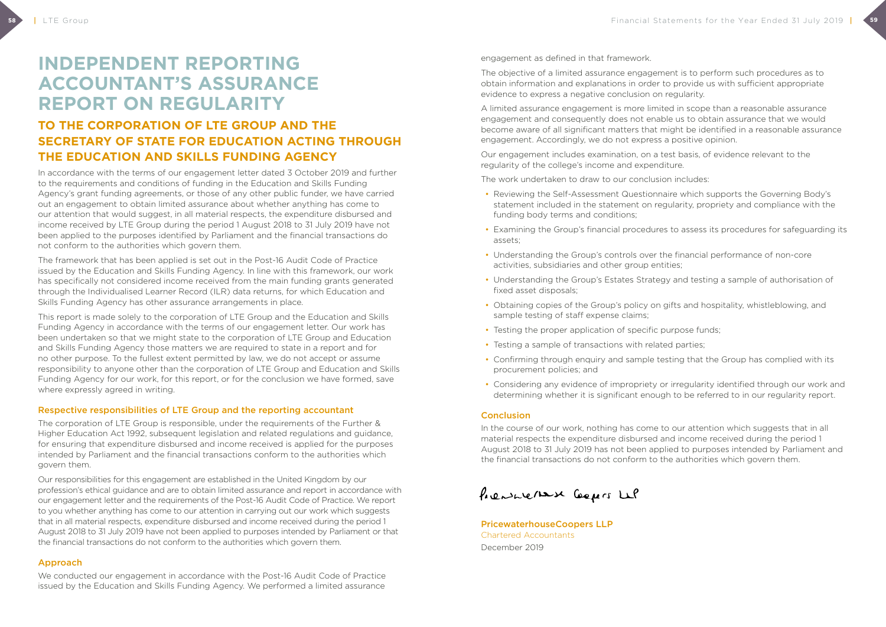# INDEPENDENT REPORTING ACCOUNTANT'S ASSURANCE REPORT ON REGULARITY

## TO THE CORPORATION OF LTE GROUP AND THE SECRETARY OF STATE FOR EDUCATION ACTING THROUGH THE EDUCATION AND SKILLS FUNDING AGENCY

In accordance with the terms of our engagement letter dated 3 October 2019 and further to the requirements and conditions of funding in the Education and Skills Funding Agency's grant funding agreements, or those of any other public funder, we have carried out an engagement to obtain limited assurance about whether anything has come to our attention that would suggest, in all material respects, the expenditure disbursed and income received by LTE Group during the period 1 August 2018 to 31 July 2019 have not been applied to the purposes identified by Parliament and the financial transactions do not conform to the authorities which govern them.

The framework that has been applied is set out in the Post-16 Audit Code of Practice issued by the Education and Skills Funding Agency. In line with this framework, our work has specifically not considered income received from the main funding grants generated through the Individualised Learner Record (ILR) data returns, for which Education and Skills Funding Agency has other assurance arrangements in place.

This report is made solely to the corporation of LTE Group and the Education and Skills Funding Agency in accordance with the terms of our engagement letter. Our work has been undertaken so that we might state to the corporation of LTE Group and Education and Skills Funding Agency those matters we are required to state in a report and for no other purpose. To the fullest extent permitted by law, we do not accept or assume responsibility to anyone other than the corporation of LTE Group and Education and Skills Funding Agency for our work, for this report, or for the conclusion we have formed, save where expressly agreed in writing.

### Respective responsibilities of LTE Group and the reporting accountant

The corporation of LTE Group is responsible, under the requirements of the Further & Higher Education Act 1992, subsequent legislation and related regulations and guidance, for ensuring that expenditure disbursed and income received is applied for the purposes intended by Parliament and the financial transactions conform to the authorities which govern them.

Our responsibilities for this engagement are established in the United Kingdom by our profession's ethical guidance and are to obtain limited assurance and report in accordance with our engagement letter and the requirements of the Post-16 Audit Code of Practice. We report to you whether anything has come to our attention in carrying out our work which suggests that in all material respects, expenditure disbursed and income received during the period 1 August 2018 to 31 July 2019 have not been applied to purposes intended by Parliament or that the financial transactions do not conform to the authorities which govern them.

### Approach

We conducted our engagement in accordance with the Post-16 Audit Code of Practice issued by the Education and Skills Funding Agency. We performed a limited assurance engagement as defined in that framework.

The objective of a limited assurance engagement is to perform such procedures as to obtain information and explanations in order to provide us with sufficient appropriate evidence to express a negative conclusion on regularity.

A limited assurance engagement is more limited in scope than a reasonable assurance engagement and consequently does not enable us to obtain assurance that we would become aware of all significant matters that might be identified in a reasonable assurance engagement. Accordingly, we do not express a positive opinion.

Our engagement includes examination, on a test basis, of evidence relevant to the regularity of the college's income and expenditure.

The work undertaken to draw to our conclusion includes:

- Reviewing the Self-Assessment Questionnaire which supports the Governing Body's statement included in the statement on regularity, propriety and compliance with the funding body terms and conditions;
- Examining the Group's financial procedures to assess its procedures for safeguarding its assets;
- Understanding the Group's controls over the financial performance of non-core activities, subsidiaries and other group entities;
- Understanding the Group's Estates Strategy and testing a sample of authorisation of fixed asset disposals;
- Obtaining copies of the Group's policy on gifts and hospitality, whistleblowing, and sample testing of staff expense claims;
- Testing the proper application of specific purpose funds;
- Testing a sample of transactions with related parties;
- Confirming through enquiry and sample testing that the Group has complied with its procurement policies; and
- Considering any evidence of impropriety or irregularity identified through our work and determining whether it is significant enough to be referred to in our regularity report.

### Conclusion

In the course of our work, nothing has come to our attention which suggests that in all material respects the expenditure disbursed and income received during the period 1 August 2018 to 31 July 2019 has not been applied to purposes intended by Parliament and the financial transactions do not conform to the authorities which govern them.

PricewaterhouseCoopers LLP

**PricewaterhouseCoopers LLP**
Chartered Accountants
December 2019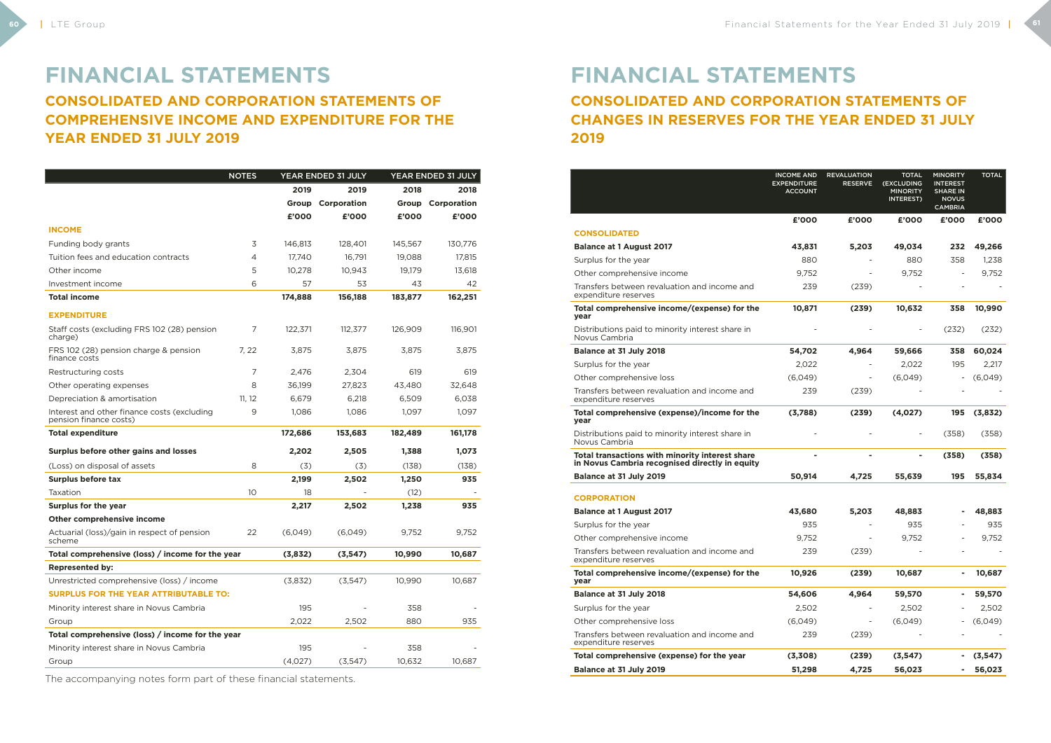# FINANCIAL STATEMENTS

## CONSOLIDATED AND CORPORATION STATEMENTS OF COMPREHENSIVE INCOME AND EXPENDITURE FOR THE YEAR ENDED 31 JULY 2019

| | NOTES | YEAR ENDED 31 JULY | | YEAR ENDED 31 JULY | |
|---|---|---|---|---|---|
| | | 2019 | 2019 | 2018 | 2018 |
| | | Group | Corporation | Group | Corporation |
| | | £'000 | £'000 | £'000 | £'000 |
| **INCOME** | | | | | |
| Funding body grants | 3 | 146,813 | 128,401 | 145,567 | 130,776 |
| Tuition fees and education contracts | 4 | 17,740 | 16,791 | 19,088 | 17,815 |
| Other income | 5 | 10,278 | 10,943 | 19,179 | 13,618 |
| Investment income | 6 | 57 | 53 | 43 | 42 |
| **Total income** | | **174,888** | **156,188** | **183,877** | **162,251** |
| **EXPENDITURE** | | | | | |
| Staff costs (excluding FRS 102 (28) pension charge) | 7 | 122,371 | 112,377 | 126,909 | 116,901 |
| FRS 102 (28) pension charge & pension finance costs | 7, 22 | 3,875 | 3,875 | 3,875 | 3,875 |
| Restructuring costs | 7 | 2,476 | 2,304 | 619 | 619 |
| Other operating expenses | 8 | 36,199 | 27,823 | 43,480 | 32,648 |
| Depreciation & amortisation | 11, 12 | 6,679 | 6,218 | 6,509 | 6,038 |
| Interest and other finance costs (excluding pension finance costs) | 9 | 1,086 | 1,086 | 1,097 | 1,097 |
| **Total expenditure** | | **172,686** | **153,683** | **182,489** | **161,178** |
| **Surplus before other gains and losses** | | **2,202** | **2,505** | **1,388** | **1,073** |
| (Loss) on disposal of assets | 8 | (3) | (3) | (138) | (138) |
| **Surplus before tax** | | **2,199** | **2,502** | **1,250** | **935** |
| Taxation | 10 | 18 | - | (12) | - |
| **Surplus for the year** | | **2,217** | **2,502** | **1,238** | **935** |
| **Other comprehensive income** | | | | | |
| Actuarial (loss)/gain in respect of pension scheme | 22 | (6,049) | (6,049) | 9,752 | 9,752 |
| **Total comprehensive (loss) / income for the year** | | **(3,832)** | **(3,547)** | **10,990** | **10,687** |
| **Represented by:** | | | | | |
| Unrestricted comprehensive (loss) / income | | (3,832) | (3,547) | 10,990 | 10,687 |
| **SURPLUS FOR THE YEAR ATTRIBUTABLE TO:** | | | | | |
| Minority interest share in Novus Cambria | | 195 | - | 358 | - |
| Group | | 2,022 | 2,502 | 880 | 935 |
| **Total comprehensive (loss) / income for the year** | | | | | |
| Minority interest share in Novus Cambria | | 195 | - | 358 | - |
| Group | | (4,027) | (3,547) | 10,632 | 10,687 |

The accompanying notes form part of these financial statements.

# FINANCIAL STATEMENTS

## CONSOLIDATED AND CORPORATION STATEMENTS OF CHANGES IN RESERVES FOR THE YEAR ENDED 31 JULY 2019

| | INCOME AND EXPENDITURE ACCOUNT | REVALUATION RESERVE | TOTAL (EXCLUDING MINORITY INTEREST) | MINORITY INTEREST SHARE IN NOVUS CAMBRIA | TOTAL |
|---|---|---|---|---|---|
| | £'000 | £'000 | £'000 | £'000 | £'000 |
| **CONSOLIDATED** | | | | | |
| **Balance at 1 August 2017** | **43,831** | **5,203** | **49,034** | **232** | **49,266** |
| Surplus for the year | 880 | - | 880 | 358 | 1,238 |
| Other comprehensive income | 9,752 | - | 9,752 | - | 9,752 |
| Transfers between revaluation and income and expenditure reserves | 239 | (239) | - | - | - |
| **Total comprehensive income/(expense) for the year** | **10,871** | **(239)** | **10,632** | **358** | **10,990** |
| Distributions paid to minority interest share in Novus Cambria | - | - | - | (232) | (232) |
| **Balance at 31 July 2018** | **54,702** | **4,964** | **59,666** | **358** | **60,024** |
| Surplus for the year | 2,022 | - | 2,022 | 195 | 2,217 |
| Other comprehensive loss | (6,049) | - | (6,049) | - | (6,049) |
| Transfers between revaluation and income and expenditure reserves | 239 | (239) | - | - | - |
| **Total comprehensive (expense)/income for the year** | **(3,788)** | **(239)** | **(4,027)** | **195** | **(3,832)** |
| Distributions paid to minority interest share in Novus Cambria | - | - | - | (358) | (358) |
| **Total transactions with minority interest share in Novus Cambria recognised directly in equity** | **-** | **-** | **-** | **(358)** | **(358)** |
| **Balance at 31 July 2019** | **50,914** | **4,725** | **55,639** | **195** | **55,834** |
| **CORPORATION** | | | | | |
| **Balance at 1 August 2017** | **43,680** | **5,203** | **48,883** | **-** | **48,883** |
| Surplus for the year | 935 | - | 935 | - | 935 |
| Other comprehensive income | 9,752 | - | 9,752 | - | 9,752 |
| Transfers between revaluation and income and expenditure reserves | 239 | (239) | - | - | - |
| **Total comprehensive income/(expense) for the year** | **10,926** | **(239)** | **10,687** | **-** | **10,687** |
| **Balance at 31 July 2018** | **54,606** | **4,964** | **59,570** | **-** | **59,570** |
| Surplus for the year | 2,502 | - | 2,502 | - | 2,502 |
| Other comprehensive loss | (6,049) | - | (6,049) | - | (6,049) |
| Transfers between revaluation and income and expenditure reserves | 239 | (239) | - | - | - |
| **Total comprehensive (expense) for the year** | **(3,308)** | **(239)** | **(3,547)** | **-** | **(3,547)** |
| **Balance at 31 July 2019** | **51,298** | **4,725** | **56,023** | **-** | **56,023** |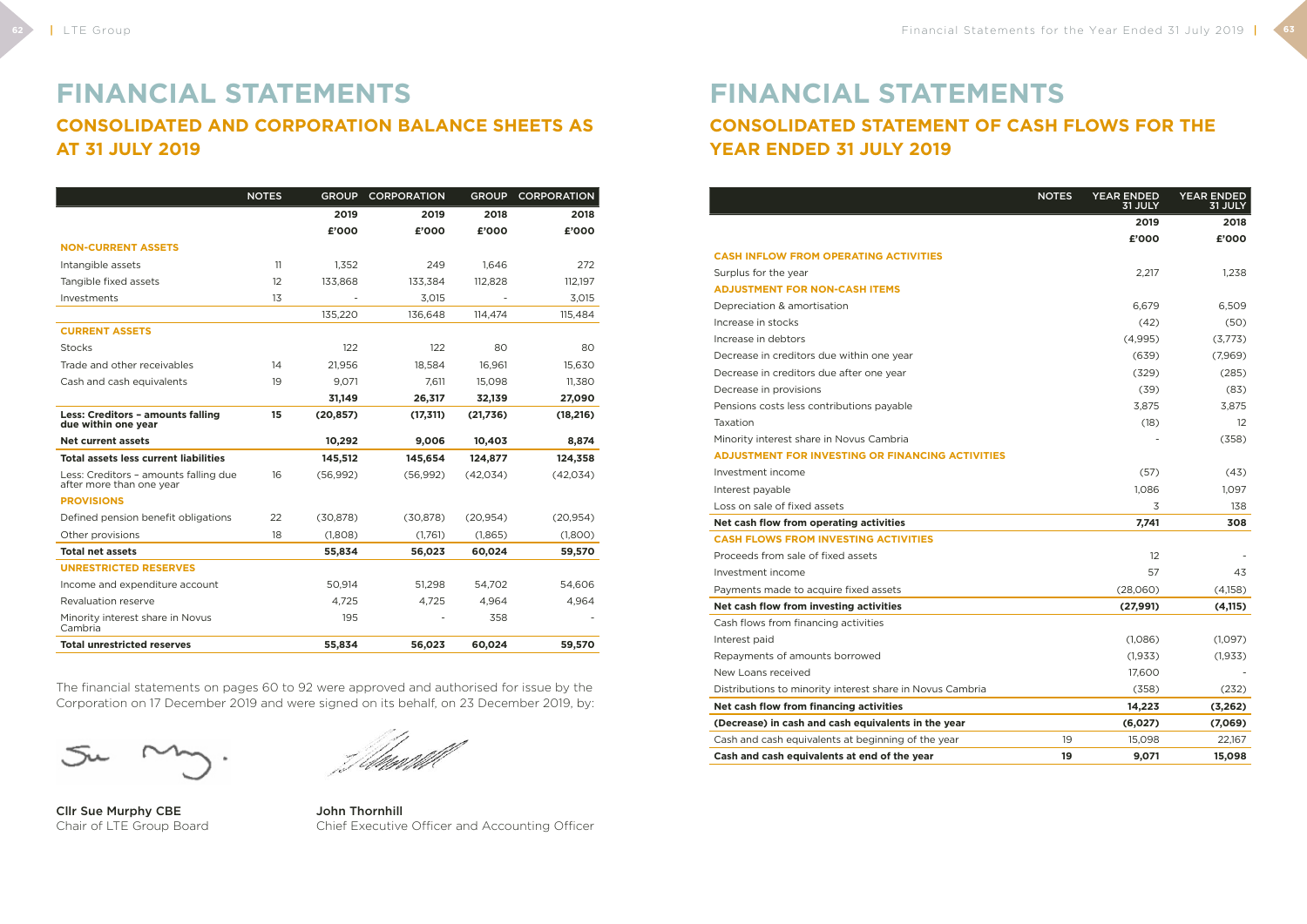# FINANCIAL STATEMENTS

## CONSOLIDATED AND CORPORATION BALANCE SHEETS AS AT 31 JULY 2019

| | NOTES | GROUP | CORPORATION | GROUP | CORPORATION |
|---|---|---|---|---|---|
| | | 2019 | 2019 | 2018 | 2018 |
| | | £'000 | £'000 | £'000 | £'000 |
| **NON-CURRENT ASSETS** | | | | | |
| Intangible assets | 11 | 1,352 | 249 | 1,646 | 272 |
| Tangible fixed assets | 12 | 133,868 | 133,384 | 112,828 | 112,197 |
| Investments | 13 | - | 3,015 | - | 3,015 |
| | | 135,220 | 136,648 | 114,474 | 115,484 |
| **CURRENT ASSETS** | | | | | |
| Stocks | | 122 | 122 | 80 | 80 |
| Trade and other receivables | 14 | 21,956 | 18,584 | 16,961 | 15,630 |
| Cash and cash equivalents | 19 | 9,071 | 7,611 | 15,098 | 11,380 |
| | | **31,149** | **26,317** | **32,139** | **27,090** |
| **Less: Creditors – amounts falling due within one year** | **15** | **(20,857)** | **(17,311)** | **(21,736)** | **(18,216)** |
| **Net current assets** | | **10,292** | **9,006** | **10,403** | **8,874** |
| **Total assets less current liabilities** | | **145,512** | **145,654** | **124,877** | **124,358** |
| Less: Creditors – amounts falling due after more than one year | 16 | (56,992) | (56,992) | (42,034) | (42,034) |
| **PROVISIONS** | | | | | |
| Defined pension benefit obligations | 22 | (30,878) | (30,878) | (20,954) | (20,954) |
| Other provisions | 18 | (1,808) | (1,761) | (1,865) | (1,800) |
| **Total net assets** | | **55,834** | **56,023** | **60,024** | **59,570** |
| **UNRESTRICTED RESERVES** | | | | | |
| Income and expenditure account | | 50,914 | 51,298 | 54,702 | 54,606 |
| Revaluation reserve | | 4,725 | 4,725 | 4,964 | 4,964 |
| Minority interest share in Novus Cambria | | 195 | - | 358 | - |
| **Total unrestricted reserves** | | **55,834** | **56,023** | **60,024** | **59,570** |

The financial statements on pages 60 to 92 were approved and authorised for issue by the Corporation on 17 December 2019 and were signed on its behalf, on 23 December 2019, by:

**Cllr Sue Murphy CBE**
Chair of LTE Group Board

**John Thornhill**
Chief Executive Officer and Accounting Officer

# FINANCIAL STATEMENTS

## CONSOLIDATED STATEMENT OF CASH FLOWS FOR THE YEAR ENDED 31 JULY 2019

| | NOTES | YEAR ENDED 31 JULY | YEAR ENDED 31 JULY |
|---|---|---|---|
| | | 2019 | 2018 |
| | | £'000 | £'000 |
| **CASH INFLOW FROM OPERATING ACTIVITIES** | | | |
| Surplus for the year | | 2,217 | 1,238 |
| **ADJUSTMENT FOR NON-CASH ITEMS** | | | |
| Depreciation & amortisation | | 6,679 | 6,509 |
| Increase in stocks | | (42) | (50) |
| Increase in debtors | | (4,995) | (3,773) |
| Decrease in creditors due within one year | | (639) | (7,969) |
| Decrease in creditors due after one year | | (329) | (285) |
| Decrease in provisions | | (39) | (83) |
| Pensions costs less contributions payable | | 3,875 | 3,875 |
| Taxation | | (18) | 12 |
| Minority interest share in Novus Cambria | | - | (358) |
| **ADJUSTMENT FOR INVESTING OR FINANCING ACTIVITIES** | | | |
| Investment income | | (57) | (43) |
| Interest payable | | 1,086 | 1,097 |
| Loss on sale of fixed assets | | 3 | 138 |
| **Net cash flow from operating activities** | | **7,741** | **308** |
| **CASH FLOWS FROM INVESTING ACTIVITIES** | | | |
| Proceeds from sale of fixed assets | | 12 | - |
| Investment income | | 57 | 43 |
| Payments made to acquire fixed assets | | (28,060) | (4,158) |
| **Net cash flow from investing activities** | | **(27,991)** | **(4,115)** |
| Cash flows from financing activities | | | |
| Interest paid | | (1,086) | (1,097) |
| Repayments of amounts borrowed | | (1,933) | (1,933) |
| New Loans received | | 17,600 | - |
| Distributions to minority interest share in Novus Cambria | | (358) | (232) |
| **Net cash flow from financing activities** | | **14,223** | **(3,262)** |
| **(Decrease) in cash and cash equivalents in the year** | | **(6,027)** | **(7,069)** |
| Cash and cash equivalents at beginning of the year | 19 | 15,098 | 22,167 |
| **Cash and cash equivalents at end of the year** | **19** | **9,071** | **15,098** |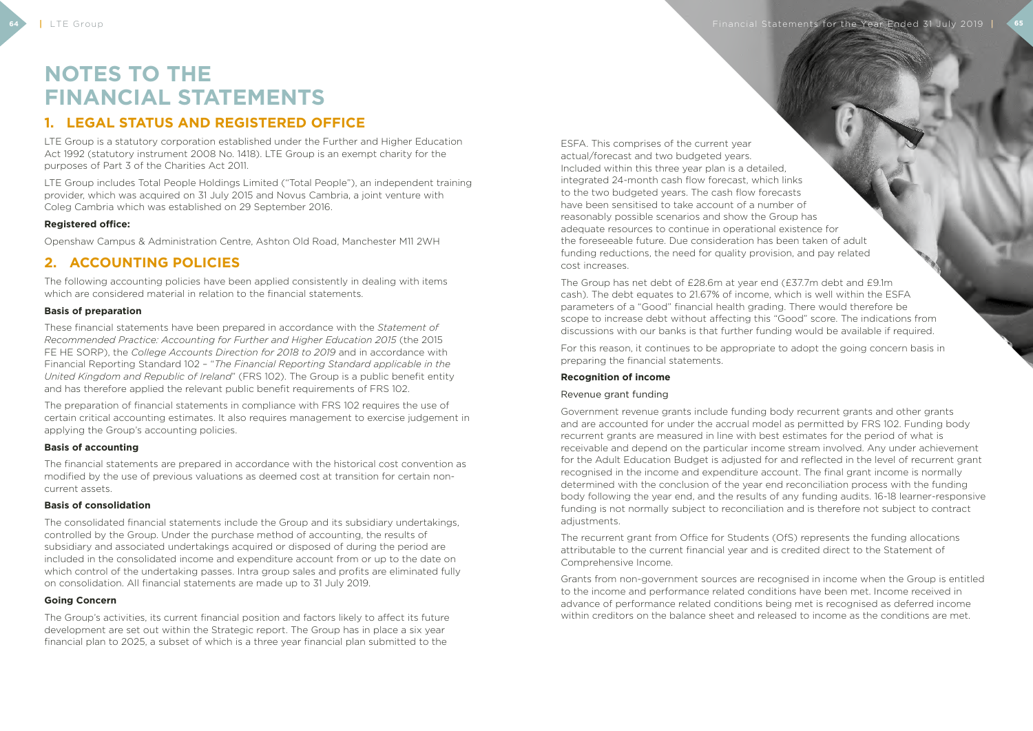# NOTES TO THE FINANCIAL STATEMENTS

## 1. LEGAL STATUS AND REGISTERED OFFICE

LTE Group is a statutory corporation established under the Further and Higher Education Act 1992 (statutory instrument 2008 No. 1418). LTE Group is an exempt charity for the purposes of Part 3 of the Charities Act 2011.

LTE Group includes Total People Holdings Limited ("Total People"), an independent training provider, which was acquired on 31 July 2015 and Novus Cambria, a joint venture with Coleg Cambria which was established on 29 September 2016.

**Registered office:**

Openshaw Campus & Administration Centre, Ashton Old Road, Manchester M11 2WH

## 2. ACCOUNTING POLICIES

The following accounting policies have been applied consistently in dealing with items which are considered material in relation to the financial statements.

**Basis of preparation**

These financial statements have been prepared in accordance with the *Statement of Recommended Practice: Accounting for Further and Higher Education 2015* (the 2015 FE HE SORP), the *College Accounts Direction for 2018 to 2019* and in accordance with Financial Reporting Standard 102 – "*The Financial Reporting Standard applicable in the United Kingdom and Republic of Ireland*" (FRS 102). The Group is a public benefit entity and has therefore applied the relevant public benefit requirements of FRS 102.

The preparation of financial statements in compliance with FRS 102 requires the use of certain critical accounting estimates. It also requires management to exercise judgement in applying the Group's accounting policies.

**Basis of accounting**

The financial statements are prepared in accordance with the historical cost convention as modified by the use of previous valuations as deemed cost at transition for certain non-current assets.

**Basis of consolidation**

The consolidated financial statements include the Group and its subsidiary undertakings, controlled by the Group. Under the purchase method of accounting, the results of subsidiary and associated undertakings acquired or disposed of during the period are included in the consolidated income and expenditure account from or up to the date on which control of the undertaking passes. Intra group sales and profits are eliminated fully on consolidation. All financial statements are made up to 31 July 2019.

**Going Concern**

The Group's activities, its current financial position and factors likely to affect its future development are set out within the Strategic report. The Group has in place a six year financial plan to 2025, a subset of which is a three year financial plan submitted to the ESFA. This comprises of the current year actual/forecast and two budgeted years. Included within this three year plan is a detailed, integrated 24-month cash flow forecast, which links to the two budgeted years. The cash flow forecasts have been sensitised to take account of a number of reasonably possible scenarios and show the Group has adequate resources to continue in operational existence for the foreseeable future. Due consideration has been taken of adult funding reductions, the need for quality provision, and pay related cost increases.

The Group has net debt of £28.6m at year end (£37.7m debt and £9.1m cash). The debt equates to 21.67% of income, which is well within the ESFA parameters of a "Good" financial health grading. There would therefore be scope to increase debt without affecting this "Good" score. The indications from discussions with our banks is that further funding would be available if required.

For this reason, it continues to be appropriate to adopt the going concern basis in preparing the financial statements.

**Recognition of income**

Revenue grant funding

Government revenue grants include funding body recurrent grants and other grants and are accounted for under the accrual model as permitted by FRS 102. Funding body recurrent grants are measured in line with best estimates for the period of what is receivable and depend on the particular income stream involved. Any under achievement for the Adult Education Budget is adjusted for and reflected in the level of recurrent grant recognised in the income and expenditure account. The final grant income is normally determined with the conclusion of the year end reconciliation process with the funding body following the year end, and the results of any funding audits. 16-18 learner-responsive funding is not normally subject to reconciliation and is therefore not subject to contract adjustments.

The recurrent grant from Office for Students (OfS) represents the funding allocations attributable to the current financial year and is credited direct to the Statement of Comprehensive Income.

Grants from non-government sources are recognised in income when the Group is entitled to the income and performance related conditions have been met. Income received in advance of performance related conditions being met is recognised as deferred income within creditors on the balance sheet and released to income as the conditions are met.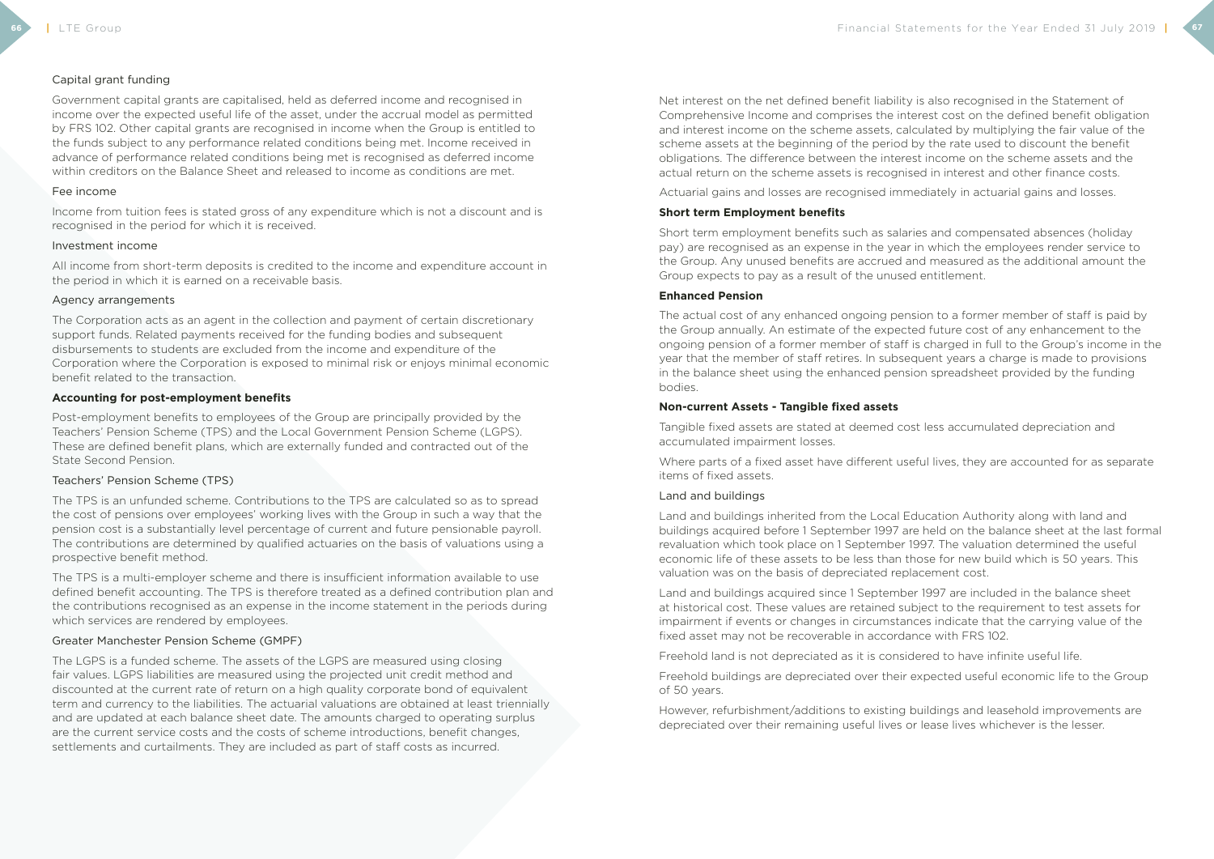### Capital grant funding

Government capital grants are capitalised, held as deferred income and recognised in income over the expected useful life of the asset, under the accrual model as permitted by FRS 102. Other capital grants are recognised in income when the Group is entitled to the funds subject to any performance related conditions being met. Income received in advance of performance related conditions being met is recognised as deferred income within creditors on the Balance Sheet and released to income as conditions are met.

### Fee income

Income from tuition fees is stated gross of any expenditure which is not a discount and is recognised in the period for which it is received.

### Investment income

All income from short-term deposits is credited to the income and expenditure account in the period in which it is earned on a receivable basis.

### Agency arrangements

The Corporation acts as an agent in the collection and payment of certain discretionary support funds. Related payments received for the funding bodies and subsequent disbursements to students are excluded from the income and expenditure of the Corporation where the Corporation is exposed to minimal risk or enjoys minimal economic benefit related to the transaction.

## Accounting for post-employment benefits

Post-employment benefits to employees of the Group are principally provided by the Teachers' Pension Scheme (TPS) and the Local Government Pension Scheme (LGPS). These are defined benefit plans, which are externally funded and contracted out of the State Second Pension.

### Teachers' Pension Scheme (TPS)

The TPS is an unfunded scheme. Contributions to the TPS are calculated so as to spread the cost of pensions over employees' working lives with the Group in such a way that the pension cost is a substantially level percentage of current and future pensionable payroll. The contributions are determined by qualified actuaries on the basis of valuations using a prospective benefit method.

The TPS is a multi-employer scheme and there is insufficient information available to use defined benefit accounting. The TPS is therefore treated as a defined contribution plan and the contributions recognised as an expense in the income statement in the periods during which services are rendered by employees.

### Greater Manchester Pension Scheme (GMPF)

The LGPS is a funded scheme. The assets of the LGPS are measured using closing fair values. LGPS liabilities are measured using the projected unit credit method and discounted at the current rate of return on a high quality corporate bond of equivalent term and currency to the liabilities. The actuarial valuations are obtained at least triennially and are updated at each balance sheet date. The amounts charged to operating surplus are the current service costs and the costs of scheme introductions, benefit changes, settlements and curtailments. They are included as part of staff costs as incurred.

Net interest on the net defined benefit liability is also recognised in the Statement of Comprehensive Income and comprises the interest cost on the defined benefit obligation and interest income on the scheme assets, calculated by multiplying the fair value of the scheme assets at the beginning of the period by the rate used to discount the benefit obligations. The difference between the interest income on the scheme assets and the actual return on the scheme assets is recognised in interest and other finance costs.

Actuarial gains and losses are recognised immediately in actuarial gains and losses.

## Short term Employment benefits

Short term employment benefits such as salaries and compensated absences (holiday pay) are recognised as an expense in the year in which the employees render service to the Group. Any unused benefits are accrued and measured as the additional amount the Group expects to pay as a result of the unused entitlement.

## Enhanced Pension

The actual cost of any enhanced ongoing pension to a former member of staff is paid by the Group annually. An estimate of the expected future cost of any enhancement to the ongoing pension of a former member of staff is charged in full to the Group's income in the year that the member of staff retires. In subsequent years a charge is made to provisions in the balance sheet using the enhanced pension spreadsheet provided by the funding bodies.

## Non-current Assets - Tangible fixed assets

Tangible fixed assets are stated at deemed cost less accumulated depreciation and accumulated impairment losses.

Where parts of a fixed asset have different useful lives, they are accounted for as separate items of fixed assets.

### Land and buildings

Land and buildings inherited from the Local Education Authority along with land and buildings acquired before 1 September 1997 are held on the balance sheet at the last formal revaluation which took place on 1 September 1997. The valuation determined the useful economic life of these assets to be less than those for new build which is 50 years. This valuation was on the basis of depreciated replacement cost.

Land and buildings acquired since 1 September 1997 are included in the balance sheet at historical cost. These values are retained subject to the requirement to test assets for impairment if events or changes in circumstances indicate that the carrying value of the fixed asset may not be recoverable in accordance with FRS 102.

Freehold land is not depreciated as it is considered to have infinite useful life.

Freehold buildings are depreciated over their expected useful economic life to the Group of 50 years.

However, refurbishment/additions to existing buildings and leasehold improvements are depreciated over their remaining useful lives or lease lives whichever is the lesser.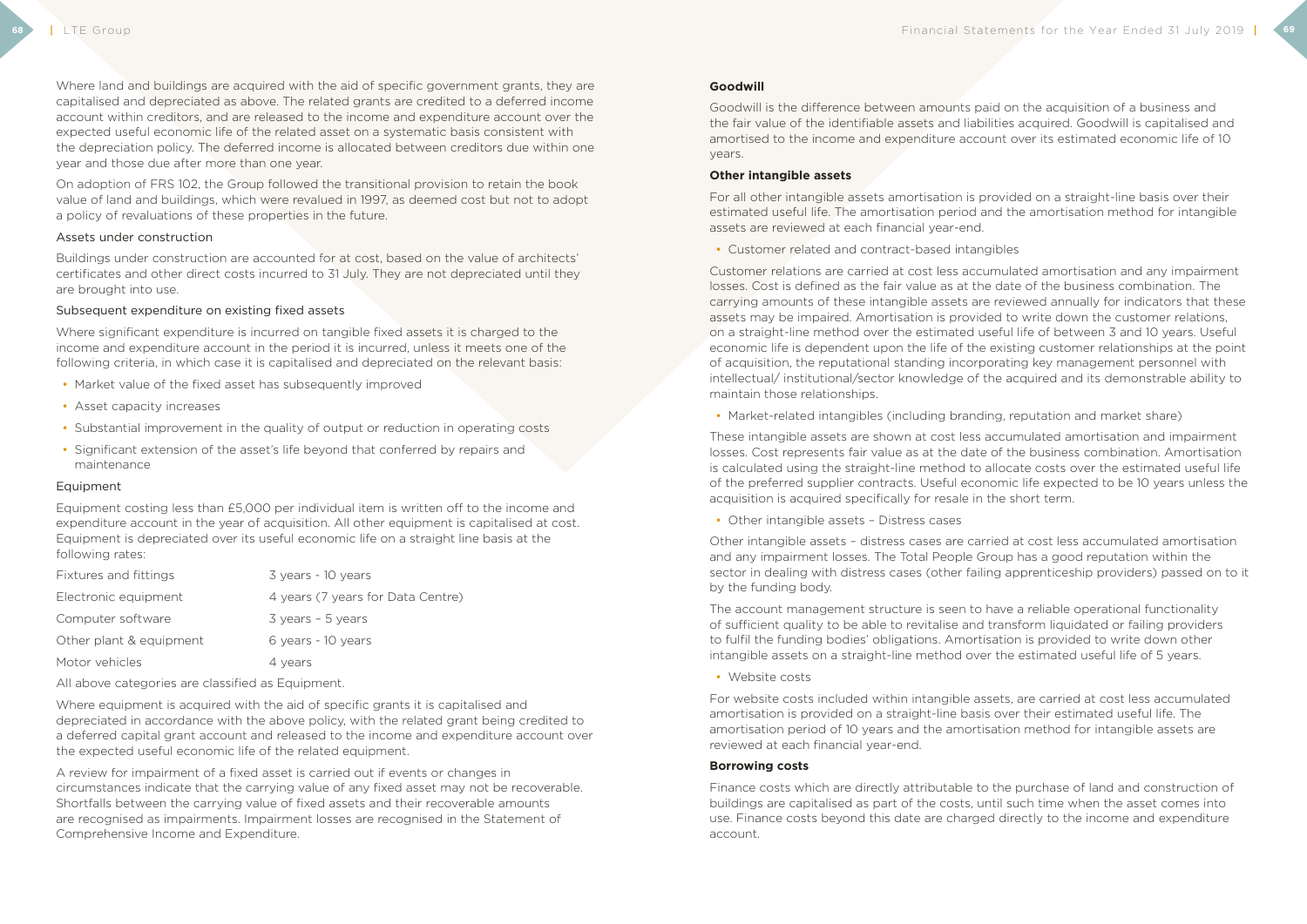Where land and buildings are acquired with the aid of specific government grants, they are capitalised and depreciated as above. The related grants are credited to a deferred income account within creditors, and are released to the income and expenditure account over the expected useful economic life of the related asset on a systematic basis consistent with the depreciation policy. The deferred income is allocated between creditors due within one year and those due after more than one year.

On adoption of FRS 102, the Group followed the transitional provision to retain the book value of land and buildings, which were revalued in 1997, as deemed cost but not to adopt a policy of revaluations of these properties in the future.

### Assets under construction

Buildings under construction are accounted for at cost, based on the value of architects' certificates and other direct costs incurred to 31 July. They are not depreciated until they are brought into use.

### Subsequent expenditure on existing fixed assets

Where significant expenditure is incurred on tangible fixed assets it is charged to the income and expenditure account in the period it is incurred, unless it meets one of the following criteria, in which case it is capitalised and depreciated on the relevant basis:

- Market value of the fixed asset has subsequently improved
- Asset capacity increases
- Substantial improvement in the quality of output or reduction in operating costs
- Significant extension of the asset's life beyond that conferred by repairs and maintenance

### Equipment

Equipment costing less than £5,000 per individual item is written off to the income and expenditure account in the year of acquisition. All other equipment is capitalised at cost. Equipment is depreciated over its useful economic life on a straight line basis at the following rates:

| | |
|---|---|
| Fixtures and fittings | 3 years - 10 years |
| Electronic equipment | 4 years (7 years for Data Centre) |
| Computer software | 3 years – 5 years |
| Other plant & equipment | 6 years - 10 years |
| Motor vehicles | 4 years |

All above categories are classified as Equipment.

Where equipment is acquired with the aid of specific grants it is capitalised and depreciated in accordance with the above policy, with the related grant being credited to a deferred capital grant account and released to the income and expenditure account over the expected useful economic life of the related equipment.

A review for impairment of a fixed asset is carried out if events or changes in circumstances indicate that the carrying value of any fixed asset may not be recoverable. Shortfalls between the carrying value of fixed assets and their recoverable amounts are recognised as impairments. Impairment losses are recognised in the Statement of Comprehensive Income and Expenditure.

**Goodwill**

Goodwill is the difference between amounts paid on the acquisition of a business and the fair value of the identifiable assets and liabilities acquired. Goodwill is capitalised and amortised to the income and expenditure account over its estimated economic life of 10 years.

**Other intangible assets**

For all other intangible assets amortisation is provided on a straight-line basis over their estimated useful life. The amortisation period and the amortisation method for intangible assets are reviewed at each financial year-end.

- Customer related and contract-based intangibles

Customer relations are carried at cost less accumulated amortisation and any impairment losses. Cost is defined as the fair value as at the date of the business combination. The carrying amounts of these intangible assets are reviewed annually for indicators that these assets may be impaired. Amortisation is provided to write down the customer relations, on a straight-line method over the estimated useful life of between 3 and 10 years. Useful economic life is dependent upon the life of the existing customer relationships at the point of acquisition, the reputational standing incorporating key management personnel with intellectual/ institutional/sector knowledge of the acquired and its demonstrable ability to maintain those relationships.

- Market-related intangibles (including branding, reputation and market share)

These intangible assets are shown at cost less accumulated amortisation and impairment losses. Cost represents fair value as at the date of the business combination. Amortisation is calculated using the straight-line method to allocate costs over the estimated useful life of the preferred supplier contracts. Useful economic life expected to be 10 years unless the acquisition is acquired specifically for resale in the short term.

- Other intangible assets – Distress cases

Other intangible assets – distress cases are carried at cost less accumulated amortisation and any impairment losses. The Total People Group has a good reputation within the sector in dealing with distress cases (other failing apprenticeship providers) passed on to it by the funding body.

The account management structure is seen to have a reliable operational functionality of sufficient quality to be able to revitalise and transform liquidated or failing providers to fulfil the funding bodies' obligations. Amortisation is provided to write down other intangible assets on a straight-line method over the estimated useful life of 5 years.

- Website costs

For website costs included within intangible assets, are carried at cost less accumulated amortisation is provided on a straight-line basis over their estimated useful life. The amortisation period of 10 years and the amortisation method for intangible assets are reviewed at each financial year-end.

**Borrowing costs**

Finance costs which are directly attributable to the purchase of land and construction of buildings are capitalised as part of the costs, until such time when the asset comes into use. Finance costs beyond this date are charged directly to the income and expenditure account.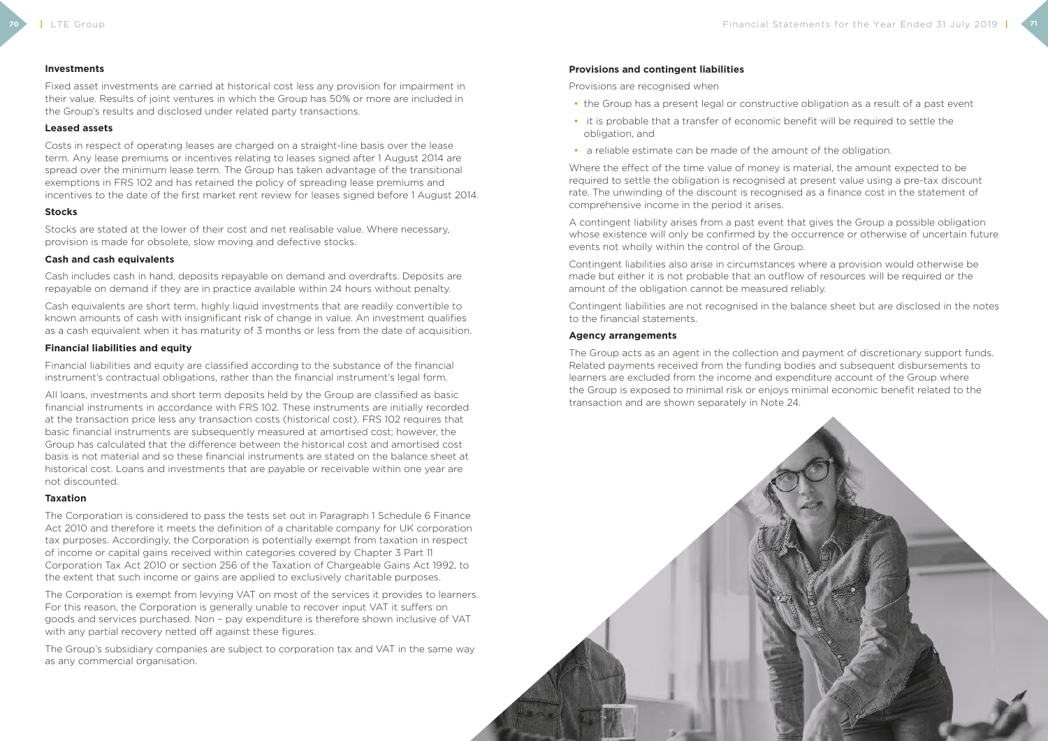### Investments

Fixed asset investments are carried at historical cost less any provision for impairment in their value. Results of joint ventures in which the Group has 50% or more are included in the Group's results and disclosed under related party transactions.

### Leased assets

Costs in respect of operating leases are charged on a straight-line basis over the lease term. Any lease premiums or incentives relating to leases signed after 1 August 2014 are spread over the minimum lease term. The Group has taken advantage of the transitional exemptions in FRS 102 and has retained the policy of spreading lease premiums and incentives to the date of the first market rent review for leases signed before 1 August 2014.

### Stocks

Stocks are stated at the lower of their cost and net realisable value. Where necessary, provision is made for obsolete, slow moving and defective stocks.

### Cash and cash equivalents

Cash includes cash in hand, deposits repayable on demand and overdrafts. Deposits are repayable on demand if they are in practice available within 24 hours without penalty.

Cash equivalents are short term, highly liquid investments that are readily convertible to known amounts of cash with insignificant risk of change in value. An investment qualifies as a cash equivalent when it has maturity of 3 months or less from the date of acquisition.

### Financial liabilities and equity

Financial liabilities and equity are classified according to the substance of the financial instrument's contractual obligations, rather than the financial instrument's legal form.

All loans, investments and short term deposits held by the Group are classified as basic financial instruments in accordance with FRS 102. These instruments are initially recorded at the transaction price less any transaction costs (historical cost). FRS 102 requires that basic financial instruments are subsequently measured at amortised cost; however, the Group has calculated that the difference between the historical cost and amortised cost basis is not material and so these financial instruments are stated on the balance sheet at historical cost. Loans and investments that are payable or receivable within one year are not discounted.

### Taxation

The Corporation is considered to pass the tests set out in Paragraph 1 Schedule 6 Finance Act 2010 and therefore it meets the definition of a charitable company for UK corporation tax purposes. Accordingly, the Corporation is potentially exempt from taxation in respect of income or capital gains received within categories covered by Chapter 3 Part 11 Corporation Tax Act 2010 or section 256 of the Taxation of Chargeable Gains Act 1992, to the extent that such income or gains are applied to exclusively charitable purposes.

The Corporation is exempt from levying VAT on most of the services it provides to learners. For this reason, the Corporation is generally unable to recover input VAT it suffers on goods and services purchased. Non – pay expenditure is therefore shown inclusive of VAT with any partial recovery netted off against these figures.

The Group's subsidiary companies are subject to corporation tax and VAT in the same way as any commercial organisation.

### Provisions and contingent liabilities

Provisions are recognised when

- the Group has a present legal or constructive obligation as a result of a past event
- it is probable that a transfer of economic benefit will be required to settle the obligation, and
- a reliable estimate can be made of the amount of the obligation.

Where the effect of the time value of money is material, the amount expected to be required to settle the obligation is recognised at present value using a pre-tax discount rate. The unwinding of the discount is recognised as a finance cost in the statement of comprehensive income in the period it arises.

A contingent liability arises from a past event that gives the Group a possible obligation whose existence will only be confirmed by the occurrence or otherwise of uncertain future events not wholly within the control of the Group.

Contingent liabilities also arise in circumstances where a provision would otherwise be made but either it is not probable that an outflow of resources will be required or the amount of the obligation cannot be measured reliably.

Contingent liabilities are not recognised in the balance sheet but are disclosed in the notes to the financial statements.

### Agency arrangements

The Group acts as an agent in the collection and payment of discretionary support funds. Related payments received from the funding bodies and subsequent disbursements to learners are excluded from the income and expenditure account of the Group where the Group is exposed to minimal risk or enjoys minimal economic benefit related to the transaction and are shown separately in Note 24.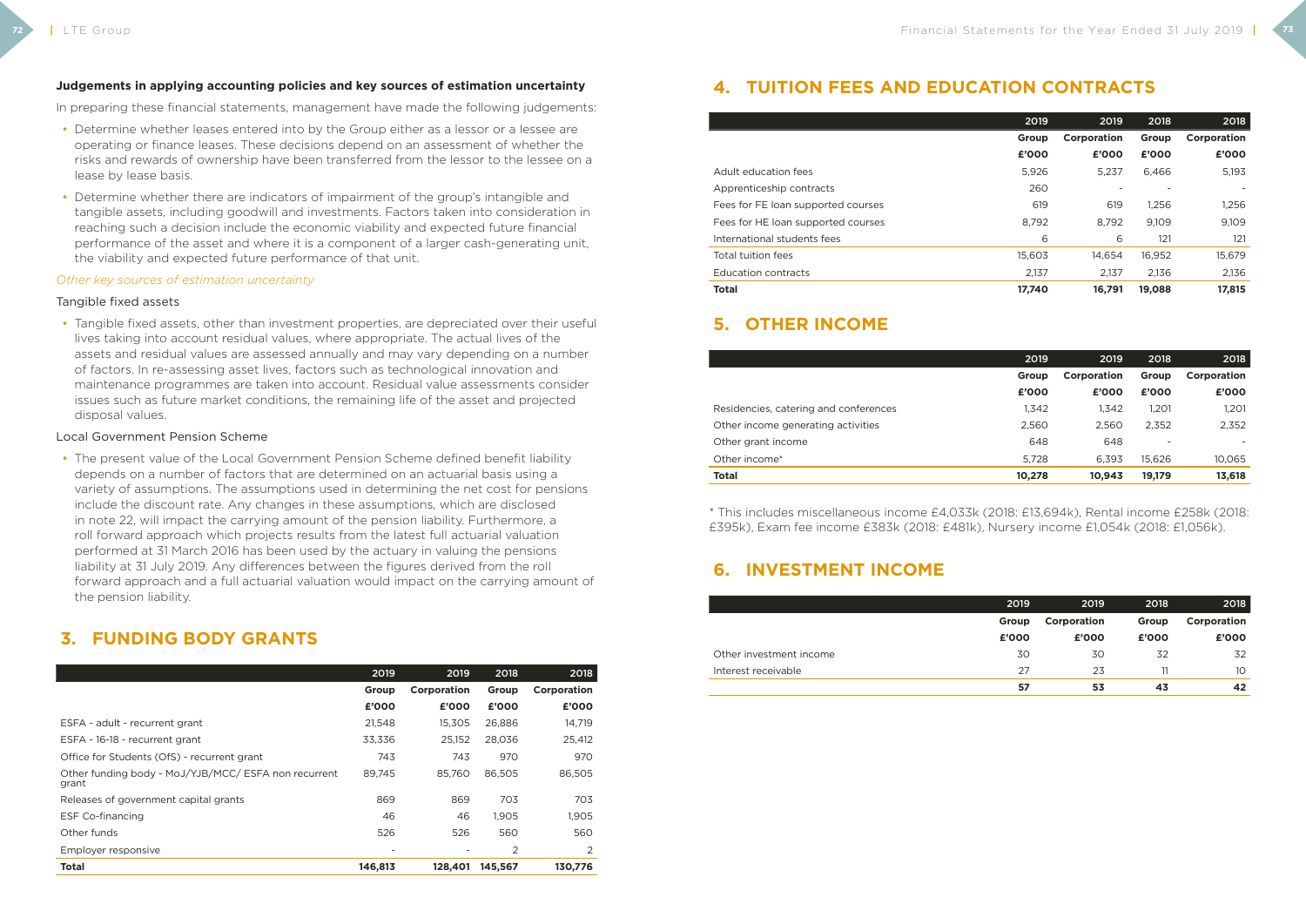**Judgements in applying accounting policies and key sources of estimation uncertainty**

In preparing these financial statements, management have made the following judgements:

- Determine whether leases entered into by the Group either as a lessor or a lessee are operating or finance leases. These decisions depend on an assessment of whether the risks and rewards of ownership have been transferred from the lessor to the lessee on a lease by lease basis.
- Determine whether there are indicators of impairment of the group's intangible and tangible assets, including goodwill and investments. Factors taken into consideration in reaching such a decision include the economic viability and expected future financial performance of the asset and where it is a component of a larger cash-generating unit, the viability and expected future performance of that unit.

*Other key sources of estimation uncertainty*

Tangible fixed assets

- Tangible fixed assets, other than investment properties, are depreciated over their useful lives taking into account residual values, where appropriate. The actual lives of the assets and residual values are assessed annually and may vary depending on a number of factors. In re-assessing asset lives, factors such as technological innovation and maintenance programmes are taken into account. Residual value assessments consider issues such as future market conditions, the remaining life of the asset and projected disposal values.

Local Government Pension Scheme

- The present value of the Local Government Pension Scheme defined benefit liability depends on a number of factors that are determined on an actuarial basis using a variety of assumptions. The assumptions used in determining the net cost for pensions include the discount rate. Any changes in these assumptions, which are disclosed in note 22, will impact the carrying amount of the pension liability. Furthermore, a roll forward approach which projects results from the latest full actuarial valuation performed at 31 March 2016 has been used by the actuary in valuing the pensions liability at 31 July 2019. Any differences between the figures derived from the roll forward approach and a full actuarial valuation would impact on the carrying amount of the pension liability.

## 3. FUNDING BODY GRANTS

| | 2019 | 2019 | 2018 | 2018 |
|---|---|---|---|---|
| | Group | Corporation | Group | Corporation |
| | £'000 | £'000 | £'000 | £'000 |
| ESFA - adult - recurrent grant | 21,548 | 15,305 | 26,886 | 14,719 |
| ESFA - 16-18 - recurrent grant | 33,336 | 25,152 | 28,036 | 25,412 |
| Office for Students (OfS) - recurrent grant | 743 | 743 | 970 | 970 |
| Other funding body - MoJ/YJB/MCC/ ESFA non recurrent grant | 89,745 | 85,760 | 86,505 | 86,505 |
| Releases of government capital grants | 869 | 869 | 703 | 703 |
| ESF Co-financing | 46 | 46 | 1,905 | 1,905 |
| Other funds | 526 | 526 | 560 | 560 |
| Employer responsive | - | - | 2 | 2 |
| **Total** | **146,813** | **128,401** | **145,567** | **130,776** |

## 4. TUITION FEES AND EDUCATION CONTRACTS

| | 2019 | 2019 | 2018 | 2018 |
|---|---|---|---|---|
| | Group | Corporation | Group | Corporation |
| | £'000 | £'000 | £'000 | £'000 |
| Adult education fees | 5,926 | 5,237 | 6,466 | 5,193 |
| Apprenticeship contracts | 260 | - | - | - |
| Fees for FE loan supported courses | 619 | 619 | 1,256 | 1,256 |
| Fees for HE loan supported courses | 8,792 | 8,792 | 9,109 | 9,109 |
| International students fees | 6 | 6 | 121 | 121 |
| Total tuition fees | 15,603 | 14,654 | 16,952 | 15,679 |
| Education contracts | 2,137 | 2,137 | 2,136 | 2,136 |
| **Total** | **17,740** | **16,791** | **19,088** | **17,815** |

## 5. OTHER INCOME

| | 2019 | 2019 | 2018 | 2018 |
|---|---|---|---|---|
| | Group | Corporation | Group | Corporation |
| | £'000 | £'000 | £'000 | £'000 |
| Residencies, catering and conferences | 1,342 | 1,342 | 1,201 | 1,201 |
| Other income generating activities | 2,560 | 2,560 | 2,352 | 2,352 |
| Other grant income | 648 | 648 | - | - |
| Other income* | 5,728 | 6,393 | 15,626 | 10,065 |
| **Total** | **10,278** | **10,943** | **19,179** | **13,618** |

* This includes miscellaneous income £4,033k (2018: £13,694k), Rental income £258k (2018: £395k), Exam fee income £383k (2018: £481k), Nursery income £1,054k (2018: £1,056k).

## 6. INVESTMENT INCOME

| | 2019 | 2019 | 2018 | 2018 |
|---|---|---|---|---|
| | Group | Corporation | Group | Corporation |
| | £'000 | £'000 | £'000 | £'000 |
| Other investment income | 30 | 30 | 32 | 32 |
| Interest receivable | 27 | 23 | 11 | 10 |
| | **57** | **53** | **43** | **42** |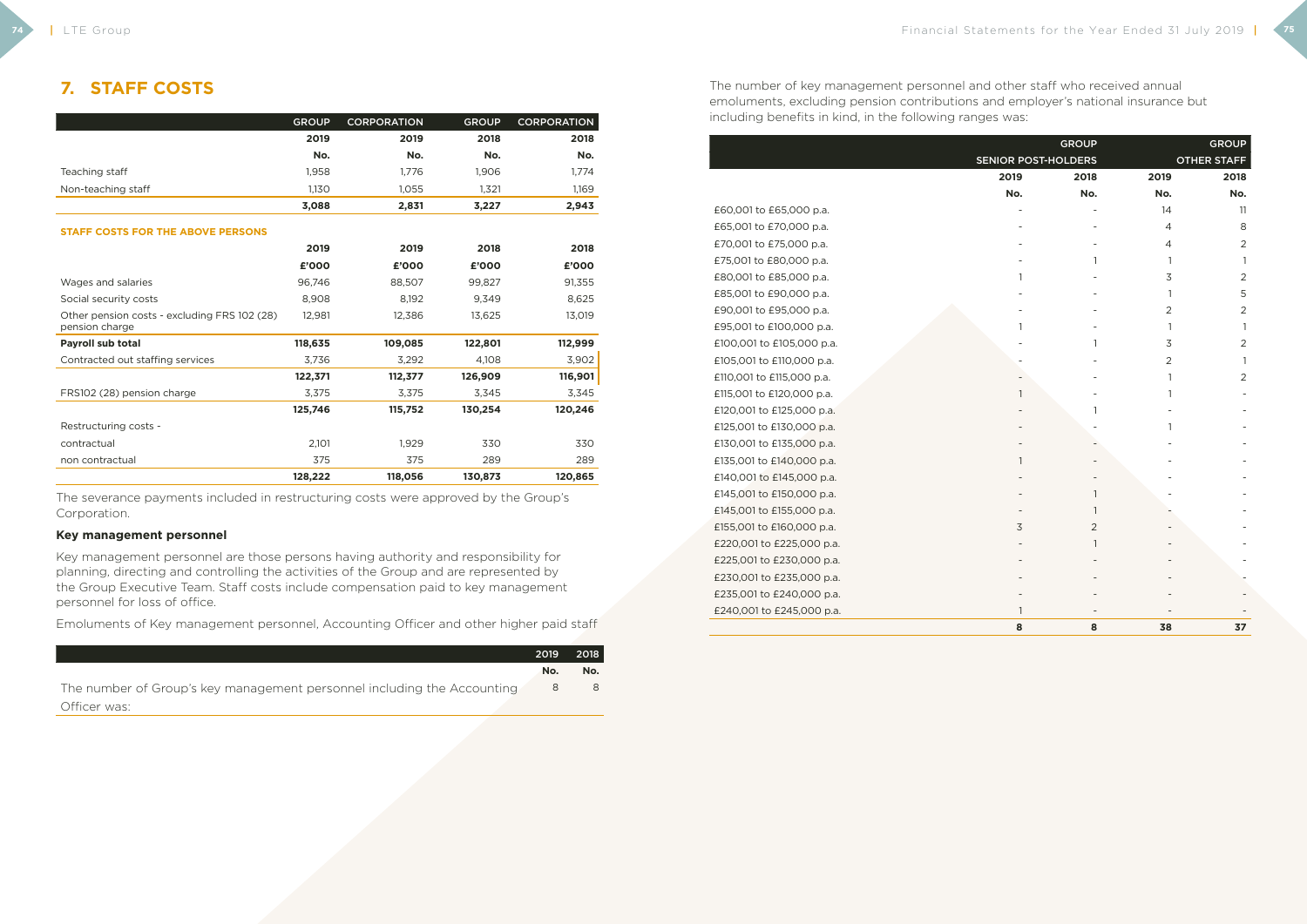## 7. STAFF COSTS

| | GROUP | CORPORATION | GROUP | CORPORATION |
|---|---|---|---|---|
| | 2019 | 2019 | 2018 | 2018 |
| | No. | No. | No. | No. |
| Teaching staff | 1,958 | 1,776 | 1,906 | 1,774 |
| Non-teaching staff | 1,130 | 1,055 | 1,321 | 1,169 |
| | **3,088** | **2,831** | **3,227** | **2,943** |

**STAFF COSTS FOR THE ABOVE PERSONS**

| | 2019 | 2019 | 2018 | 2018 |
|---|---|---|---|---|
| | £'000 | £'000 | £'000 | £'000 |
| Wages and salaries | 96,746 | 88,507 | 99,827 | 91,355 |
| Social security costs | 8,908 | 8,192 | 9,349 | 8,625 |
| Other pension costs - excluding FRS 102 (28) pension charge | 12,981 | 12,386 | 13,625 | 13,019 |
| **Payroll sub total** | **118,635** | **109,085** | **122,801** | **112,999** |
| Contracted out staffing services | 3,736 | 3,292 | 4,108 | 3,902 |
| | **122,371** | **112,377** | **126,909** | **116,901** |
| FRS102 (28) pension charge | 3,375 | 3,375 | 3,345 | 3,345 |
| | **125,746** | **115,752** | **130,254** | **120,246** |
| Restructuring costs - | | | | |
| contractual | 2,101 | 1,929 | 330 | 330 |
| non contractual | 375 | 375 | 289 | 289 |
| | **128,222** | **118,056** | **130,873** | **120,865** |

The severance payments included in restructuring costs were approved by the Group's Corporation.

### Key management personnel

Key management personnel are those persons having authority and responsibility for planning, directing and controlling the activities of the Group and are represented by the Group Executive Team. Staff costs include compensation paid to key management personnel for loss of office.

Emoluments of Key management personnel, Accounting Officer and other higher paid staff

| | 2019 | 2018 |
|---|---|---|
| | No. | No. |
| The number of Group's key management personnel including the Accounting Officer was: | 8 | 8 |

The number of key management personnel and other staff who received annual emoluments, excluding pension contributions and employer's national insurance but including benefits in kind, in the following ranges was:

| | GROUP SENIOR POST-HOLDERS | | GROUP OTHER STAFF | |
|---|---|---|---|---|
| | 2019 | 2018 | 2019 | 2018 |
| | No. | No. | No. | No. |
| £60,001 to £65,000 p.a. | - | - | 14 | 11 |
| £65,001 to £70,000 p.a. | - | - | 4 | 8 |
| £70,001 to £75,000 p.a. | - | - | 4 | 2 |
| £75,001 to £80,000 p.a. | - | 1 | 1 | 1 |
| £80,001 to £85,000 p.a. | 1 | - | 3 | 2 |
| £85,001 to £90,000 p.a. | - | - | 1 | 5 |
| £90,001 to £95,000 p.a. | - | - | 2 | 2 |
| £95,001 to £100,000 p.a. | 1 | - | 1 | 1 |
| £100,001 to £105,000 p.a. | - | 1 | 3 | 2 |
| £105,001 to £110,000 p.a. | - | - | 2 | 1 |
| £110,001 to £115,000 p.a. | - | - | 1 | 2 |
| £115,001 to £120,000 p.a. | 1 | - | 1 | - |
| £120,001 to £125,000 p.a. | - | 1 | - | - |
| £125,001 to £130,000 p.a. | - | - | 1 | - |
| £130,001 to £135,000 p.a. | - | - | - | - |
| £135,001 to £140,000 p.a. | 1 | - | - | - |
| £140,001 to £145,000 p.a. | - | - | - | - |
| £145,001 to £150,000 p.a. | - | 1 | - | - |
| £145,001 to £155,000 p.a. | - | 1 | - | - |
| £155,001 to £160,000 p.a. | 3 | 2 | - | - |
| £220,001 to £225,000 p.a. | - | 1 | - | - |
| £225,001 to £230,000 p.a. | - | - | - | - |
| £230,001 to £235,000 p.a. | - | - | - | - |
| £235,001 to £240,000 p.a. | - | - | - | - |
| £240,001 to £245,000 p.a. | 1 | - | - | - |
| | **8** | **8** | **38** | **37** |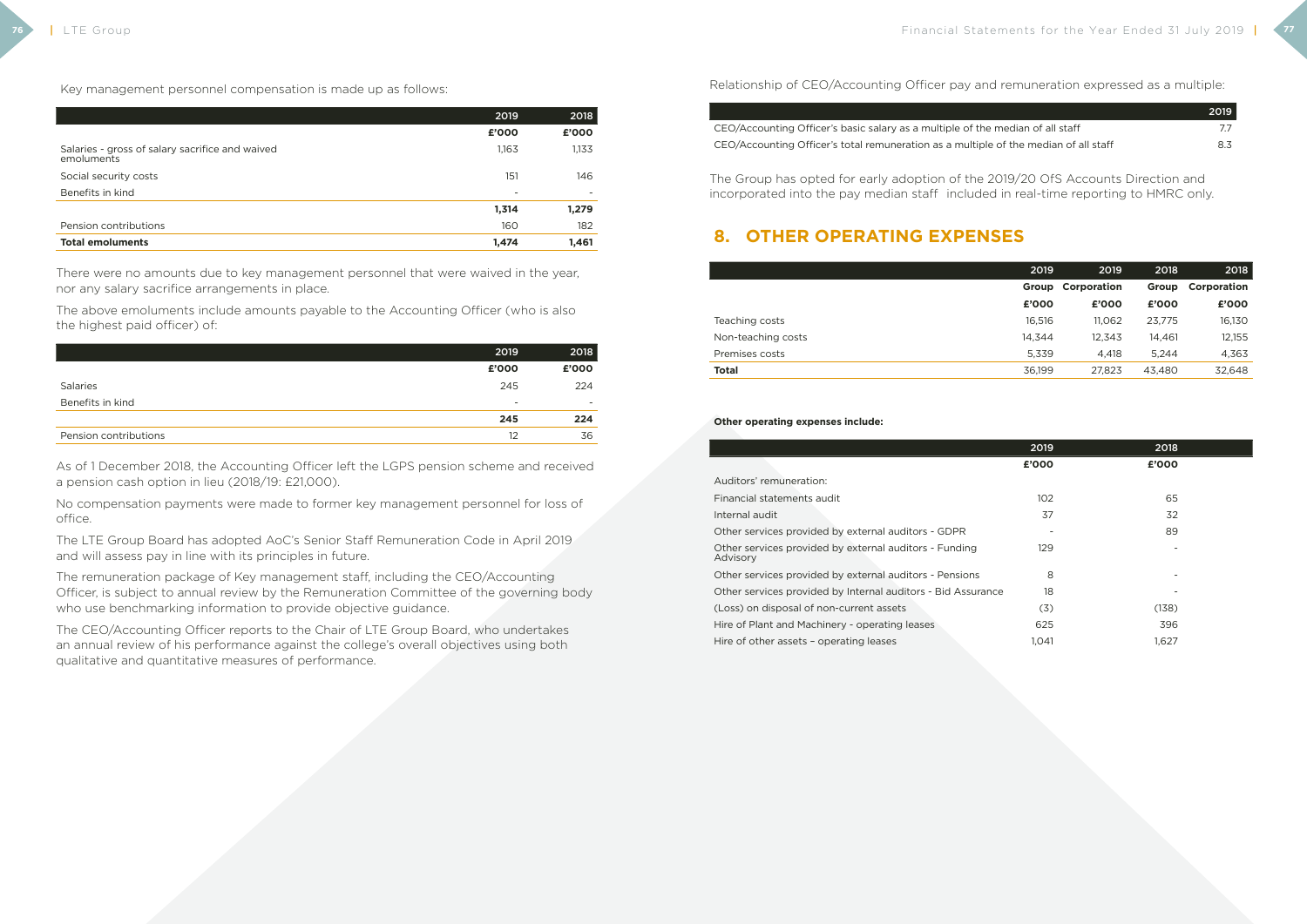Key management personnel compensation is made up as follows:

| | 2019 | 2018 |
|---|---|---|
| | £'000 | £'000 |
| Salaries - gross of salary sacrifice and waived emoluments | 1,163 | 1,133 |
| Social security costs | 151 | 146 |
| Benefits in kind | - | - |
| | **1,314** | **1,279** |
| Pension contributions | 160 | 182 |
| **Total emoluments** | **1,474** | **1,461** |

There were no amounts due to key management personnel that were waived in the year, nor any salary sacrifice arrangements in place.

The above emoluments include amounts payable to the Accounting Officer (who is also the highest paid officer) of:

| | 2019 | 2018 |
|---|---|---|
| | £'000 | £'000 |
| Salaries | 245 | 224 |
| Benefits in kind | - | - |
| | **245** | **224** |
| Pension contributions | 12 | 36 |

As of 1 December 2018, the Accounting Officer left the LGPS pension scheme and received a pension cash option in lieu (2018/19: £21,000).

No compensation payments were made to former key management personnel for loss of office.

The LTE Group Board has adopted AoC's Senior Staff Remuneration Code in April 2019 and will assess pay in line with its principles in future.

The remuneration package of Key management staff, including the CEO/Accounting Officer, is subject to annual review by the Remuneration Committee of the governing body who use benchmarking information to provide objective guidance.

The CEO/Accounting Officer reports to the Chair of LTE Group Board, who undertakes an annual review of his performance against the college's overall objectives using both qualitative and quantitative measures of performance.

Relationship of CEO/Accounting Officer pay and remuneration expressed as a multiple:

| | 2019 |
|---|---|
| CEO/Accounting Officer's basic salary as a multiple of the median of all staff | 7.7 |
| CEO/Accounting Officer's total remuneration as a multiple of the median of all staff | 8.3 |

The Group has opted for early adoption of the 2019/20 OfS Accounts Direction and incorporated into the pay median staff included in real-time reporting to HMRC only.

## 8. OTHER OPERATING EXPENSES

| | 2019 | 2019 | 2018 | 2018 |
|---|---|---|---|---|
| | Group | Corporation | Group | Corporation |
| | £'000 | £'000 | £'000 | £'000 |
| Teaching costs | 16,516 | 11,062 | 23,775 | 16,130 |
| Non-teaching costs | 14,344 | 12,343 | 14,461 | 12,155 |
| Premises costs | 5,339 | 4,418 | 5,244 | 4,363 |
| **Total** | 36,199 | 27,823 | 43,480 | 32,648 |

**Other operating expenses include:**

| | 2019 | 2018 |
|---|---|---|
| | £'000 | £'000 |
| Auditors' remuneration: | | |
| Financial statements audit | 102 | 65 |
| Internal audit | 37 | 32 |
| Other services provided by external auditors - GDPR | - | 89 |
| Other services provided by external auditors - Funding Advisory | 129 | - |
| Other services provided by external auditors - Pensions | 8 | - |
| Other services provided by Internal auditors - Bid Assurance | 18 | - |
| (Loss) on disposal of non-current assets | (3) | (138) |
| Hire of Plant and Machinery - operating leases | 625 | 396 |
| Hire of other assets – operating leases | 1,041 | 1,627 |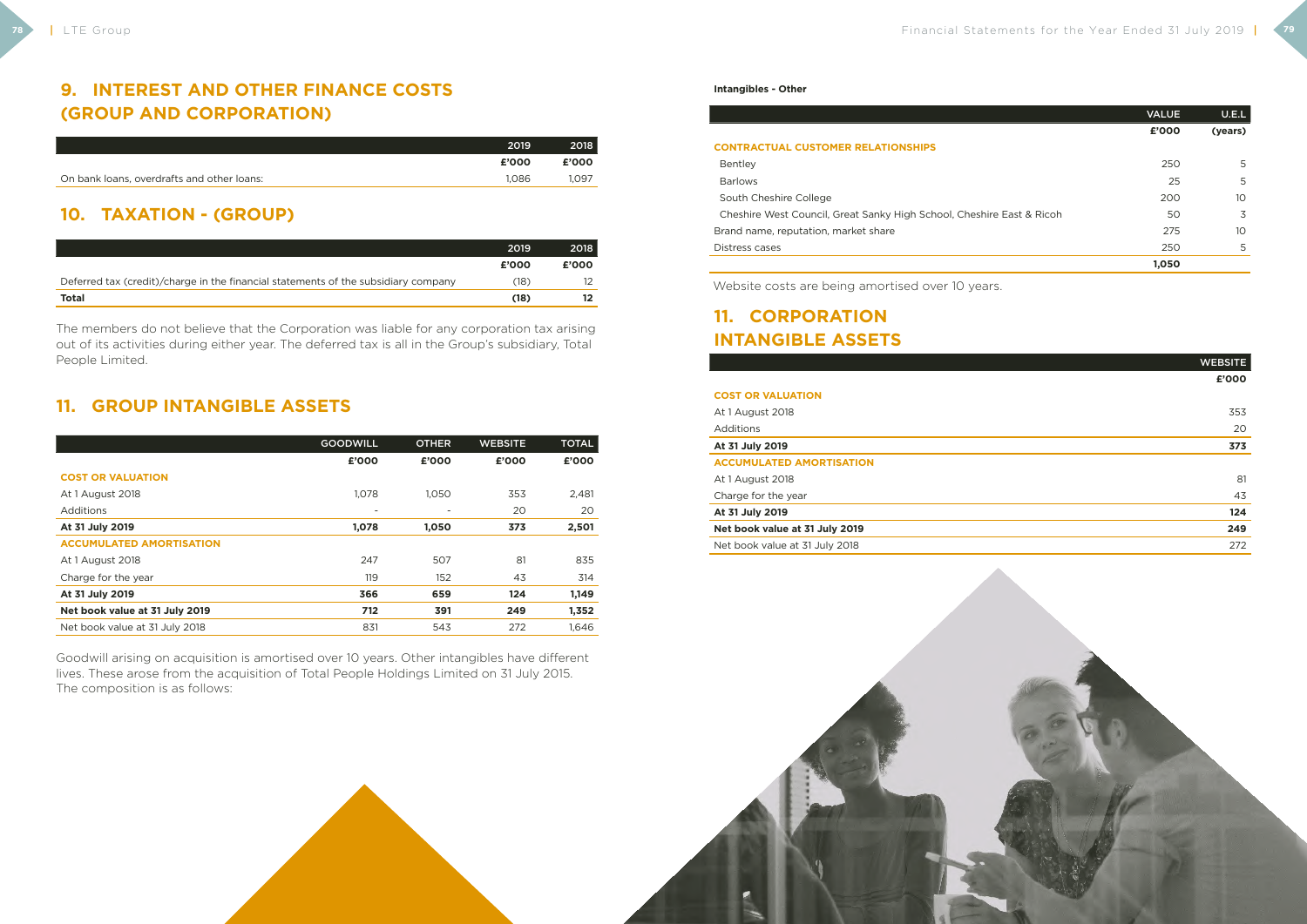## 9. INTEREST AND OTHER FINANCE COSTS (GROUP AND CORPORATION)

| | 2019 | 2018 |
|---|---|---|
| | £'000 | £'000 |
| On bank loans, overdrafts and other loans: | 1,086 | 1,097 |

## 10. TAXATION - (GROUP)

| | 2019 | 2018 |
|---|---|---|
| | £'000 | £'000 |
| Deferred tax (credit)/charge in the financial statements of the subsidiary company | (18) | 12 |
| **Total** | **(18)** | **12** |

The members do not believe that the Corporation was liable for any corporation tax arising out of its activities during either year. The deferred tax is all in the Group's subsidiary, Total People Limited.

## 11. GROUP INTANGIBLE ASSETS

| | GOODWILL | OTHER | WEBSITE | TOTAL |
|---|---|---|---|---|
| | £'000 | £'000 | £'000 | £'000 |
| **COST OR VALUATION** | | | | |
| At 1 August 2018 | 1,078 | 1,050 | 353 | 2,481 |
| Additions | - | - | 20 | 20 |
| **At 31 July 2019** | **1,078** | **1,050** | **373** | **2,501** |
| **ACCUMULATED AMORTISATION** | | | | |
| At 1 August 2018 | 247 | 507 | 81 | 835 |
| Charge for the year | 119 | 152 | 43 | 314 |
| **At 31 July 2019** | **366** | **659** | **124** | **1,149** |
| **Net book value at 31 July 2019** | **712** | **391** | **249** | **1,352** |
| Net book value at 31 July 2018 | 831 | 543 | 272 | 1,646 |

Goodwill arising on acquisition is amortised over 10 years. Other intangibles have different lives. These arose from the acquisition of Total People Holdings Limited on 31 July 2015. The composition is as follows:

**Intangibles - Other**

| | VALUE | U.E.L |
|---|---|---|
| | £'000 | (years) |
| **CONTRACTUAL CUSTOMER RELATIONSHIPS** | | |
| Bentley | 250 | 5 |
| Barlows | 25 | 5 |
| South Cheshire College | 200 | 10 |
| Cheshire West Council, Great Sanky High School, Cheshire East & Ricoh | 50 | 3 |
| Brand name, reputation, market share | 275 | 10 |
| Distress cases | 250 | 5 |
| | **1,050** | |

Website costs are being amortised over 10 years.

## 11. CORPORATION INTANGIBLE ASSETS

| | WEBSITE |
|---|---|
| | £'000 |
| **COST OR VALUATION** | |
| At 1 August 2018 | 353 |
| Additions | 20 |
| **At 31 July 2019** | **373** |
| **ACCUMULATED AMORTISATION** | |
| At 1 August 2018 | 81 |
| Charge for the year | 43 |
| **At 31 July 2019** | **124** |
| **Net book value at 31 July 2019** | **249** |
| Net book value at 31 July 2018 | 272 |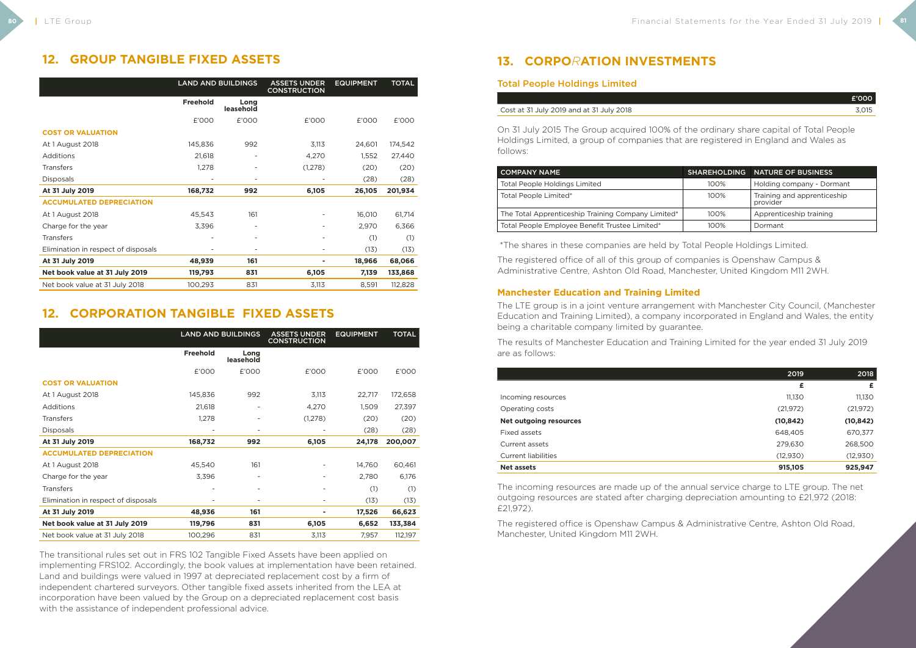## 12. GROUP TANGIBLE FIXED ASSETS

| | LAND AND BUILDINGS | | ASSETS UNDER CONSTRUCTION | EQUIPMENT | TOTAL |
|---|---|---|---|---|---|
| | Freehold | Long leasehold | | | |
| | £'000 | £'000 | £'000 | £'000 | £'000 |
| **COST OR VALUATION** | | | | | |
| At 1 August 2018 | 145,836 | 992 | 3,113 | 24,601 | 174,542 |
| Additions | 21,618 | - | 4,270 | 1,552 | 27,440 |
| Transfers | 1,278 | - | (1,278) | (20) | (20) |
| Disposals | - | - | - | (28) | (28) |
| **At 31 July 2019** | **168,732** | **992** | **6,105** | **26,105** | **201,934** |
| **ACCUMULATED DEPRECIATION** | | | | | |
| At 1 August 2018 | 45,543 | 161 | - | 16,010 | 61,714 |
| Charge for the year | 3,396 | - | - | 2,970 | 6,366 |
| Transfers | - | - | - | (1) | (1) |
| Elimination in respect of disposals | - | - | - | (13) | (13) |
| **At 31 July 2019** | **48,939** | **161** | **-** | **18,966** | **68,066** |
| **Net book value at 31 July 2019** | **119,793** | **831** | **6,105** | **7,139** | **133,868** |
| Net book value at 31 July 2018 | 100,293 | 831 | 3,113 | 8,591 | 112,828 |

## 12. CORPORATION TANGIBLE FIXED ASSETS

| | LAND AND BUILDINGS | | ASSETS UNDER CONSTRUCTION | EQUIPMENT | TOTAL |
|---|---|---|---|---|---|
| | Freehold | Long leasehold | | | |
| | £'000 | £'000 | £'000 | £'000 | £'000 |
| **COST OR VALUATION** | | | | | |
| At 1 August 2018 | 145,836 | 992 | 3,113 | 22,717 | 172,658 |
| Additions | 21,618 | - | 4,270 | 1,509 | 27,397 |
| Transfers | 1,278 | - | (1,278) | (20) | (20) |
| Disposals | - | - | - | (28) | (28) |
| **At 31 July 2019** | **168,732** | **992** | **6,105** | **24,178** | **200,007** |
| **ACCUMULATED DEPRECIATION** | | | | | |
| At 1 August 2018 | 45,540 | 161 | - | 14,760 | 60,461 |
| Charge for the year | 3,396 | - | - | 2,780 | 6,176 |
| Transfers | - | - | - | (1) | (1) |
| Elimination in respect of disposals | - | - | - | (13) | (13) |
| **At 31 July 2019** | **48,936** | **161** | **-** | **17,526** | **66,623** |
| **Net book value at 31 July 2019** | **119,796** | **831** | **6,105** | **6,652** | **133,384** |
| Net book value at 31 July 2018 | 100,296 | 831 | 3,113 | 7,957 | 112,197 |

The transitional rules set out in FRS 102 Tangible Fixed Assets have been applied on implementing FRS102. Accordingly, the book values at implementation have been retained. Land and buildings were valued in 1997 at depreciated replacement cost by a firm of independent chartered surveyors. Other tangible fixed assets inherited from the LEA at incorporation have been valued by the Group on a depreciated replacement cost basis with the assistance of independent professional advice.

## 13. CORPORATION INVESTMENTS

### Total People Holdings Limited

| | £'000 |
|---|---|
| Cost at 31 July 2019 and at 31 July 2018 | 3,015 |

On 31 July 2015 The Group acquired 100% of the ordinary share capital of Total People Holdings Limited, a group of companies that are registered in England and Wales as follows:

| COMPANY NAME | SHAREHOLDING | NATURE OF BUSINESS |
|---|---|---|
| Total People Holdings Limited | 100% | Holding company - Dormant |
| Total People Limited* | 100% | Training and apprenticeship provider |
| The Total Apprenticeship Training Company Limited* | 100% | Apprenticeship training |
| Total People Employee Benefit Trustee Limited* | 100% | Dormant |

*The shares in these companies are held by Total People Holdings Limited.

The registered office of all of this group of companies is Openshaw Campus & Administrative Centre, Ashton Old Road, Manchester, United Kingdom M11 2WH.

### Manchester Education and Training Limited

The LTE group is in a joint venture arrangement with Manchester City Council, (Manchester Education and Training Limited), a company incorporated in England and Wales, the entity being a charitable company limited by guarantee.

The results of Manchester Education and Training Limited for the year ended 31 July 2019 are as follows:

| | 2019 | 2018 |
|---|---|---|
| | £ | £ |
| Incoming resources | 11,130 | 11,130 |
| Operating costs | (21,972) | (21,972) |
| **Net outgoing resources** | **(10,842)** | **(10,842)** |
| Fixed assets | 648,405 | 670,377 |
| Current assets | 279,630 | 268,500 |
| Current liabilities | (12,930) | (12,930) |
| **Net assets** | **915,105** | **925,947** |

The incoming resources are made up of the annual service charge to LTE group. The net outgoing resources are stated after charging depreciation amounting to £21,972 (2018: £21,972).

The registered office is Openshaw Campus & Administrative Centre, Ashton Old Road, Manchester, United Kingdom M11 2WH.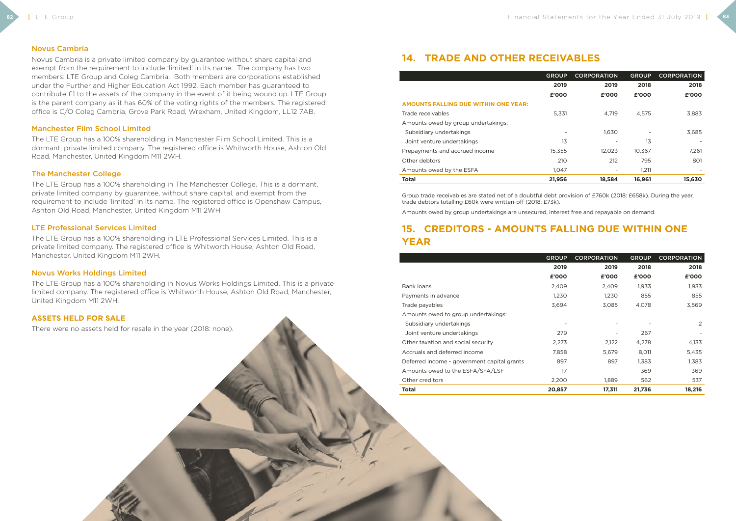### Novus Cambria

Novus Cambria is a private limited company by guarantee without share capital and exempt from the requirement to include 'limited' in its name. The company has two members: LTE Group and Coleg Cambria. Both members are corporations established under the Further and Higher Education Act 1992. Each member has guaranteed to contribute £1 to the assets of the company in the event of it being wound up. LTE Group is the parent company as it has 60% of the voting rights of the members. The registered office is C/O Coleg Cambria, Grove Park Road, Wrexham, United Kingdom, LL12 7AB.

### Manchester Film School Limited

The LTE Group has a 100% shareholding in Manchester Film School Limited. This is a dormant, private limited company. The registered office is Whitworth House, Ashton Old Road, Manchester, United Kingdom M11 2WH.

### The Manchester College

The LTE Group has a 100% shareholding in The Manchester College. This is a dormant, private limited company by guarantee, without share capital, and exempt from the requirement to include 'limited' in its name. The registered office is Openshaw Campus, Ashton Old Road, Manchester, United Kingdom M11 2WH.

### LTE Professional Services Limited

The LTE Group has a 100% shareholding in LTE Professional Services Limited. This is a private limited company. The registered office is Whitworth House, Ashton Old Road, Manchester, United Kingdom M11 2WH.

### Novus Works Holdings Limited

The LTE Group has a 100% shareholding in Novus Works Holdings Limited. This is a private limited company. The registered office is Whitworth House, Ashton Old Road, Manchester, United Kingdom M11 2WH.

### ASSETS HELD FOR SALE

There were no assets held for resale in the year (2018: none).

## 14. TRADE AND OTHER RECEIVABLES

| | GROUP | CORPORATION | GROUP | CORPORATION |
|---|---|---|---|---|
| | **2019** | **2019** | **2018** | **2018** |
| | **£'000** | **£'000** | **£'000** | **£'000** |
| **AMOUNTS FALLING DUE WITHIN ONE YEAR:** | | | | |
| Trade receivables | 5,331 | 4,719 | 4,575 | 3,883 |
| Amounts owed by group undertakings: | | | | |
| Subsidiary undertakings | - | 1,630 | - | 3,685 |
| Joint venture undertakings | 13 | - | 13 | - |
| Prepayments and accrued income | 15,355 | 12,023 | 10,367 | 7,261 |
| Other debtors | 210 | 212 | 795 | 801 |
| Amounts owed by the ESFA | 1,047 | - | 1,211 | - |
| **Total** | **21,956** | **18,584** | **16,961** | **15,630** |

Group trade receivables are stated net of a doubtful debt provision of £760k (2018: £658k). During the year, trade debtors totalling £60k were written-off (2018: £73k).

Amounts owed by group undertakings are unsecured, interest free and repayable on demand.

## 15. CREDITORS - AMOUNTS FALLING DUE WITHIN ONE YEAR

| | GROUP | CORPORATION | GROUP | CORPORATION |
|---|---|---|---|---|
| | **2019** | **2019** | **2018** | **2018** |
| | **£'000** | **£'000** | **£'000** | **£'000** |
| Bank loans | 2,409 | 2,409 | 1,933 | 1,933 |
| Payments in advance | 1,230 | 1,230 | 855 | 855 |
| Trade payables | 3,694 | 3,085 | 4,078 | 3,569 |
| Amounts owed to group undertakings: | | | | |
| Subsidiary undertakings | - | - | - | 2 |
| Joint venture undertakings | 279 | - | 267 | - |
| Other taxation and social security | 2,273 | 2,122 | 4,278 | 4,133 |
| Accruals and deferred income | 7,858 | 5,679 | 8,011 | 5,435 |
| Deferred income - government capital grants | 897 | 897 | 1,383 | 1,383 |
| Amounts owed to the ESFA/SFA/LSF | 17 | - | 369 | 369 |
| Other creditors | 2,200 | 1,889 | 562 | 537 |
| **Total** | **20,857** | **17,311** | **21,736** | **18,216** |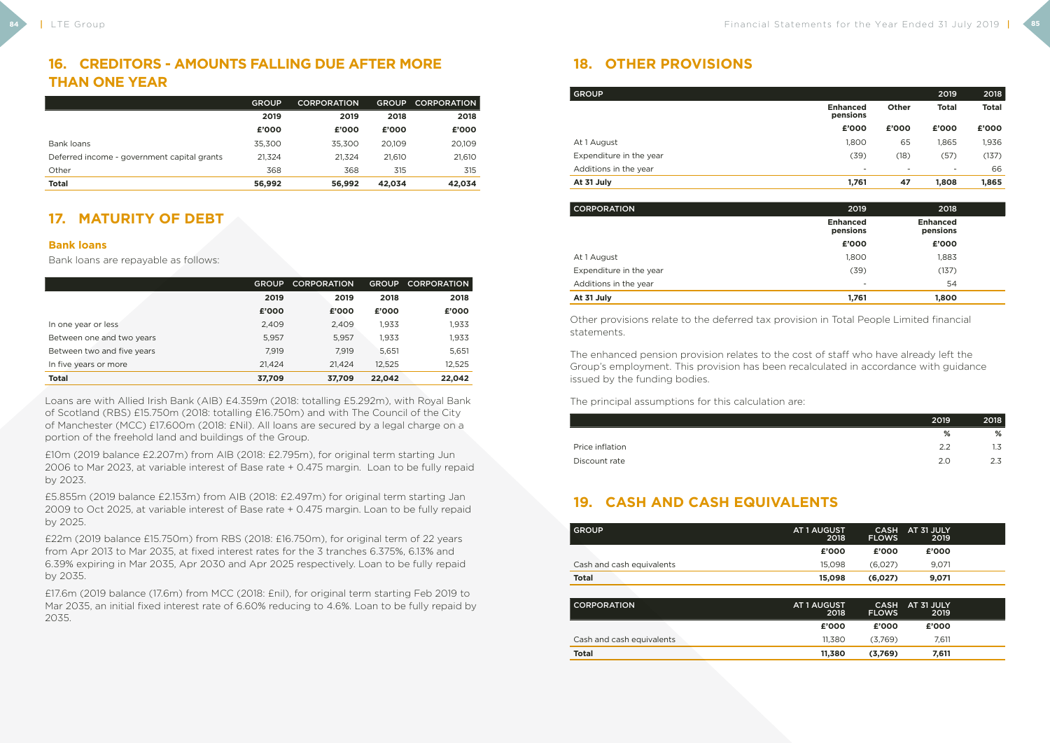## 16. CREDITORS - AMOUNTS FALLING DUE AFTER MORE THAN ONE YEAR

| | GROUP | CORPORATION | GROUP | CORPORATION |
|---|---|---|---|---|
| | 2019 | 2019 | 2018 | 2018 |
| | £'000 | £'000 | £'000 | £'000 |
| Bank loans | 35,300 | 35,300 | 20,109 | 20,109 |
| Deferred income - government capital grants | 21,324 | 21,324 | 21,610 | 21,610 |
| Other | 368 | 368 | 315 | 315 |
| **Total** | **56,992** | **56,992** | **42,034** | **42,034** |

## 17. MATURITY OF DEBT

### Bank loans

Bank loans are repayable as follows:

| | GROUP | CORPORATION | GROUP | CORPORATION |
|---|---|---|---|---|
| | 2019 | 2019 | 2018 | 2018 |
| | £'000 | £'000 | £'000 | £'000 |
| In one year or less | 2,409 | 2,409 | 1,933 | 1,933 |
| Between one and two years | 5,957 | 5,957 | 1,933 | 1,933 |
| Between two and five years | 7,919 | 7,919 | 5,651 | 5,651 |
| In five years or more | 21,424 | 21,424 | 12,525 | 12,525 |
| **Total** | **37,709** | **37,709** | **22,042** | **22,042** |

Loans are with Allied Irish Bank (AIB) £4.359m (2018: totalling £5.292m), with Royal Bank of Scotland (RBS) £15.750m (2018: totalling £16.750m) and with The Council of the City of Manchester (MCC) £17.600m (2018: £Nil). All loans are secured by a legal charge on a portion of the freehold land and buildings of the Group.

£10m (2019 balance £2.207m) from AIB (2018: £2.795m), for original term starting Jun 2006 to Mar 2023, at variable interest of Base rate + 0.475 margin. Loan to be fully repaid by 2023.

£5.855m (2019 balance £2.153m) from AIB (2018: £2.497m) for original term starting Jan 2009 to Oct 2025, at variable interest of Base rate + 0.475 margin. Loan to be fully repaid by 2025.

£22m (2019 balance £15.750m) from RBS (2018: £16.750m), for original term of 22 years from Apr 2013 to Mar 2035, at fixed interest rates for the 3 tranches 6.375%, 6.13% and 6.39% expiring in Mar 2035, Apr 2030 and Apr 2025 respectively. Loan to be fully repaid by 2035.

£17.6m (2019 balance (17.6m) from MCC (2018: £nil), for original term starting Feb 2019 to Mar 2035, an initial fixed interest rate of 6.60% reducing to 4.6%. Loan to be fully repaid by 2035.

## 18. OTHER PROVISIONS

| GROUP | | | 2019 | 2018 |
|---|---|---|---|---|
| | Enhanced pensions | Other | Total | Total |
| | £'000 | £'000 | £'000 | £'000 |
| At 1 August | 1,800 | 65 | 1,865 | 1,936 |
| Expenditure in the year | (39) | (18) | (57) | (137) |
| Additions in the year | - | - | - | 66 |
| **At 31 July** | **1,761** | **47** | **1,808** | **1,865** |

| CORPORATION | 2019 | 2018 |
|---|---|---|
| | Enhanced pensions | Enhanced pensions |
| | £'000 | £'000 |
| At 1 August | 1,800 | 1,883 |
| Expenditure in the year | (39) | (137) |
| Additions in the year | - | 54 |
| **At 31 July** | **1,761** | **1,800** |

Other provisions relate to the deferred tax provision in Total People Limited financial statements.

The enhanced pension provision relates to the cost of staff who have already left the Group's employment. This provision has been recalculated in accordance with guidance issued by the funding bodies.

The principal assumptions for this calculation are:

| | 2019 | 2018 |
|---|---|---|
| | % | % |
| Price inflation | 2.2 | 1.3 |
| Discount rate | 2.0 | 2.3 |

## 19. CASH AND CASH EQUIVALENTS

| GROUP | AT 1 AUGUST 2018 | CASH FLOWS | AT 31 JULY 2019 |
|---|---|---|---|
| | £'000 | £'000 | £'000 |
| Cash and cash equivalents | 15,098 | (6,027) | 9,071 |
| **Total** | **15,098** | **(6,027)** | **9,071** |

| CORPORATION | AT 1 AUGUST 2018 | CASH FLOWS | AT 31 JULY 2019 |
|---|---|---|---|
| | £'000 | £'000 | £'000 |
| Cash and cash equivalents | 11,380 | (3,769) | 7,611 |
| **Total** | **11,380** | **(3,769)** | **7,611** |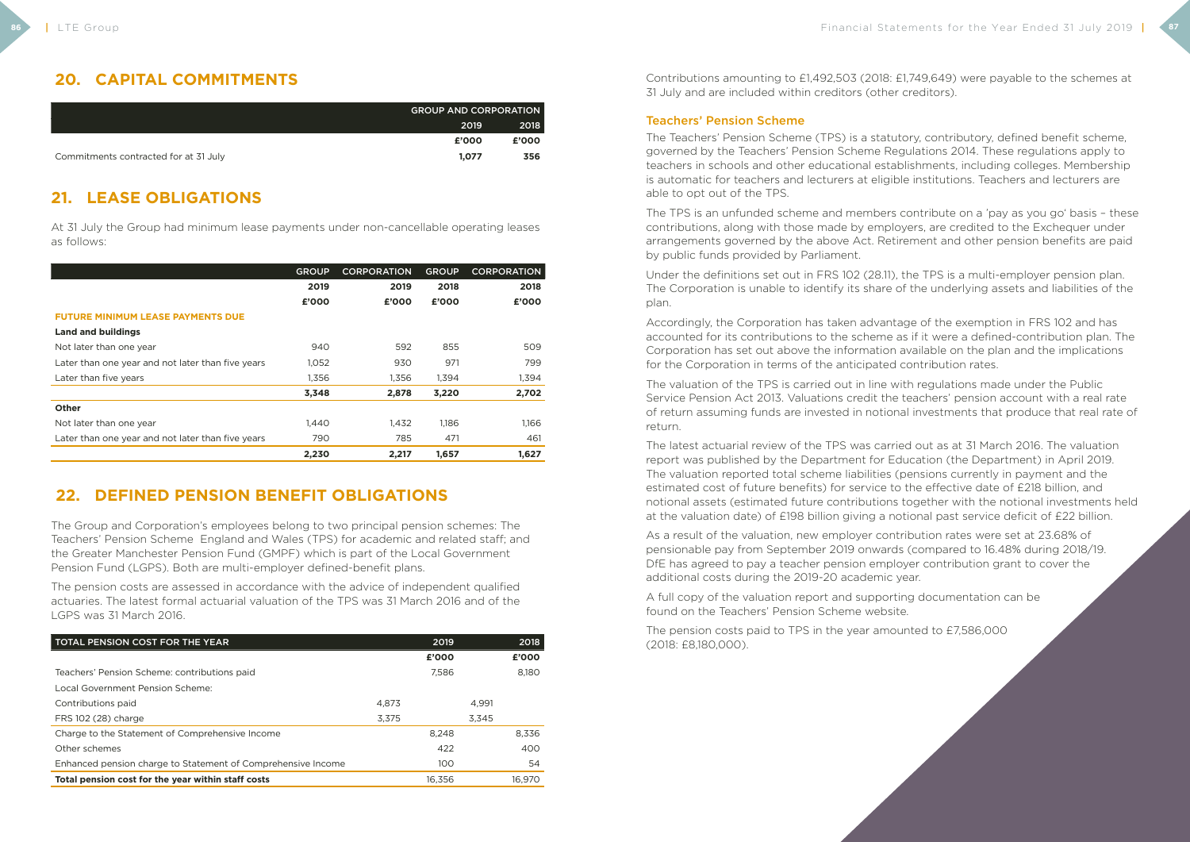## 20. CAPITAL COMMITMENTS

| | GROUP AND CORPORATION | |
|---|---|---|
| | 2019 | 2018 |
| | £'000 | £'000 |
| Commitments contracted for at 31 July | **1,077** | **356** |

## 21. LEASE OBLIGATIONS

At 31 July the Group had minimum lease payments under non-cancellable operating leases as follows:

| | GROUP | CORPORATION | GROUP | CORPORATION |
|---|---|---|---|---|
| | 2019 | 2019 | 2018 | 2018 |
| | £'000 | £'000 | £'000 | £'000 |
| **FUTURE MINIMUM LEASE PAYMENTS DUE** | | | | |
| **Land and buildings** | | | | |
| Not later than one year | 940 | 592 | 855 | 509 |
| Later than one year and not later than five years | 1,052 | 930 | 971 | 799 |
| Later than five years | 1,356 | 1,356 | 1,394 | 1,394 |
| | **3,348** | **2,878** | **3,220** | **2,702** |
| **Other** | | | | |
| Not later than one year | 1,440 | 1,432 | 1,186 | 1,166 |
| Later than one year and not later than five years | 790 | 785 | 471 | 461 |
| | **2,230** | **2,217** | **1,657** | **1,627** |

## 22. DEFINED PENSION BENEFIT OBLIGATIONS

The Group and Corporation's employees belong to two principal pension schemes: The Teachers' Pension Scheme England and Wales (TPS) for academic and related staff; and the Greater Manchester Pension Fund (GMPF) which is part of the Local Government Pension Fund (LGPS). Both are multi-employer defined-benefit plans.

The pension costs are assessed in accordance with the advice of independent qualified actuaries. The latest formal actuarial valuation of the TPS was 31 March 2016 and of the LGPS was 31 March 2016.

| TOTAL PENSION COST FOR THE YEAR | | 2019 | | 2018 |
|---|---|---|---|---|
| | | £'000 | | £'000 |
| Teachers' Pension Scheme: contributions paid | | 7,586 | | 8,180 |
| Local Government Pension Scheme: | | | | |
| Contributions paid | 4,873 | | 4,991 | |
| FRS 102 (28) charge | 3,375 | | 3,345 | |
| Charge to the Statement of Comprehensive Income | | 8,248 | | 8,336 |
| Other schemes | | 422 | | 400 |
| Enhanced pension charge to Statement of Comprehensive Income | | 100 | | 54 |
| **Total pension cost for the year within staff costs** | | 16,356 | | 16,970 |

Contributions amounting to £1,492,503 (2018: £1,749,649) were payable to the schemes at 31 July and are included within creditors (other creditors).

### Teachers' Pension Scheme

The Teachers' Pension Scheme (TPS) is a statutory, contributory, defined benefit scheme, governed by the Teachers' Pension Scheme Regulations 2014. These regulations apply to teachers in schools and other educational establishments, including colleges. Membership is automatic for teachers and lecturers at eligible institutions. Teachers and lecturers are able to opt out of the TPS.

The TPS is an unfunded scheme and members contribute on a 'pay as you go' basis – these contributions, along with those made by employers, are credited to the Exchequer under arrangements governed by the above Act. Retirement and other pension benefits are paid by public funds provided by Parliament.

Under the definitions set out in FRS 102 (28.11), the TPS is a multi-employer pension plan. The Corporation is unable to identify its share of the underlying assets and liabilities of the plan.

Accordingly, the Corporation has taken advantage of the exemption in FRS 102 and has accounted for its contributions to the scheme as if it were a defined-contribution plan. The Corporation has set out above the information available on the plan and the implications for the Corporation in terms of the anticipated contribution rates.

The valuation of the TPS is carried out in line with regulations made under the Public Service Pension Act 2013. Valuations credit the teachers' pension account with a real rate of return assuming funds are invested in notional investments that produce that real rate of return.

The latest actuarial review of the TPS was carried out as at 31 March 2016. The valuation report was published by the Department for Education (the Department) in April 2019. The valuation reported total scheme liabilities (pensions currently in payment and the estimated cost of future benefits) for service to the effective date of £218 billion, and notional assets (estimated future contributions together with the notional investments held at the valuation date) of £198 billion giving a notional past service deficit of £22 billion.

As a result of the valuation, new employer contribution rates were set at 23.68% of pensionable pay from September 2019 onwards (compared to 16.48% during 2018/19. DfE has agreed to pay a teacher pension employer contribution grant to cover the additional costs during the 2019-20 academic year.

A full copy of the valuation report and supporting documentation can be found on the Teachers' Pension Scheme website.

The pension costs paid to TPS in the year amounted to £7,586,000 (2018: £8,180,000).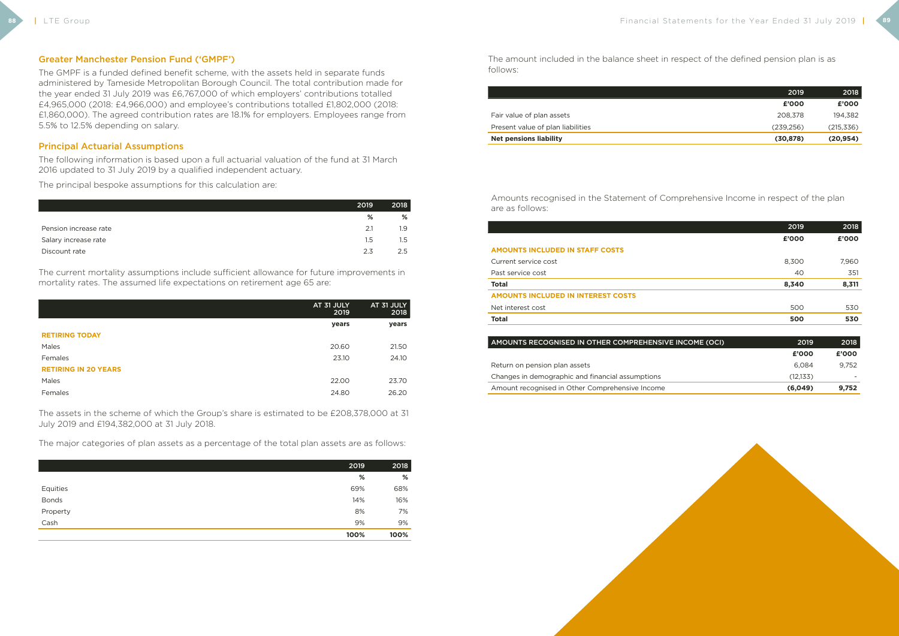## Greater Manchester Pension Fund ('GMPF')

The GMPF is a funded defined benefit scheme, with the assets held in separate funds administered by Tameside Metropolitan Borough Council. The total contribution made for the year ended 31 July 2019 was £6,767,000 of which employers' contributions totalled £4,965,000 (2018: £4,966,000) and employee's contributions totalled £1,802,000 (2018: £1,860,000). The agreed contribution rates are 18.1% for employers. Employees range from 5.5% to 12.5% depending on salary.

## Principal Actuarial Assumptions

The following information is based upon a full actuarial valuation of the fund at 31 March 2016 updated to 31 July 2019 by a qualified independent actuary.

The principal bespoke assumptions for this calculation are:

| | 2019 | 2018 |
|---|---|---|
| | % | % |
| Pension increase rate | 2.1 | 1.9 |
| Salary increase rate | 1.5 | 1.5 |
| Discount rate | 2.3 | 2.5 |

The current mortality assumptions include sufficient allowance for future improvements in mortality rates. The assumed life expectations on retirement age 65 are:

| | AT 31 JULY 2019 | AT 31 JULY 2018 |
|---|---|---|
| | years | years |
| **RETIRING TODAY** | | |
| Males | 20.60 | 21.50 |
| Females | 23.10 | 24.10 |
| **RETIRING IN 20 YEARS** | | |
| Males | 22.00 | 23.70 |
| Females | 24.80 | 26.20 |

The assets in the scheme of which the Group's share is estimated to be £208,378,000 at 31 July 2019 and £194,382,000 at 31 July 2018.

The major categories of plan assets as a percentage of the total plan assets are as follows:

| | 2019 | 2018 |
|---|---|---|
| | % | % |
| Equities | 69% | 68% |
| Bonds | 14% | 16% |
| Property | 8% | 7% |
| Cash | 9% | 9% |
| | **100%** | **100%** |

The amount included in the balance sheet in respect of the defined pension plan is as follows:

| | 2019 | 2018 |
|---|---|---|
| | £'000 | £'000 |
| Fair value of plan assets | 208,378 | 194,382 |
| Present value of plan liabilities | (239,256) | (215,336) |
| **Net pensions liability** | **(30,878)** | **(20,954)** |

Amounts recognised in the Statement of Comprehensive Income in respect of the plan are as follows:

| | 2019 | 2018 |
|---|---|---|
| | £'000 | £'000 |
| **AMOUNTS INCLUDED IN STAFF COSTS** | | |
| Current service cost | 8,300 | 7,960 |
| Past service cost | 40 | 351 |
| **Total** | **8,340** | **8,311** |
| **AMOUNTS INCLUDED IN INTEREST COSTS** | | |
| Net interest cost | 500 | 530 |
| **Total** | **500** | **530** |

| AMOUNTS RECOGNISED IN OTHER COMPREHENSIVE INCOME (OCI) | 2019 | 2018 |
|---|---|---|
| | £'000 | £'000 |
| Return on pension plan assets | 6,084 | 9,752 |
| Changes in demographic and financial assumptions | (12,133) | - |
| Amount recognised in Other Comprehensive Income | **(6,049)** | **9,752** |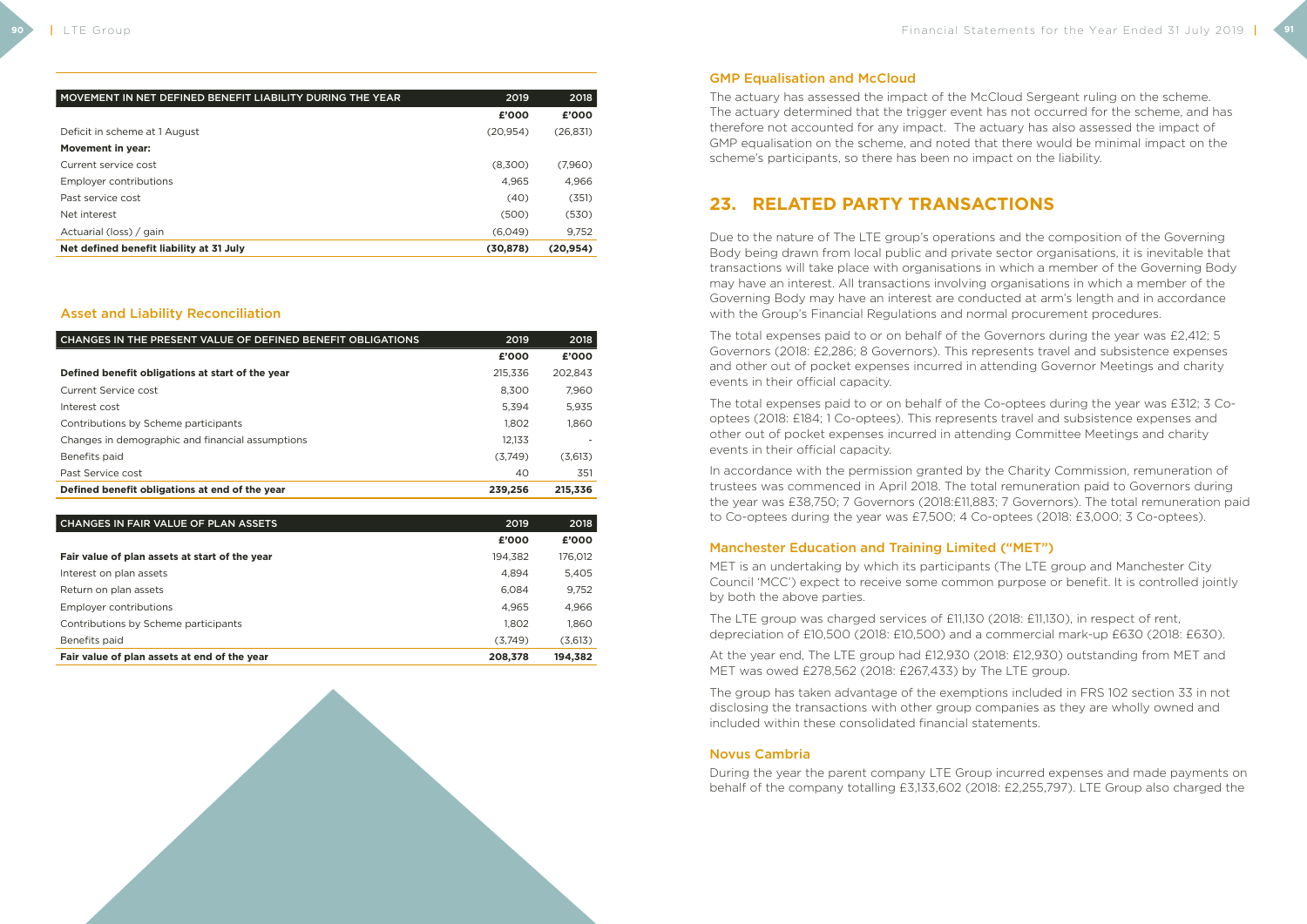| MOVEMENT IN NET DEFINED BENEFIT LIABILITY DURING THE YEAR | 2019 | 2018 |
|---|---|---|
| | **£'000** | **£'000** |
| Deficit in scheme at 1 August | (20,954) | (26,831) |
| **Movement in year:** | | |
| Current service cost | (8,300) | (7,960) |
| Employer contributions | 4,965 | 4,966 |
| Past service cost | (40) | (351) |
| Net interest | (500) | (530) |
| Actuarial (loss) / gain | (6,049) | 9,752 |
| **Net defined benefit liability at 31 July** | **(30,878)** | **(20,954)** |

### Asset and Liability Reconciliation

| CHANGES IN THE PRESENT VALUE OF DEFINED BENEFIT OBLIGATIONS | 2019 | 2018 |
|---|---|---|
| | **£'000** | **£'000** |
| **Defined benefit obligations at start of the year** | 215,336 | 202,843 |
| Current Service cost | 8,300 | 7,960 |
| Interest cost | 5,394 | 5,935 |
| Contributions by Scheme participants | 1,802 | 1,860 |
| Changes in demographic and financial assumptions | 12,133 | - |
| Benefits paid | (3,749) | (3,613) |
| Past Service cost | 40 | 351 |
| **Defined benefit obligations at end of the year** | **239,256** | **215,336** |

| CHANGES IN FAIR VALUE OF PLAN ASSETS | 2019 | 2018 |
|---|---|---|
| | **£'000** | **£'000** |
| **Fair value of plan assets at start of the year** | 194,382 | 176,012 |
| Interest on plan assets | 4,894 | 5,405 |
| Return on plan assets | 6,084 | 9,752 |
| Employer contributions | 4,965 | 4,966 |
| Contributions by Scheme participants | 1,802 | 1,860 |
| Benefits paid | (3,749) | (3,613) |
| **Fair value of plan assets at end of the year** | **208,378** | **194,382** |

### GMP Equalisation and McCloud

The actuary has assessed the impact of the McCloud Sergeant ruling on the scheme. The actuary determined that the trigger event has not occurred for the scheme, and has therefore not accounted for any impact. The actuary has also assessed the impact of GMP equalisation on the scheme, and noted that there would be minimal impact on the scheme's participants, so there has been no impact on the liability.

## 23. RELATED PARTY TRANSACTIONS

Due to the nature of The LTE group's operations and the composition of the Governing Body being drawn from local public and private sector organisations, it is inevitable that transactions will take place with organisations in which a member of the Governing Body may have an interest. All transactions involving organisations in which a member of the Governing Body may have an interest are conducted at arm's length and in accordance with the Group's Financial Regulations and normal procurement procedures.

The total expenses paid to or on behalf of the Governors during the year was £2,412; 5 Governors (2018: £2,286; 8 Governors). This represents travel and subsistence expenses and other out of pocket expenses incurred in attending Governor Meetings and charity events in their official capacity.

The total expenses paid to or on behalf of the Co-optees during the year was £312; 3 Co-optees (2018: £184; 1 Co-optees). This represents travel and subsistence expenses and other out of pocket expenses incurred in attending Committee Meetings and charity events in their official capacity.

In accordance with the permission granted by the Charity Commission, remuneration of trustees was commenced in April 2018. The total remuneration paid to Governors during the year was £38,750; 7 Governors (2018:£11,883; 7 Governors). The total remuneration paid to Co-optees during the year was £7,500; 4 Co-optees (2018: £3,000; 3 Co-optees).

### Manchester Education and Training Limited ("MET")

MET is an undertaking by which its participants (The LTE group and Manchester City Council 'MCC') expect to receive some common purpose or benefit. It is controlled jointly by both the above parties.

The LTE group was charged services of £11,130 (2018: £11,130), in respect of rent, depreciation of £10,500 (2018: £10,500) and a commercial mark-up £630 (2018: £630).

At the year end, The LTE group had £12,930 (2018: £12,930) outstanding from MET and MET was owed £278,562 (2018: £267,433) by The LTE group.

The group has taken advantage of the exemptions included in FRS 102 section 33 in not disclosing the transactions with other group companies as they are wholly owned and included within these consolidated financial statements.

### Novus Cambria

During the year the parent company LTE Group incurred expenses and made payments on behalf of the company totalling £3,133,602 (2018: £2,255,797). LTE Group also charged the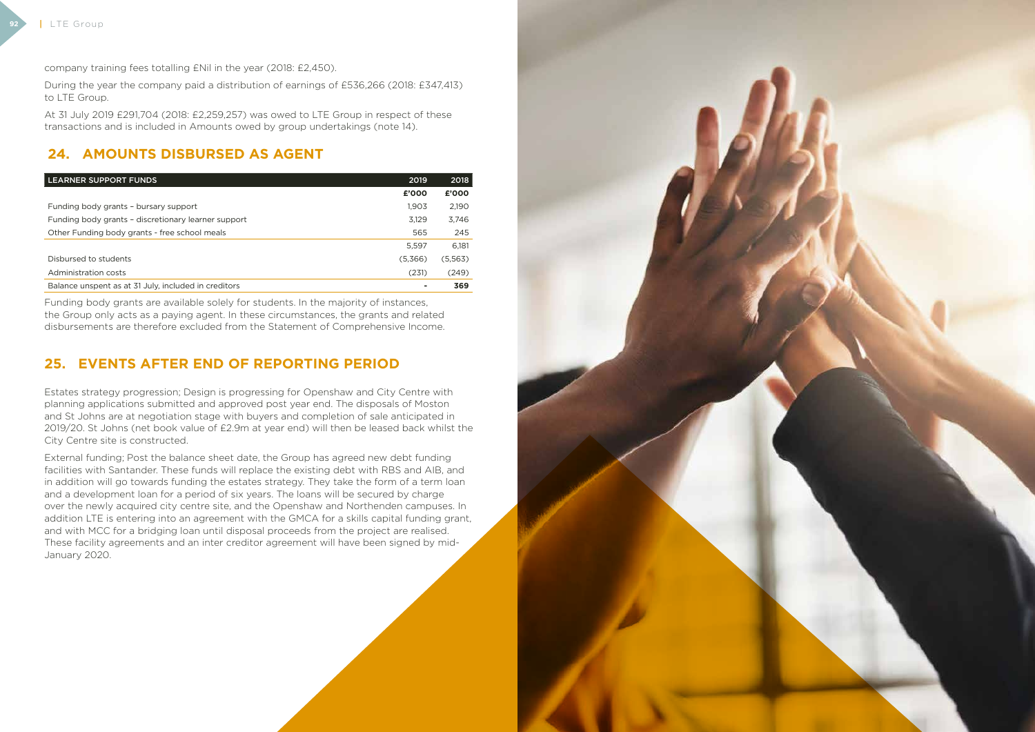company training fees totalling £Nil in the year (2018: £2,450).

During the year the company paid a distribution of earnings of £536,266 (2018: £347,413) to LTE Group.

At 31 July 2019 £291,704 (2018: £2,259,257) was owed to LTE Group in respect of these transactions and is included in Amounts owed by group undertakings (note 14).

## 24. AMOUNTS DISBURSED AS AGENT

| LEARNER SUPPORT FUNDS | 2019 | 2018 |
|---|---|---|
| | **£'000** | **£'000** |
| Funding body grants – bursary support | 1,903 | 2,190 |
| Funding body grants – discretionary learner support | 3,129 | 3,746 |
| Other Funding body grants - free school meals | 565 | 245 |
| | 5,597 | 6,181 |
| Disbursed to students | (5,366) | (5,563) |
| Administration costs | (231) | (249) |
| Balance unspent as at 31 July, included in creditors | - | **369** |

Funding body grants are available solely for students. In the majority of instances, the Group only acts as a paying agent. In these circumstances, the grants and related disbursements are therefore excluded from the Statement of Comprehensive Income.

## 25. EVENTS AFTER END OF REPORTING PERIOD

Estates strategy progression; Design is progressing for Openshaw and City Centre with planning applications submitted and approved post year end. The disposals of Moston and St Johns are at negotiation stage with buyers and completion of sale anticipated in 2019/20. St Johns (net book value of £2.9m at year end) will then be leased back whilst the City Centre site is constructed.

External funding; Post the balance sheet date, the Group has agreed new debt funding facilities with Santander. These funds will replace the existing debt with RBS and AIB, and in addition will go towards funding the estates strategy. They take the form of a term loan and a development loan for a period of six years. The loans will be secured by charge over the newly acquired city centre site, and the Openshaw and Northenden campuses. In addition LTE is entering into an agreement with the GMCA for a skills capital funding grant, and with MCC for a bridging loan until disposal proceeds from the project are realised. These facility agreements and an inter creditor agreement will have been signed by mid-January 2020.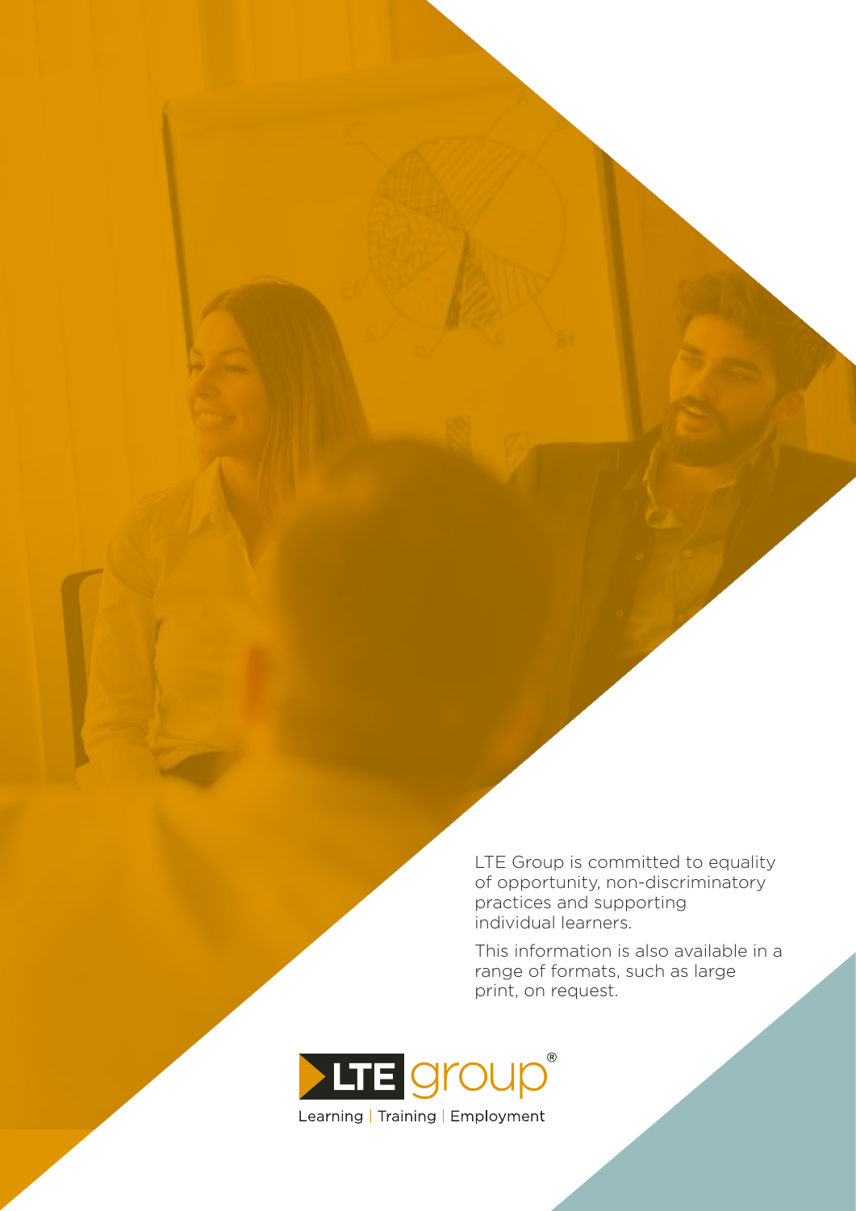LTE Group is committed to equality of opportunity, non-discriminatory practices and supporting individual learners.

This information is also available in a range of formats, such as large print, on request.

LTE group®

Learning | Training | Employment